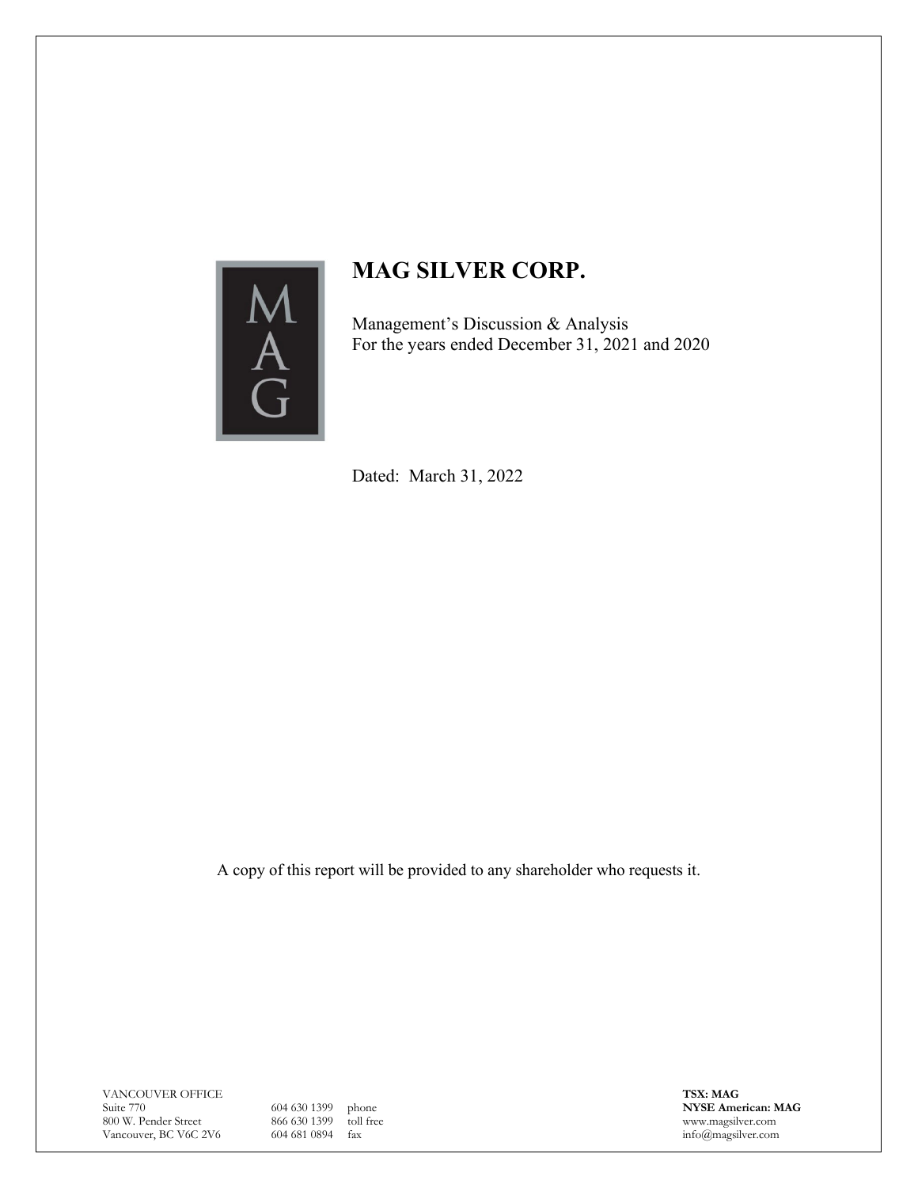# MAG SILVER CORP.

Management's Discussion & Analysis
For the years ended December 31, 2021 and 2020

Dated: March 31, 2022

A copy of this report will be provided to any shareholder who requests it.

VANCOUVER OFFICE
Suite 770
800 W. Pender Street
Vancouver, BC V6C 2V6

604 630 1399 phone
866 630 1399 toll free
604 681 0894 fax

**TSX: MAG**
**NYSE American: MAG**
www.magsilver.com
info@magsilver.com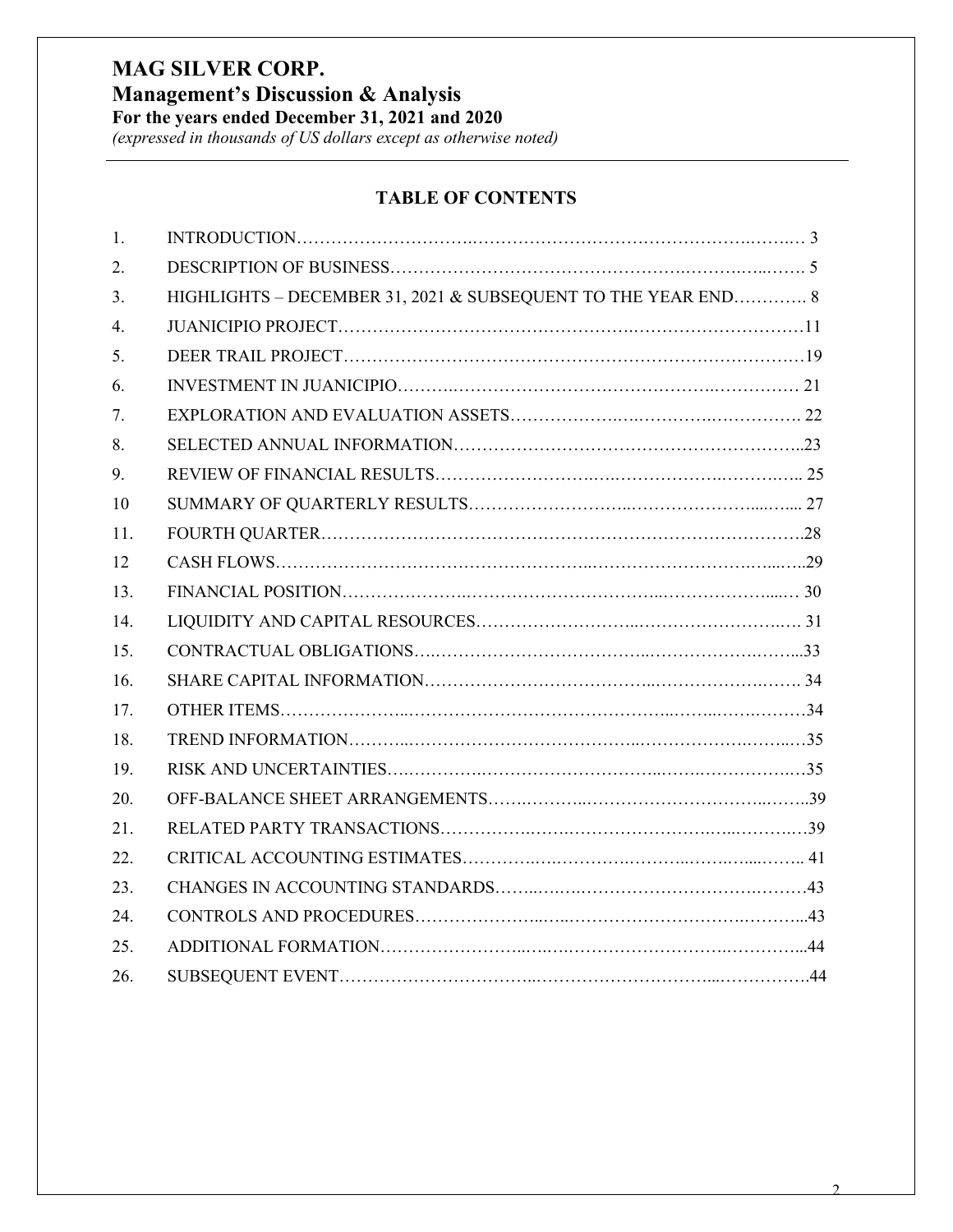# MAG SILVER CORP.

## Management's Discussion & Analysis

**For the years ended December 31, 2021 and 2020**

*(expressed in thousands of US dollars except as otherwise noted)*

### TABLE OF CONTENTS

| | | |
|---|---|---|
| 1. | INTRODUCTION | 3 |
| 2. | DESCRIPTION OF BUSINESS | 5 |
| 3. | HIGHLIGHTS – DECEMBER 31, 2021 & SUBSEQUENT TO THE YEAR END | 8 |
| 4. | JUANICIPIO PROJECT | 11 |
| 5. | DEER TRAIL PROJECT | 19 |
| 6. | INVESTMENT IN JUANICIPIO | 21 |
| 7. | EXPLORATION AND EVALUATION ASSETS | 22 |
| 8. | SELECTED ANNUAL INFORMATION | 23 |
| 9. | REVIEW OF FINANCIAL RESULTS | 25 |
| 10 | SUMMARY OF QUARTERLY RESULTS | 27 |
| 11. | FOURTH QUARTER | 28 |
| 12 | CASH FLOWS | 29 |
| 13. | FINANCIAL POSITION | 30 |
| 14. | LIQUIDITY AND CAPITAL RESOURCES | 31 |
| 15. | CONTRACTUAL OBLIGATIONS | 33 |
| 16. | SHARE CAPITAL INFORMATION | 34 |
| 17. | OTHER ITEMS | 34 |
| 18. | TREND INFORMATION | 35 |
| 19. | RISK AND UNCERTAINTIES | 35 |
| 20. | OFF-BALANCE SHEET ARRANGEMENTS | 39 |
| 21. | RELATED PARTY TRANSACTIONS | 39 |
| 22. | CRITICAL ACCOUNTING ESTIMATES | 41 |
| 23. | CHANGES IN ACCOUNTING STANDARDS | 43 |
| 24. | CONTROLS AND PROCEDURES | 43 |
| 25. | ADDITIONAL FORMATION | 44 |
| 26. | SUBSEQUENT EVENT | 44 |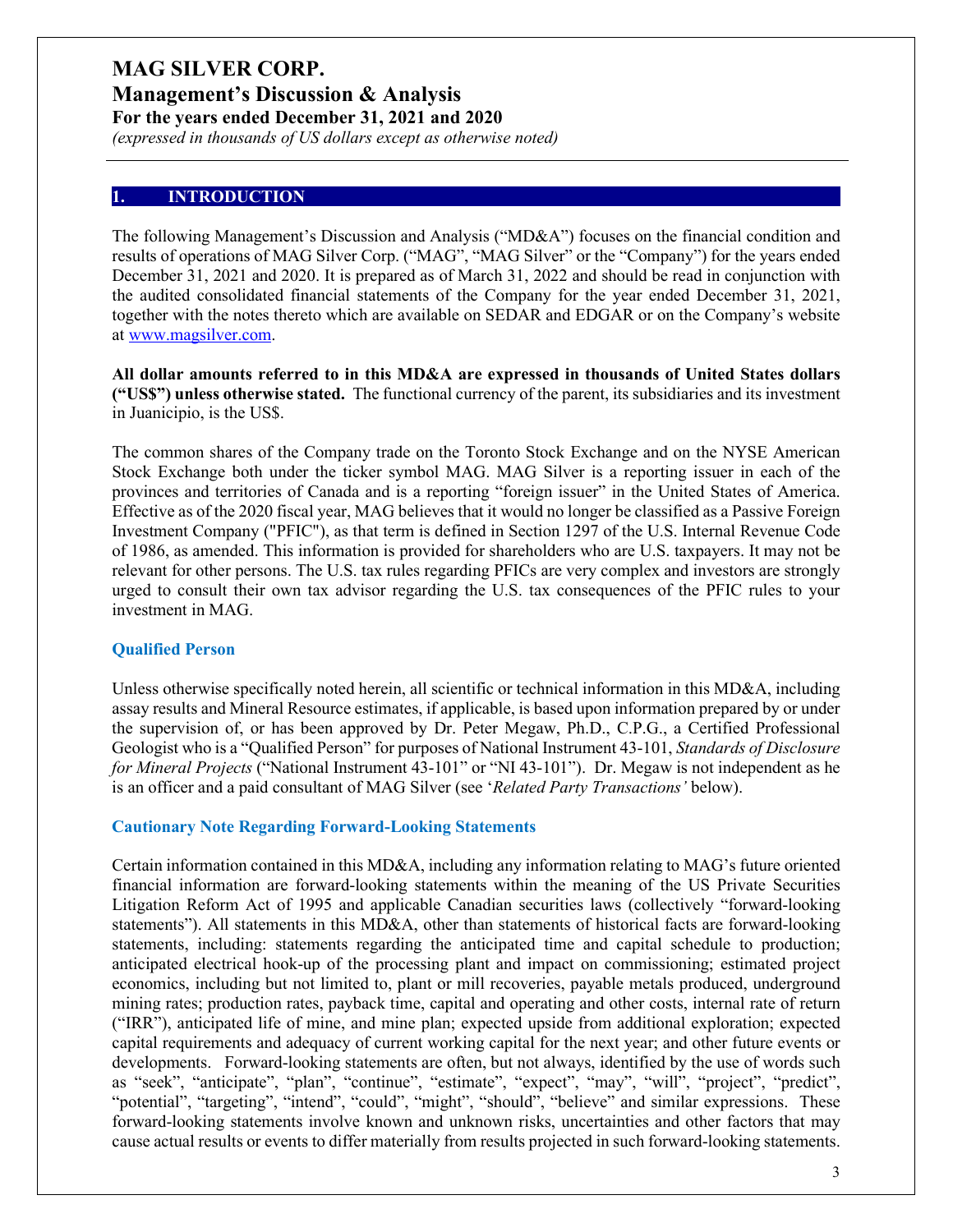# MAG SILVER CORP.

## Management's Discussion & Analysis

**For the years ended December 31, 2021 and 2020**

*(expressed in thousands of US dollars except as otherwise noted)*

## 1. INTRODUCTION

The following Management's Discussion and Analysis ("MD&A") focuses on the financial condition and results of operations of MAG Silver Corp. ("MAG", "MAG Silver" or the "Company") for the years ended December 31, 2021 and 2020. It is prepared as of March 31, 2022 and should be read in conjunction with the audited consolidated financial statements of the Company for the year ended December 31, 2021, together with the notes thereto which are available on SEDAR and EDGAR or on the Company's website at www.magsilver.com.

**All dollar amounts referred to in this MD&A are expressed in thousands of United States dollars ("US$") unless otherwise stated.** The functional currency of the parent, its subsidiaries and its investment in Juanicipio, is the US$.

The common shares of the Company trade on the Toronto Stock Exchange and on the NYSE American Stock Exchange both under the ticker symbol MAG. MAG Silver is a reporting issuer in each of the provinces and territories of Canada and is a reporting "foreign issuer" in the United States of America. Effective as of the 2020 fiscal year, MAG believes that it would no longer be classified as a Passive Foreign Investment Company ("PFIC"), as that term is defined in Section 1297 of the U.S. Internal Revenue Code of 1986, as amended. This information is provided for shareholders who are U.S. taxpayers. It may not be relevant for other persons. The U.S. tax rules regarding PFICs are very complex and investors are strongly urged to consult their own tax advisor regarding the U.S. tax consequences of the PFIC rules to your investment in MAG.

### Qualified Person

Unless otherwise specifically noted herein, all scientific or technical information in this MD&A, including assay results and Mineral Resource estimates, if applicable, is based upon information prepared by or under the supervision of, or has been approved by Dr. Peter Megaw, Ph.D., C.P.G., a Certified Professional Geologist who is a "Qualified Person" for purposes of National Instrument 43-101, *Standards of Disclosure for Mineral Projects* ("National Instrument 43-101" or "NI 43-101"). Dr. Megaw is not independent as he is an officer and a paid consultant of MAG Silver (see '*Related Party Transactions'* below).

### Cautionary Note Regarding Forward-Looking Statements

Certain information contained in this MD&A, including any information relating to MAG's future oriented financial information are forward-looking statements within the meaning of the US Private Securities Litigation Reform Act of 1995 and applicable Canadian securities laws (collectively "forward-looking statements"). All statements in this MD&A, other than statements of historical facts are forward-looking statements, including: statements regarding the anticipated time and capital schedule to production; anticipated electrical hook-up of the processing plant and impact on commissioning; estimated project economics, including but not limited to, plant or mill recoveries, payable metals produced, underground mining rates; production rates, payback time, capital and operating and other costs, internal rate of return ("IRR"), anticipated life of mine, and mine plan; expected upside from additional exploration; expected capital requirements and adequacy of current working capital for the next year; and other future events or developments. Forward-looking statements are often, but not always, identified by the use of words such as "seek", "anticipate", "plan", "continue", "estimate", "expect", "may", "will", "project", "predict", "potential", "targeting", "intend", "could", "might", "should", "believe" and similar expressions. These forward-looking statements involve known and unknown risks, uncertainties and other factors that may cause actual results or events to differ materially from results projected in such forward-looking statements.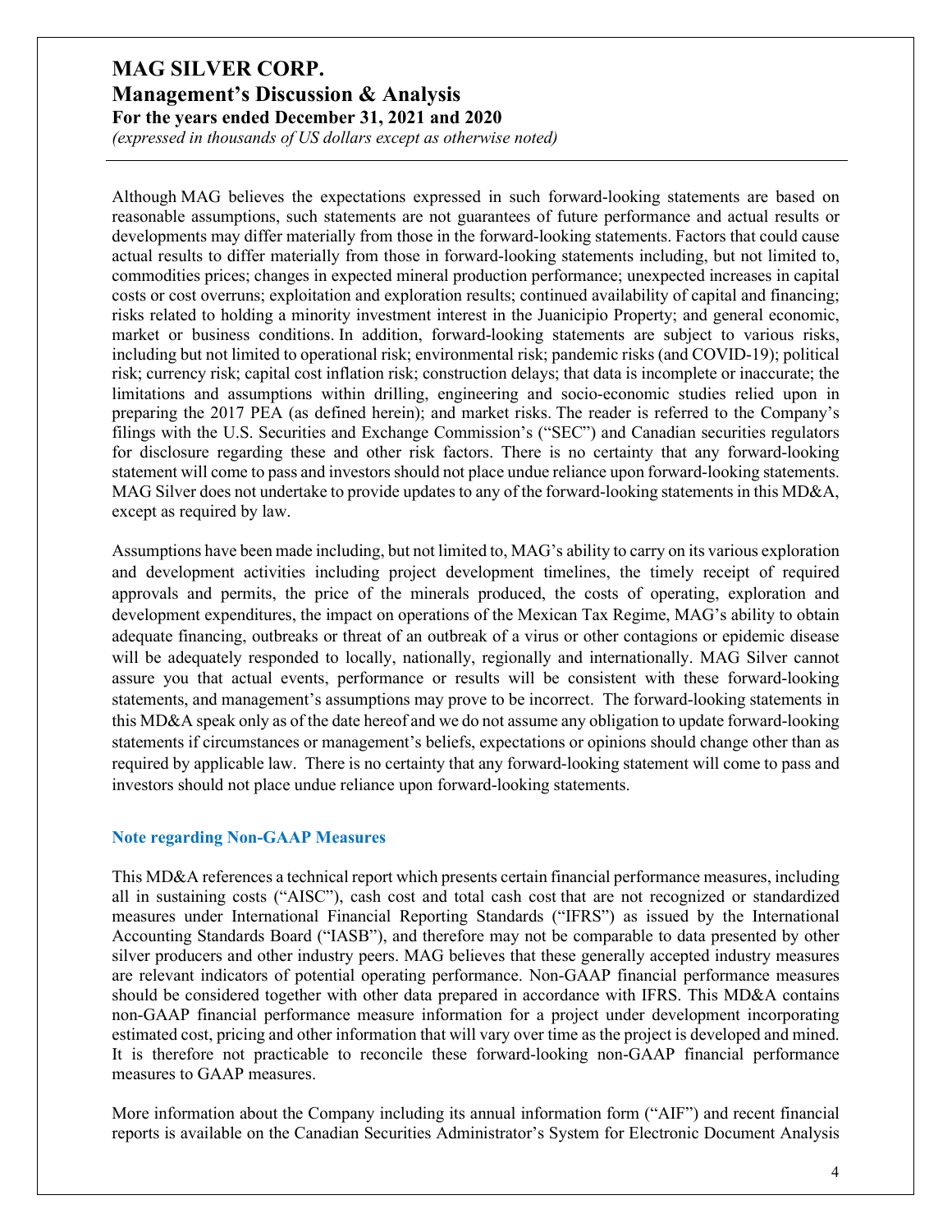Although MAG believes the expectations expressed in such forward-looking statements are based on reasonable assumptions, such statements are not guarantees of future performance and actual results or developments may differ materially from those in the forward-looking statements. Factors that could cause actual results to differ materially from those in forward-looking statements including, but not limited to, commodities prices; changes in expected mineral production performance; unexpected increases in capital costs or cost overruns; exploitation and exploration results; continued availability of capital and financing; risks related to holding a minority investment interest in the Juanicipio Property; and general economic, market or business conditions. In addition, forward-looking statements are subject to various risks, including but not limited to operational risk; environmental risk; pandemic risks (and COVID-19); political risk; currency risk; capital cost inflation risk; construction delays; that data is incomplete or inaccurate; the limitations and assumptions within drilling, engineering and socio-economic studies relied upon in preparing the 2017 PEA (as defined herein); and market risks. The reader is referred to the Company's filings with the U.S. Securities and Exchange Commission's ("SEC") and Canadian securities regulators for disclosure regarding these and other risk factors. There is no certainty that any forward-looking statement will come to pass and investors should not place undue reliance upon forward-looking statements. MAG Silver does not undertake to provide updates to any of the forward-looking statements in this MD&A, except as required by law.

Assumptions have been made including, but not limited to, MAG's ability to carry on its various exploration and development activities including project development timelines, the timely receipt of required approvals and permits, the price of the minerals produced, the costs of operating, exploration and development expenditures, the impact on operations of the Mexican Tax Regime, MAG's ability to obtain adequate financing, outbreaks or threat of an outbreak of a virus or other contagions or epidemic disease will be adequately responded to locally, nationally, regionally and internationally. MAG Silver cannot assure you that actual events, performance or results will be consistent with these forward-looking statements, and management's assumptions may prove to be incorrect. The forward-looking statements in this MD&A speak only as of the date hereof and we do not assume any obligation to update forward-looking statements if circumstances or management's beliefs, expectations or opinions should change other than as required by applicable law. There is no certainty that any forward-looking statement will come to pass and investors should not place undue reliance upon forward-looking statements.

### Note regarding Non-GAAP Measures

This MD&A references a technical report which presents certain financial performance measures, including all in sustaining costs ("AISC"), cash cost and total cash cost that are not recognized or standardized measures under International Financial Reporting Standards ("IFRS") as issued by the International Accounting Standards Board ("IASB"), and therefore may not be comparable to data presented by other silver producers and other industry peers. MAG believes that these generally accepted industry measures are relevant indicators of potential operating performance. Non-GAAP financial performance measures should be considered together with other data prepared in accordance with IFRS. This MD&A contains non-GAAP financial performance measure information for a project under development incorporating estimated cost, pricing and other information that will vary over time as the project is developed and mined. It is therefore not practicable to reconcile these forward-looking non-GAAP financial performance measures to GAAP measures.

More information about the Company including its annual information form ("AIF") and recent financial reports is available on the Canadian Securities Administrator's System for Electronic Document Analysis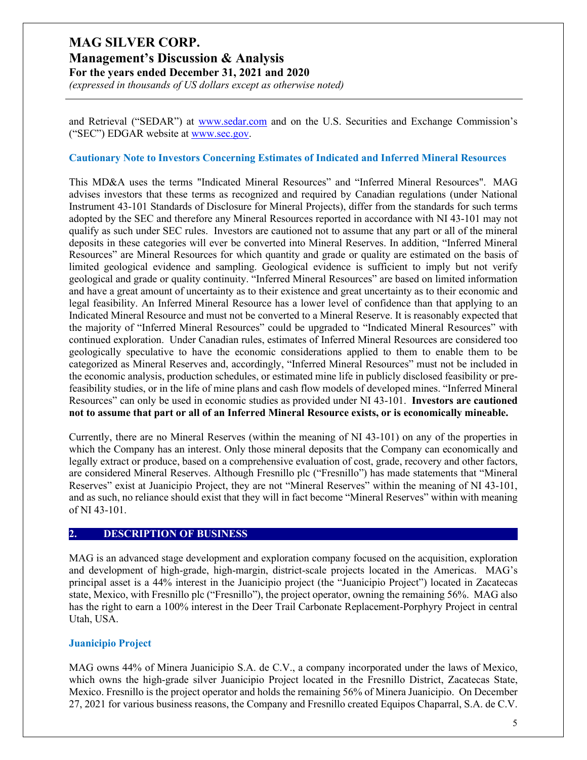and Retrieval ("SEDAR") at www.sedar.com and on the U.S. Securities and Exchange Commission's ("SEC") EDGAR website at www.sec.gov.

### Cautionary Note to Investors Concerning Estimates of Indicated and Inferred Mineral Resources

This MD&A uses the terms "Indicated Mineral Resources" and "Inferred Mineral Resources". MAG advises investors that these terms as recognized and required by Canadian regulations (under National Instrument 43-101 Standards of Disclosure for Mineral Projects), differ from the standards for such terms adopted by the SEC and therefore any Mineral Resources reported in accordance with NI 43-101 may not qualify as such under SEC rules. Investors are cautioned not to assume that any part or all of the mineral deposits in these categories will ever be converted into Mineral Reserves. In addition, "Inferred Mineral Resources" are Mineral Resources for which quantity and grade or quality are estimated on the basis of limited geological evidence and sampling. Geological evidence is sufficient to imply but not verify geological and grade or quality continuity. "Inferred Mineral Resources" are based on limited information and have a great amount of uncertainty as to their existence and great uncertainty as to their economic and legal feasibility. An Inferred Mineral Resource has a lower level of confidence than that applying to an Indicated Mineral Resource and must not be converted to a Mineral Reserve. It is reasonably expected that the majority of "Inferred Mineral Resources" could be upgraded to "Indicated Mineral Resources" with continued exploration. Under Canadian rules, estimates of Inferred Mineral Resources are considered too geologically speculative to have the economic considerations applied to them to enable them to be categorized as Mineral Reserves and, accordingly, "Inferred Mineral Resources" must not be included in the economic analysis, production schedules, or estimated mine life in publicly disclosed feasibility or pre-feasibility studies, or in the life of mine plans and cash flow models of developed mines. "Inferred Mineral Resources" can only be used in economic studies as provided under NI 43-101. **Investors are cautioned not to assume that part or all of an Inferred Mineral Resource exists, or is economically mineable.**

Currently, there are no Mineral Reserves (within the meaning of NI 43-101) on any of the properties in which the Company has an interest. Only those mineral deposits that the Company can economically and legally extract or produce, based on a comprehensive evaluation of cost, grade, recovery and other factors, are considered Mineral Reserves. Although Fresnillo plc ("Fresnillo") has made statements that "Mineral Reserves" exist at Juanicipio Project, they are not "Mineral Reserves" within the meaning of NI 43-101, and as such, no reliance should exist that they will in fact become "Mineral Reserves" within with meaning of NI 43-101.

## 2. DESCRIPTION OF BUSINESS

MAG is an advanced stage development and exploration company focused on the acquisition, exploration and development of high-grade, high-margin, district-scale projects located in the Americas. MAG's principal asset is a 44% interest in the Juanicipio project (the "Juanicipio Project") located in Zacatecas state, Mexico, with Fresnillo plc ("Fresnillo"), the project operator, owning the remaining 56%. MAG also has the right to earn a 100% interest in the Deer Trail Carbonate Replacement-Porphyry Project in central Utah, USA.

### Juanicipio Project

MAG owns 44% of Minera Juanicipio S.A. de C.V., a company incorporated under the laws of Mexico, which owns the high-grade silver Juanicipio Project located in the Fresnillo District, Zacatecas State, Mexico. Fresnillo is the project operator and holds the remaining 56% of Minera Juanicipio. On December 27, 2021 for various business reasons, the Company and Fresnillo created Equipos Chaparral, S.A. de C.V.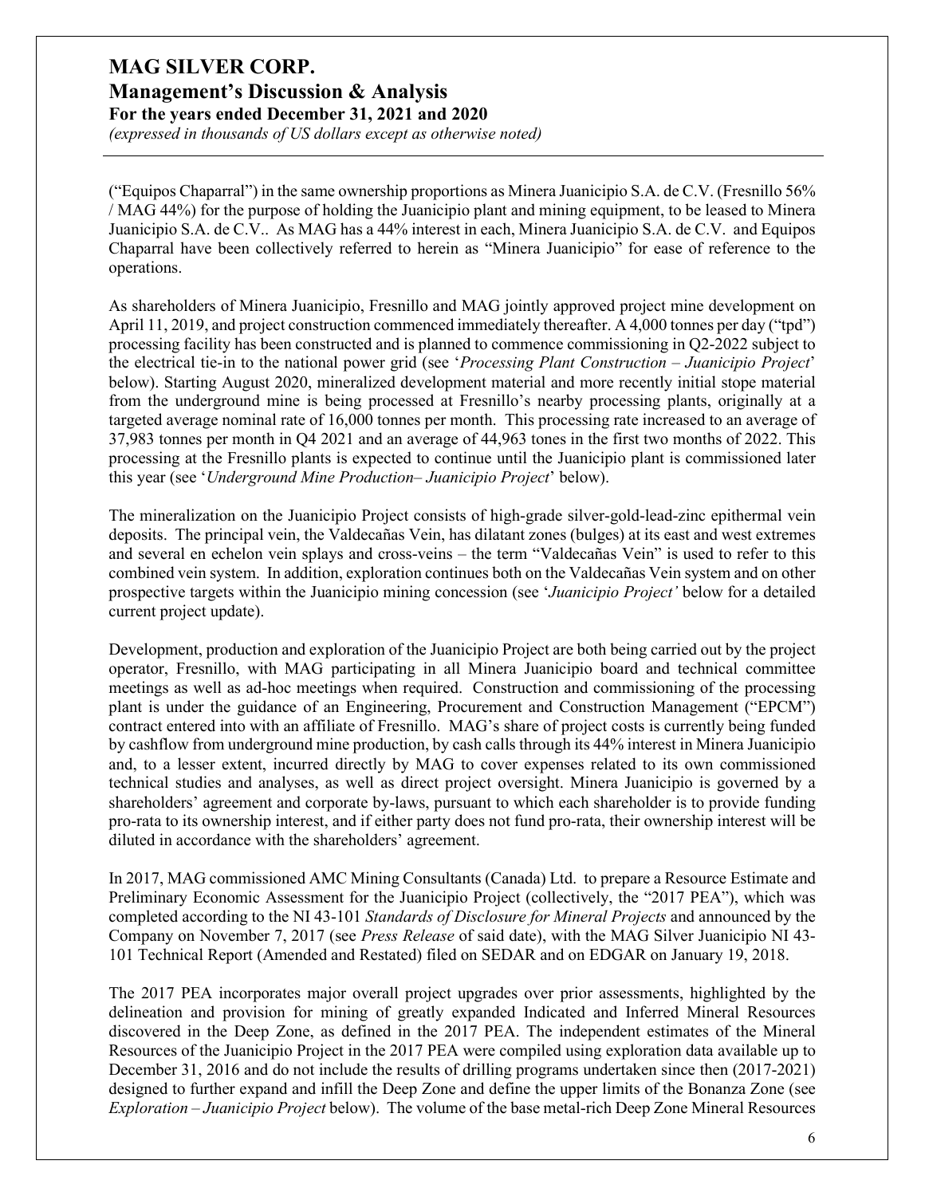("Equipos Chaparral") in the same ownership proportions as Minera Juanicipio S.A. de C.V. (Fresnillo 56% / MAG 44%) for the purpose of holding the Juanicipio plant and mining equipment, to be leased to Minera Juanicipio S.A. de C.V.. As MAG has a 44% interest in each, Minera Juanicipio S.A. de C.V. and Equipos Chaparral have been collectively referred to herein as "Minera Juanicipio" for ease of reference to the operations.

As shareholders of Minera Juanicipio, Fresnillo and MAG jointly approved project mine development on April 11, 2019, and project construction commenced immediately thereafter. A 4,000 tonnes per day ("tpd") processing facility has been constructed and is planned to commence commissioning in Q2-2022 subject to the electrical tie-in to the national power grid (see '*Processing Plant Construction – Juanicipio Project*' below). Starting August 2020, mineralized development material and more recently initial stope material from the underground mine is being processed at Fresnillo's nearby processing plants, originally at a targeted average nominal rate of 16,000 tonnes per month. This processing rate increased to an average of 37,983 tonnes per month in Q4 2021 and an average of 44,963 tones in the first two months of 2022. This processing at the Fresnillo plants is expected to continue until the Juanicipio plant is commissioned later this year (see '*Underground Mine Production– Juanicipio Project*' below).

The mineralization on the Juanicipio Project consists of high-grade silver-gold-lead-zinc epithermal vein deposits. The principal vein, the Valdecañas Vein, has dilatant zones (bulges) at its east and west extremes and several en echelon vein splays and cross-veins – the term "Valdecañas Vein" is used to refer to this combined vein system. In addition, exploration continues both on the Valdecañas Vein system and on other prospective targets within the Juanicipio mining concession (see '*Juanicipio Project'* below for a detailed current project update).

Development, production and exploration of the Juanicipio Project are both being carried out by the project operator, Fresnillo, with MAG participating in all Minera Juanicipio board and technical committee meetings as well as ad-hoc meetings when required. Construction and commissioning of the processing plant is under the guidance of an Engineering, Procurement and Construction Management ("EPCM") contract entered into with an affiliate of Fresnillo. MAG's share of project costs is currently being funded by cashflow from underground mine production, by cash calls through its 44% interest in Minera Juanicipio and, to a lesser extent, incurred directly by MAG to cover expenses related to its own commissioned technical studies and analyses, as well as direct project oversight. Minera Juanicipio is governed by a shareholders' agreement and corporate by-laws, pursuant to which each shareholder is to provide funding pro-rata to its ownership interest, and if either party does not fund pro-rata, their ownership interest will be diluted in accordance with the shareholders' agreement.

In 2017, MAG commissioned AMC Mining Consultants (Canada) Ltd. to prepare a Resource Estimate and Preliminary Economic Assessment for the Juanicipio Project (collectively, the "2017 PEA"), which was completed according to the NI 43-101 *Standards of Disclosure for Mineral Projects* and announced by the Company on November 7, 2017 (see *Press Release* of said date), with the MAG Silver Juanicipio NI 43-101 Technical Report (Amended and Restated) filed on SEDAR and on EDGAR on January 19, 2018.

The 2017 PEA incorporates major overall project upgrades over prior assessments, highlighted by the delineation and provision for mining of greatly expanded Indicated and Inferred Mineral Resources discovered in the Deep Zone, as defined in the 2017 PEA. The independent estimates of the Mineral Resources of the Juanicipio Project in the 2017 PEA were compiled using exploration data available up to December 31, 2016 and do not include the results of drilling programs undertaken since then (2017-2021) designed to further expand and infill the Deep Zone and define the upper limits of the Bonanza Zone (see *Exploration – Juanicipio Project* below). The volume of the base metal-rich Deep Zone Mineral Resources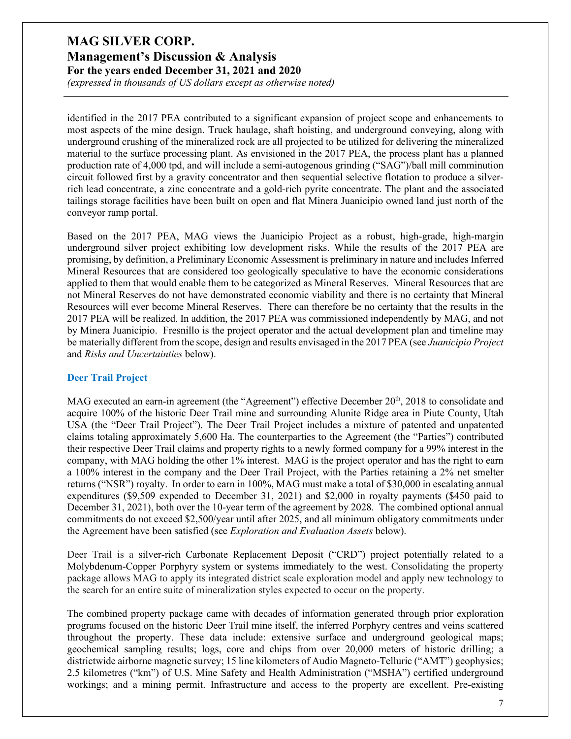identified in the 2017 PEA contributed to a significant expansion of project scope and enhancements to most aspects of the mine design. Truck haulage, shaft hoisting, and underground conveying, along with underground crushing of the mineralized rock are all projected to be utilized for delivering the mineralized material to the surface processing plant. As envisioned in the 2017 PEA, the process plant has a planned production rate of 4,000 tpd, and will include a semi-autogenous grinding ("SAG")/ball mill comminution circuit followed first by a gravity concentrator and then sequential selective flotation to produce a silver-rich lead concentrate, a zinc concentrate and a gold-rich pyrite concentrate. The plant and the associated tailings storage facilities have been built on open and flat Minera Juanicipio owned land just north of the conveyor ramp portal.

Based on the 2017 PEA, MAG views the Juanicipio Project as a robust, high-grade, high-margin underground silver project exhibiting low development risks. While the results of the 2017 PEA are promising, by definition, a Preliminary Economic Assessment is preliminary in nature and includes Inferred Mineral Resources that are considered too geologically speculative to have the economic considerations applied to them that would enable them to be categorized as Mineral Reserves. Mineral Resources that are not Mineral Reserves do not have demonstrated economic viability and there is no certainty that Mineral Resources will ever become Mineral Reserves. There can therefore be no certainty that the results in the 2017 PEA will be realized. In addition, the 2017 PEA was commissioned independently by MAG, and not by Minera Juanicipio. Fresnillo is the project operator and the actual development plan and timeline may be materially different from the scope, design and results envisaged in the 2017 PEA (see *Juanicipio Project* and *Risks and Uncertainties* below).

### Deer Trail Project

MAG executed an earn-in agreement (the "Agreement") effective December 20th, 2018 to consolidate and acquire 100% of the historic Deer Trail mine and surrounding Alunite Ridge area in Piute County, Utah USA (the "Deer Trail Project"). The Deer Trail Project includes a mixture of patented and unpatented claims totaling approximately 5,600 Ha. The counterparties to the Agreement (the "Parties") contributed their respective Deer Trail claims and property rights to a newly formed company for a 99% interest in the company, with MAG holding the other 1% interest. MAG is the project operator and has the right to earn a 100% interest in the company and the Deer Trail Project, with the Parties retaining a 2% net smelter returns ("NSR") royalty. In order to earn in 100%, MAG must make a total of $30,000 in escalating annual expenditures ($9,509 expended to December 31, 2021) and $2,000 in royalty payments ($450 paid to December 31, 2021), both over the 10-year term of the agreement by 2028. The combined optional annual commitments do not exceed $2,500/year until after 2025, and all minimum obligatory commitments under the Agreement have been satisfied (see *Exploration and Evaluation Assets* below).

Deer Trail is a silver-rich Carbonate Replacement Deposit ("CRD") project potentially related to a Molybdenum-Copper Porphyry system or systems immediately to the west. Consolidating the property package allows MAG to apply its integrated district scale exploration model and apply new technology to the search for an entire suite of mineralization styles expected to occur on the property.

The combined property package came with decades of information generated through prior exploration programs focused on the historic Deer Trail mine itself, the inferred Porphyry centres and veins scattered throughout the property. These data include: extensive surface and underground geological maps; geochemical sampling results; logs, core and chips from over 20,000 meters of historic drilling; a districtwide airborne magnetic survey; 15 line kilometers of Audio Magneto-Telluric ("AMT") geophysics; 2.5 kilometres ("km") of U.S. Mine Safety and Health Administration ("MSHA") certified underground workings; and a mining permit. Infrastructure and access to the property are excellent. Pre-existing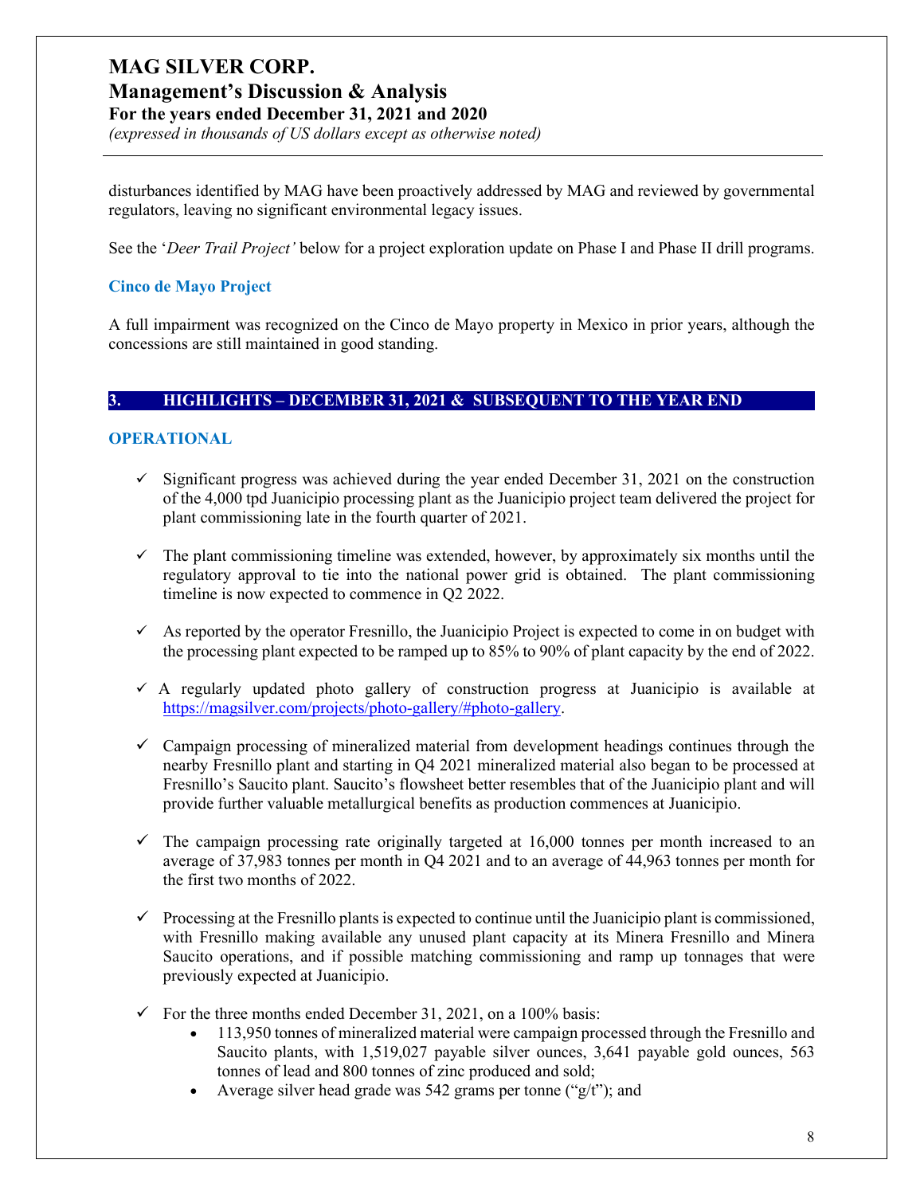disturbances identified by MAG have been proactively addressed by MAG and reviewed by governmental regulators, leaving no significant environmental legacy issues.

See the '*Deer Trail Project'* below for a project exploration update on Phase I and Phase II drill programs.

### Cinco de Mayo Project

A full impairment was recognized on the Cinco de Mayo property in Mexico in prior years, although the concessions are still maintained in good standing.

## 3. HIGHLIGHTS – DECEMBER 31, 2021 & SUBSEQUENT TO THE YEAR END

### OPERATIONAL

- ✓ Significant progress was achieved during the year ended December 31, 2021 on the construction of the 4,000 tpd Juanicipio processing plant as the Juanicipio project team delivered the project for plant commissioning late in the fourth quarter of 2021.

- ✓ The plant commissioning timeline was extended, however, by approximately six months until the regulatory approval to tie into the national power grid is obtained. The plant commissioning timeline is now expected to commence in Q2 2022.

- ✓ As reported by the operator Fresnillo, the Juanicipio Project is expected to come in on budget with the processing plant expected to be ramped up to 85% to 90% of plant capacity by the end of 2022.

- ✓ A regularly updated photo gallery of construction progress at Juanicipio is available at https://magsilver.com/projects/photo-gallery/#photo-gallery.

- ✓ Campaign processing of mineralized material from development headings continues through the nearby Fresnillo plant and starting in Q4 2021 mineralized material also began to be processed at Fresnillo's Saucito plant. Saucito's flowsheet better resembles that of the Juanicipio plant and will provide further valuable metallurgical benefits as production commences at Juanicipio.

- ✓ The campaign processing rate originally targeted at 16,000 tonnes per month increased to an average of 37,983 tonnes per month in Q4 2021 and to an average of 44,963 tonnes per month for the first two months of 2022.

- ✓ Processing at the Fresnillo plants is expected to continue until the Juanicipio plant is commissioned, with Fresnillo making available any unused plant capacity at its Minera Fresnillo and Minera Saucito operations, and if possible matching commissioning and ramp up tonnages that were previously expected at Juanicipio.

- ✓ For the three months ended December 31, 2021, on a 100% basis:
  - 113,950 tonnes of mineralized material were campaign processed through the Fresnillo and Saucito plants, with 1,519,027 payable silver ounces, 3,641 payable gold ounces, 563 tonnes of lead and 800 tonnes of zinc produced and sold;
  - Average silver head grade was 542 grams per tonne ("g/t"); and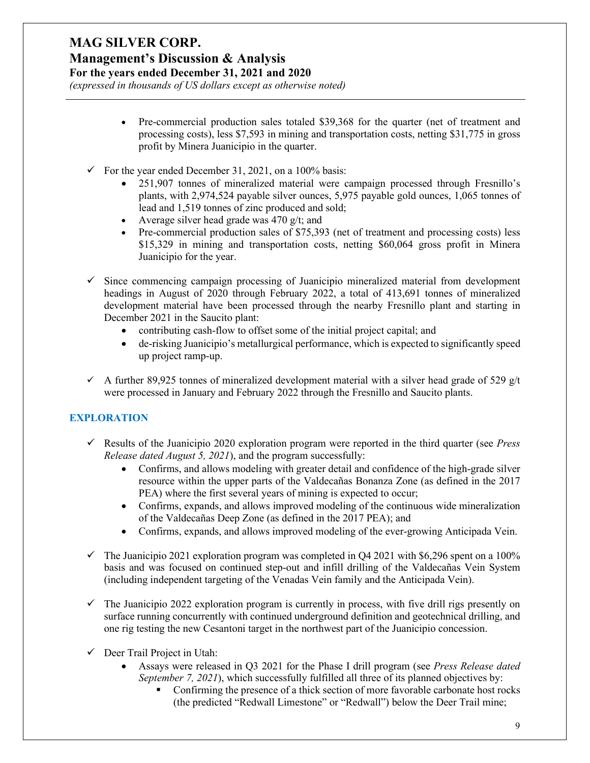- Pre-commercial production sales totaled $39,368 for the quarter (net of treatment and processing costs), less $7,593 in mining and transportation costs, netting $31,775 in gross profit by Minera Juanicipio in the quarter.

- ✓ For the year ended December 31, 2021, on a 100% basis:
  - 251,907 tonnes of mineralized material were campaign processed through Fresnillo's plants, with 2,974,524 payable silver ounces, 5,975 payable gold ounces, 1,065 tonnes of lead and 1,519 tonnes of zinc produced and sold;
  - Average silver head grade was 470 g/t; and
  - Pre-commercial production sales of $75,393 (net of treatment and processing costs) less $15,329 in mining and transportation costs, netting $60,064 gross profit in Minera Juanicipio for the year.

- ✓ Since commencing campaign processing of Juanicipio mineralized material from development headings in August of 2020 through February 2022, a total of 413,691 tonnes of mineralized development material have been processed through the nearby Fresnillo plant and starting in December 2021 in the Saucito plant:
  - contributing cash-flow to offset some of the initial project capital; and
  - de-risking Juanicipio's metallurgical performance, which is expected to significantly speed up project ramp-up.

- ✓ A further 89,925 tonnes of mineralized development material with a silver head grade of 529 g/t were processed in January and February 2022 through the Fresnillo and Saucito plants.

## EXPLORATION

- ✓ Results of the Juanicipio 2020 exploration program were reported in the third quarter (see *Press Release dated August 5, 2021*), and the program successfully:
  - Confirms, and allows modeling with greater detail and confidence of the high-grade silver resource within the upper parts of the Valdecañas Bonanza Zone (as defined in the 2017 PEA) where the first several years of mining is expected to occur;
  - Confirms, expands, and allows improved modeling of the continuous wide mineralization of the Valdecañas Deep Zone (as defined in the 2017 PEA); and
  - Confirms, expands, and allows improved modeling of the ever-growing Anticipada Vein.

- ✓ The Juanicipio 2021 exploration program was completed in Q4 2021 with $6,296 spent on a 100% basis and was focused on continued step-out and infill drilling of the Valdecañas Vein System (including independent targeting of the Venadas Vein family and the Anticipada Vein).

- ✓ The Juanicipio 2022 exploration program is currently in process, with five drill rigs presently on surface running concurrently with continued underground definition and geotechnical drilling, and one rig testing the new Cesantoni target in the northwest part of the Juanicipio concession.

- ✓ Deer Trail Project in Utah:
  - Assays were released in Q3 2021 for the Phase I drill program (see *Press Release dated September 7, 2021*), which successfully fulfilled all three of its planned objectives by:
    - Confirming the presence of a thick section of more favorable carbonate host rocks (the predicted "Redwall Limestone" or "Redwall") below the Deer Trail mine;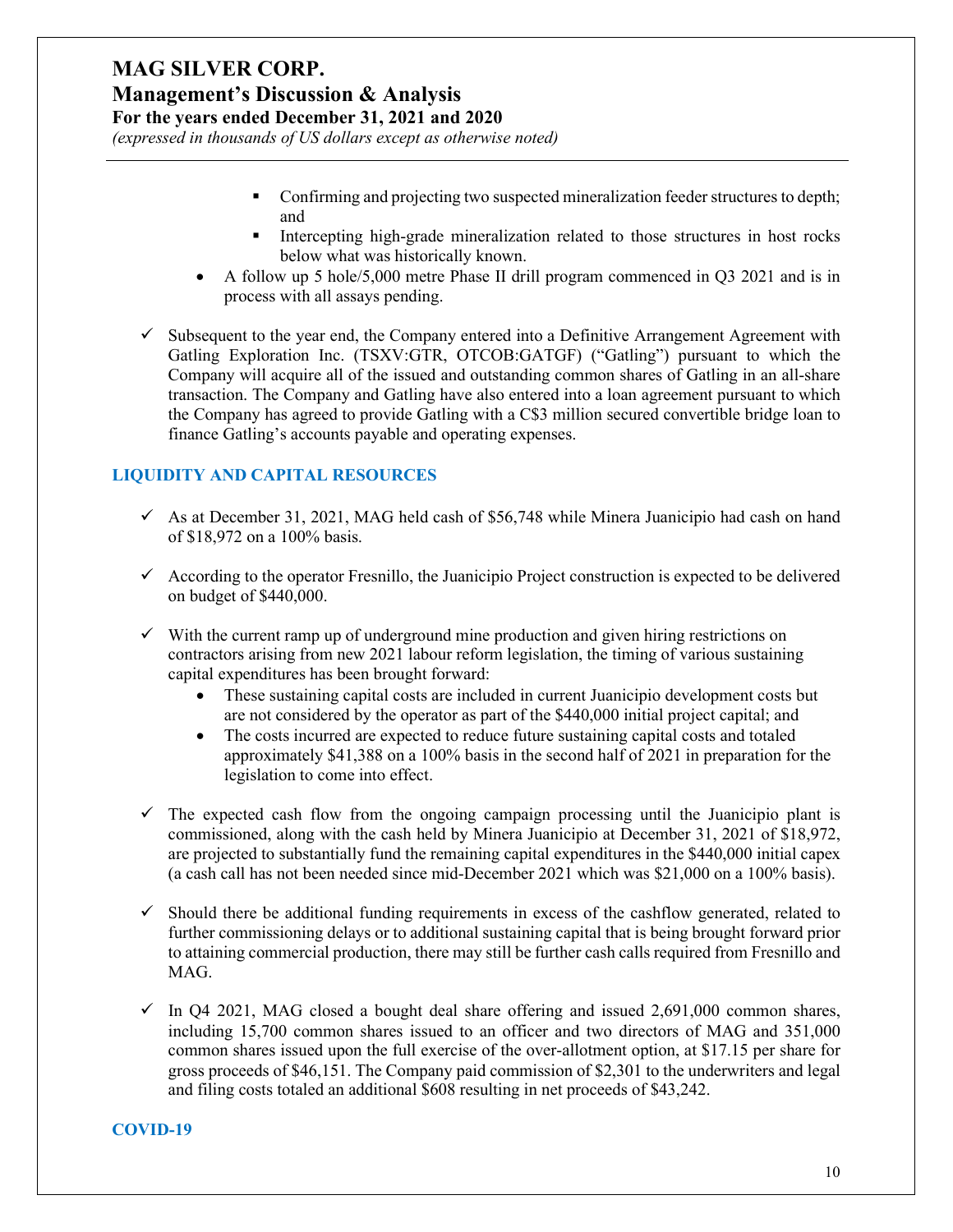- Confirming and projecting two suspected mineralization feeder structures to depth; and
  - Intercepting high-grade mineralization related to those structures in host rocks below what was historically known.
- A follow up 5 hole/5,000 metre Phase II drill program commenced in Q3 2021 and is in process with all assays pending.

✓ Subsequent to the year end, the Company entered into a Definitive Arrangement Agreement with Gatling Exploration Inc. (TSXV:GTR, OTCOB:GATGF) ("Gatling") pursuant to which the Company will acquire all of the issued and outstanding common shares of Gatling in an all-share transaction. The Company and Gatling have also entered into a loan agreement pursuant to which the Company has agreed to provide Gatling with a C$3 million secured convertible bridge loan to finance Gatling's accounts payable and operating expenses.

## LIQUIDITY AND CAPITAL RESOURCES

✓ As at December 31, 2021, MAG held cash of $56,748 while Minera Juanicipio had cash on hand of $18,972 on a 100% basis.

✓ According to the operator Fresnillo, the Juanicipio Project construction is expected to be delivered on budget of $440,000.

✓ With the current ramp up of underground mine production and given hiring restrictions on contractors arising from new 2021 labour reform legislation, the timing of various sustaining capital expenditures has been brought forward:
- These sustaining capital costs are included in current Juanicipio development costs but are not considered by the operator as part of the $440,000 initial project capital; and
- The costs incurred are expected to reduce future sustaining capital costs and totaled approximately $41,388 on a 100% basis in the second half of 2021 in preparation for the legislation to come into effect.

✓ The expected cash flow from the ongoing campaign processing until the Juanicipio plant is commissioned, along with the cash held by Minera Juanicipio at December 31, 2021 of $18,972, are projected to substantially fund the remaining capital expenditures in the $440,000 initial capex (a cash call has not been needed since mid-December 2021 which was $21,000 on a 100% basis).

✓ Should there be additional funding requirements in excess of the cashflow generated, related to further commissioning delays or to additional sustaining capital that is being brought forward prior to attaining commercial production, there may still be further cash calls required from Fresnillo and MAG.

✓ In Q4 2021, MAG closed a bought deal share offering and issued 2,691,000 common shares, including 15,700 common shares issued to an officer and two directors of MAG and 351,000 common shares issued upon the full exercise of the over-allotment option, at $17.15 per share for gross proceeds of $46,151. The Company paid commission of $2,301 to the underwriters and legal and filing costs totaled an additional $608 resulting in net proceeds of $43,242.

## COVID-19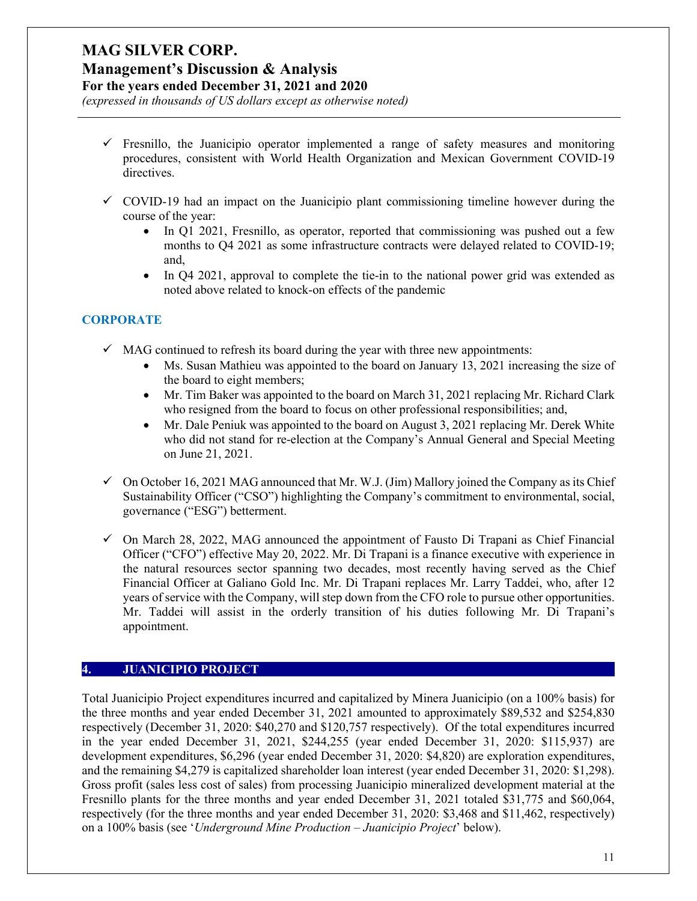- ✓ Fresnillo, the Juanicipio operator implemented a range of safety measures and monitoring procedures, consistent with World Health Organization and Mexican Government COVID-19 directives.

- ✓ COVID-19 had an impact on the Juanicipio plant commissioning timeline however during the course of the year:
  - In Q1 2021, Fresnillo, as operator, reported that commissioning was pushed out a few months to Q4 2021 as some infrastructure contracts were delayed related to COVID-19; and,
  - In Q4 2021, approval to complete the tie-in to the national power grid was extended as noted above related to knock-on effects of the pandemic

### CORPORATE

- ✓ MAG continued to refresh its board during the year with three new appointments:
  - Ms. Susan Mathieu was appointed to the board on January 13, 2021 increasing the size of the board to eight members;
  - Mr. Tim Baker was appointed to the board on March 31, 2021 replacing Mr. Richard Clark who resigned from the board to focus on other professional responsibilities; and,
  - Mr. Dale Peniuk was appointed to the board on August 3, 2021 replacing Mr. Derek White who did not stand for re-election at the Company's Annual General and Special Meeting on June 21, 2021.

- ✓ On October 16, 2021 MAG announced that Mr. W.J. (Jim) Mallory joined the Company as its Chief Sustainability Officer ("CSO") highlighting the Company's commitment to environmental, social, governance ("ESG") betterment.

- ✓ On March 28, 2022, MAG announced the appointment of Fausto Di Trapani as Chief Financial Officer ("CFO") effective May 20, 2022. Mr. Di Trapani is a finance executive with experience in the natural resources sector spanning two decades, most recently having served as the Chief Financial Officer at Galiano Gold Inc. Mr. Di Trapani replaces Mr. Larry Taddei, who, after 12 years of service with the Company, will step down from the CFO role to pursue other opportunities. Mr. Taddei will assist in the orderly transition of his duties following Mr. Di Trapani's appointment.

## 4. JUANICIPIO PROJECT

Total Juanicipio Project expenditures incurred and capitalized by Minera Juanicipio (on a 100% basis) for the three months and year ended December 31, 2021 amounted to approximately $89,532 and $254,830 respectively (December 31, 2020: $40,270 and $120,757 respectively). Of the total expenditures incurred in the year ended December 31, 2021, $244,255 (year ended December 31, 2020: $115,937) are development expenditures, $6,296 (year ended December 31, 2020: $4,820) are exploration expenditures, and the remaining $4,279 is capitalized shareholder loan interest (year ended December 31, 2020: $1,298). Gross profit (sales less cost of sales) from processing Juanicipio mineralized development material at the Fresnillo plants for the three months and year ended December 31, 2021 totaled $31,775 and $60,064, respectively (for the three months and year ended December 31, 2020: $3,468 and $11,462, respectively) on a 100% basis (see '*Underground Mine Production – Juanicipio Project*' below).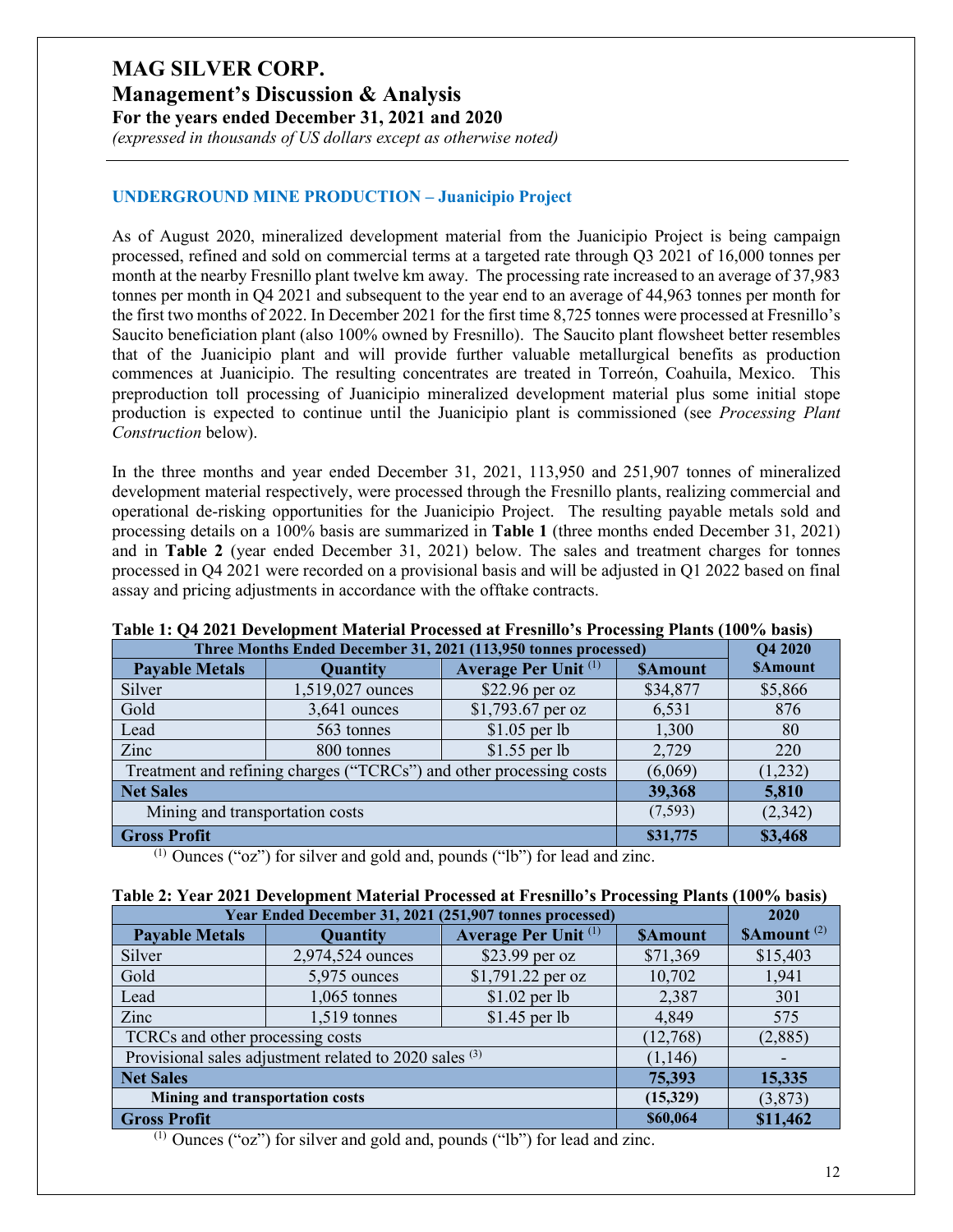## UNDERGROUND MINE PRODUCTION – Juanicipio Project

As of August 2020, mineralized development material from the Juanicipio Project is being campaign processed, refined and sold on commercial terms at a targeted rate through Q3 2021 of 16,000 tonnes per month at the nearby Fresnillo plant twelve km away. The processing rate increased to an average of 37,983 tonnes per month in Q4 2021 and subsequent to the year end to an average of 44,963 tonnes per month for the first two months of 2022. In December 2021 for the first time 8,725 tonnes were processed at Fresnillo's Saucito beneficiation plant (also 100% owned by Fresnillo). The Saucito plant flowsheet better resembles that of the Juanicipio plant and will provide further valuable metallurgical benefits as production commences at Juanicipio. The resulting concentrates are treated in Torreón, Coahuila, Mexico. This preproduction toll processing of Juanicipio mineralized development material plus some initial stope production is expected to continue until the Juanicipio plant is commissioned (see *Processing Plant Construction* below).

In the three months and year ended December 31, 2021, 113,950 and 251,907 tonnes of mineralized development material respectively, were processed through the Fresnillo plants, realizing commercial and operational de-risking opportunities for the Juanicipio Project. The resulting payable metals sold and processing details on a 100% basis are summarized in **Table 1** (three months ended December 31, 2021) and in **Table 2** (year ended December 31, 2021) below. The sales and treatment charges for tonnes processed in Q4 2021 were recorded on a provisional basis and will be adjusted in Q1 2022 based on final assay and pricing adjustments in accordance with the offtake contracts.

**Table 1: Q4 2021 Development Material Processed at Fresnillo's Processing Plants (100% basis)**

| Three Months Ended December 31, 2021 (113,950 tonnes processed) | | | | Q4 2020 |
|---|---|---|---|---|
| **Payable Metals** | **Quantity** | **Average Per Unit** [(1)] | **$Amount** | **$Amount** |
| Silver | 1,519,027 ounces | $22.96 per oz | $34,877 | $5,866 |
| Gold | 3,641 ounces | $1,793.67 per oz | 6,531 | 876 |
| Lead | 563 tonnes | $1.05 per lb | 1,300 | 80 |
| Zinc | 800 tonnes | $1.55 per lb | 2,729 | 220 |
| Treatment and refining charges ("TCRCs") and other processing costs | | | (6,069) | (1,232) |
| **Net Sales** | | | **39,368** | **5,810** |
| Mining and transportation costs | | | (7,593) | (2,342) |
| **Gross Profit** | | | **$31,775** | **$3,468** |

(1) Ounces ("oz") for silver and gold and, pounds ("lb") for lead and zinc.

**Table 2: Year 2021 Development Material Processed at Fresnillo's Processing Plants (100% basis)**

| Year Ended December 31, 2021 (251,907 tonnes processed) | | | | 2020 |
|---|---|---|---|---|
| **Payable Metals** | **Quantity** | **Average Per Unit** [(1)] | **$Amount** | **$Amount** [(2)] |
| Silver | 2,974,524 ounces | $23.99 per oz | $71,369 | $15,403 |
| Gold | 5,975 ounces | $1,791.22 per oz | 10,702 | 1,941 |
| Lead | 1,065 tonnes | $1.02 per lb | 2,387 | 301 |
| Zinc | 1,519 tonnes | $1.45 per lb | 4,849 | 575 |
| TCRCs and other processing costs | | | (12,768) | (2,885) |
| Provisional sales adjustment related to 2020 sales [(3)] | | | (1,146) | - |
| **Net Sales** | | | **75,393** | **15,335** |
| **Mining and transportation costs** | | | **(15,329)** | (3,873) |
| **Gross Profit** | | | **$60,064** | **$11,462** |

(1) Ounces ("oz") for silver and gold and, pounds ("lb") for lead and zinc.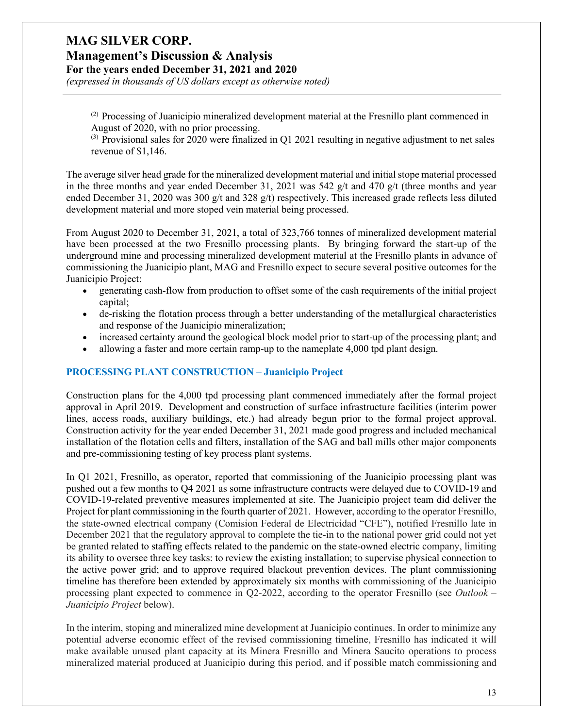(2) Processing of Juanicipio mineralized development material at the Fresnillo plant commenced in August of 2020, with no prior processing.

(3) Provisional sales for 2020 were finalized in Q1 2021 resulting in negative adjustment to net sales revenue of $1,146.

The average silver head grade for the mineralized development material and initial stope material processed in the three months and year ended December 31, 2021 was 542 g/t and 470 g/t (three months and year ended December 31, 2020 was 300 g/t and 328 g/t) respectively. This increased grade reflects less diluted development material and more stoped vein material being processed.

From August 2020 to December 31, 2021, a total of 323,766 tonnes of mineralized development material have been processed at the two Fresnillo processing plants. By bringing forward the start-up of the underground mine and processing mineralized development material at the Fresnillo plants in advance of commissioning the Juanicipio plant, MAG and Fresnillo expect to secure several positive outcomes for the Juanicipio Project:

- generating cash-flow from production to offset some of the cash requirements of the initial project capital;
- de-risking the flotation process through a better understanding of the metallurgical characteristics and response of the Juanicipio mineralization;
- increased certainty around the geological block model prior to start-up of the processing plant; and
- allowing a faster and more certain ramp-up to the nameplate 4,000 tpd plant design.

## PROCESSING PLANT CONSTRUCTION – Juanicipio Project

Construction plans for the 4,000 tpd processing plant commenced immediately after the formal project approval in April 2019. Development and construction of surface infrastructure facilities (interim power lines, access roads, auxiliary buildings, etc.) had already begun prior to the formal project approval. Construction activity for the year ended December 31, 2021 made good progress and included mechanical installation of the flotation cells and filters, installation of the SAG and ball mills other major components and pre-commissioning testing of key process plant systems.

In Q1 2021, Fresnillo, as operator, reported that commissioning of the Juanicipio processing plant was pushed out a few months to Q4 2021 as some infrastructure contracts were delayed due to COVID-19 and COVID-19-related preventive measures implemented at site. The Juanicipio project team did deliver the Project for plant commissioning in the fourth quarter of 2021. However, according to the operator Fresnillo, the state-owned electrical company (Comision Federal de Electricidad "CFE"), notified Fresnillo late in December 2021 that the regulatory approval to complete the tie-in to the national power grid could not yet be granted related to staffing effects related to the pandemic on the state-owned electric company, limiting its ability to oversee three key tasks: to review the existing installation; to supervise physical connection to the active power grid; and to approve required blackout prevention devices. The plant commissioning timeline has therefore been extended by approximately six months with commissioning of the Juanicipio processing plant expected to commence in Q2-2022, according to the operator Fresnillo (see *Outlook – Juanicipio Project* below).

In the interim, stoping and mineralized mine development at Juanicipio continues. In order to minimize any potential adverse economic effect of the revised commissioning timeline, Fresnillo has indicated it will make available unused plant capacity at its Minera Fresnillo and Minera Saucito operations to process mineralized material produced at Juanicipio during this period, and if possible match commissioning and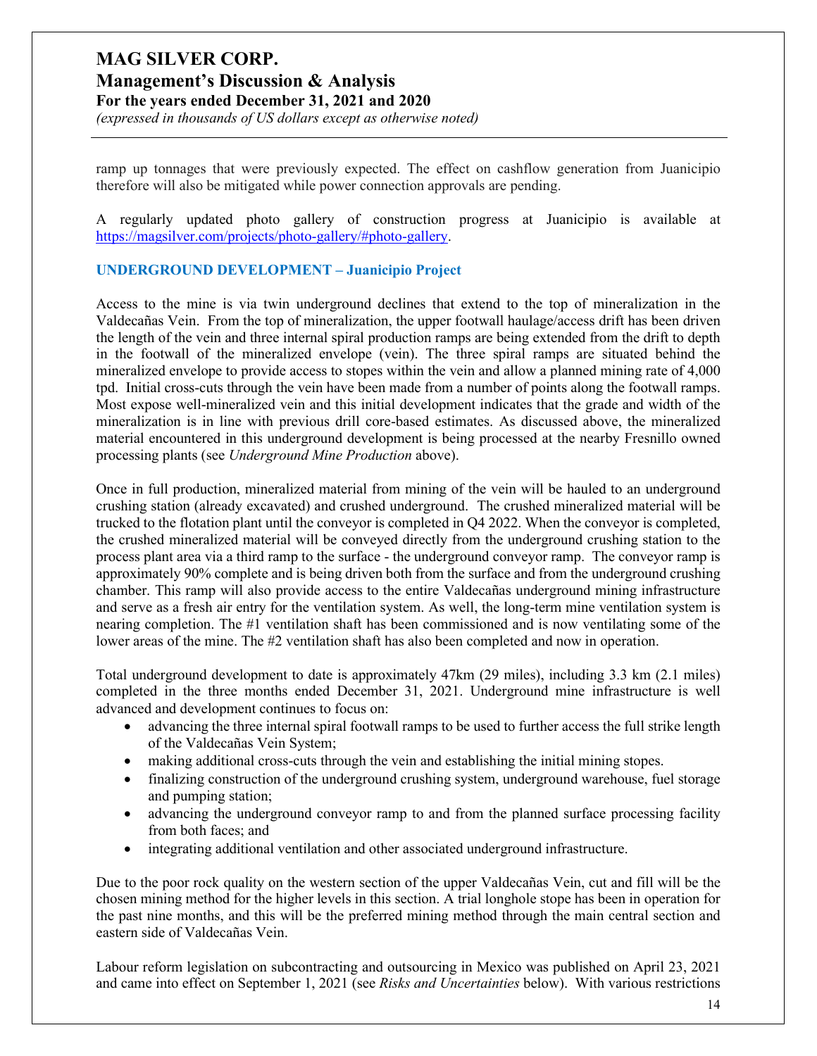ramp up tonnages that were previously expected. The effect on cashflow generation from Juanicipio therefore will also be mitigated while power connection approvals are pending.

A regularly updated photo gallery of construction progress at Juanicipio is available at [https://magsilver.com/projects/photo-gallery/#photo-gallery](https://magsilver.com/projects/photo-gallery/#photo-gallery).

## UNDERGROUND DEVELOPMENT – Juanicipio Project

Access to the mine is via twin underground declines that extend to the top of mineralization in the Valdecañas Vein. From the top of mineralization, the upper footwall haulage/access drift has been driven the length of the vein and three internal spiral production ramps are being extended from the drift to depth in the footwall of the mineralized envelope (vein). The three spiral ramps are situated behind the mineralized envelope to provide access to stopes within the vein and allow a planned mining rate of 4,000 tpd. Initial cross-cuts through the vein have been made from a number of points along the footwall ramps. Most expose well-mineralized vein and this initial development indicates that the grade and width of the mineralization is in line with previous drill core-based estimates. As discussed above, the mineralized material encountered in this underground development is being processed at the nearby Fresnillo owned processing plants (see *Underground Mine Production* above).

Once in full production, mineralized material from mining of the vein will be hauled to an underground crushing station (already excavated) and crushed underground. The crushed mineralized material will be trucked to the flotation plant until the conveyor is completed in Q4 2022. When the conveyor is completed, the crushed mineralized material will be conveyed directly from the underground crushing station to the process plant area via a third ramp to the surface - the underground conveyor ramp. The conveyor ramp is approximately 90% complete and is being driven both from the surface and from the underground crushing chamber. This ramp will also provide access to the entire Valdecañas underground mining infrastructure and serve as a fresh air entry for the ventilation system. As well, the long-term mine ventilation system is nearing completion. The #1 ventilation shaft has been commissioned and is now ventilating some of the lower areas of the mine. The #2 ventilation shaft has also been completed and now in operation.

Total underground development to date is approximately 47km (29 miles), including 3.3 km (2.1 miles) completed in the three months ended December 31, 2021. Underground mine infrastructure is well advanced and development continues to focus on:

- advancing the three internal spiral footwall ramps to be used to further access the full strike length of the Valdecañas Vein System;
- making additional cross-cuts through the vein and establishing the initial mining stopes.
- finalizing construction of the underground crushing system, underground warehouse, fuel storage and pumping station;
- advancing the underground conveyor ramp to and from the planned surface processing facility from both faces; and
- integrating additional ventilation and other associated underground infrastructure.

Due to the poor rock quality on the western section of the upper Valdecañas Vein, cut and fill will be the chosen mining method for the higher levels in this section. A trial longhole stope has been in operation for the past nine months, and this will be the preferred mining method through the main central section and eastern side of Valdecañas Vein.

Labour reform legislation on subcontracting and outsourcing in Mexico was published on April 23, 2021 and came into effect on September 1, 2021 (see *Risks and Uncertainties* below). With various restrictions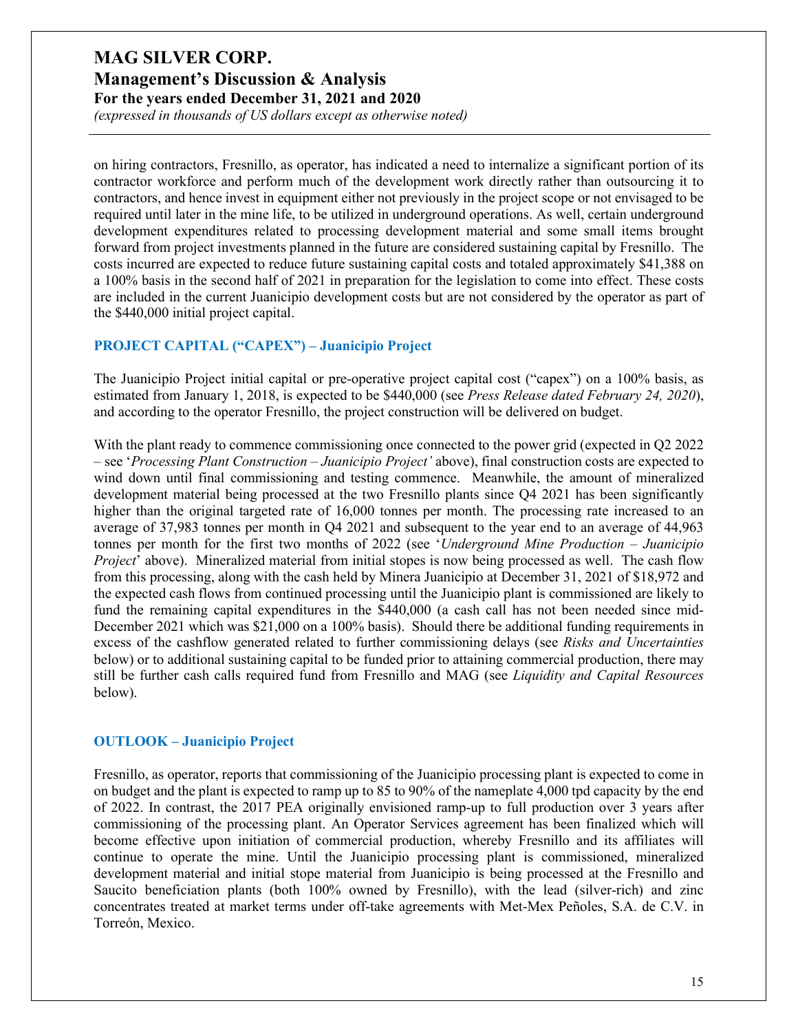on hiring contractors, Fresnillo, as operator, has indicated a need to internalize a significant portion of its contractor workforce and perform much of the development work directly rather than outsourcing it to contractors, and hence invest in equipment either not previously in the project scope or not envisaged to be required until later in the mine life, to be utilized in underground operations. As well, certain underground development expenditures related to processing development material and some small items brought forward from project investments planned in the future are considered sustaining capital by Fresnillo. The costs incurred are expected to reduce future sustaining capital costs and totaled approximately $41,388 on a 100% basis in the second half of 2021 in preparation for the legislation to come into effect. These costs are included in the current Juanicipio development costs but are not considered by the operator as part of the $440,000 initial project capital.

## PROJECT CAPITAL ("CAPEX") – Juanicipio Project

The Juanicipio Project initial capital or pre-operative project capital cost ("capex") on a 100% basis, as estimated from January 1, 2018, is expected to be $440,000 (see *Press Release dated February 24, 2020*), and according to the operator Fresnillo, the project construction will be delivered on budget.

With the plant ready to commence commissioning once connected to the power grid (expected in Q2 2022 – see '*Processing Plant Construction – Juanicipio Project'* above), final construction costs are expected to wind down until final commissioning and testing commence. Meanwhile, the amount of mineralized development material being processed at the two Fresnillo plants since Q4 2021 has been significantly higher than the original targeted rate of 16,000 tonnes per month. The processing rate increased to an average of 37,983 tonnes per month in Q4 2021 and subsequent to the year end to an average of 44,963 tonnes per month for the first two months of 2022 (see '*Underground Mine Production – Juanicipio Project*' above). Mineralized material from initial stopes is now being processed as well. The cash flow from this processing, along with the cash held by Minera Juanicipio at December 31, 2021 of $18,972 and the expected cash flows from continued processing until the Juanicipio plant is commissioned are likely to fund the remaining capital expenditures in the $440,000 (a cash call has not been needed since mid-December 2021 which was $21,000 on a 100% basis). Should there be additional funding requirements in excess of the cashflow generated related to further commissioning delays (see *Risks and Uncertainties* below) or to additional sustaining capital to be funded prior to attaining commercial production, there may still be further cash calls required fund from Fresnillo and MAG (see *Liquidity and Capital Resources* below).

## OUTLOOK – Juanicipio Project

Fresnillo, as operator, reports that commissioning of the Juanicipio processing plant is expected to come in on budget and the plant is expected to ramp up to 85 to 90% of the nameplate 4,000 tpd capacity by the end of 2022. In contrast, the 2017 PEA originally envisioned ramp-up to full production over 3 years after commissioning of the processing plant. An Operator Services agreement has been finalized which will become effective upon initiation of commercial production, whereby Fresnillo and its affiliates will continue to operate the mine. Until the Juanicipio processing plant is commissioned, mineralized development material and initial stope material from Juanicipio is being processed at the Fresnillo and Saucito beneficiation plants (both 100% owned by Fresnillo), with the lead (silver-rich) and zinc concentrates treated at market terms under off-take agreements with Met-Mex Peñoles, S.A. de C.V. in Torreón, Mexico.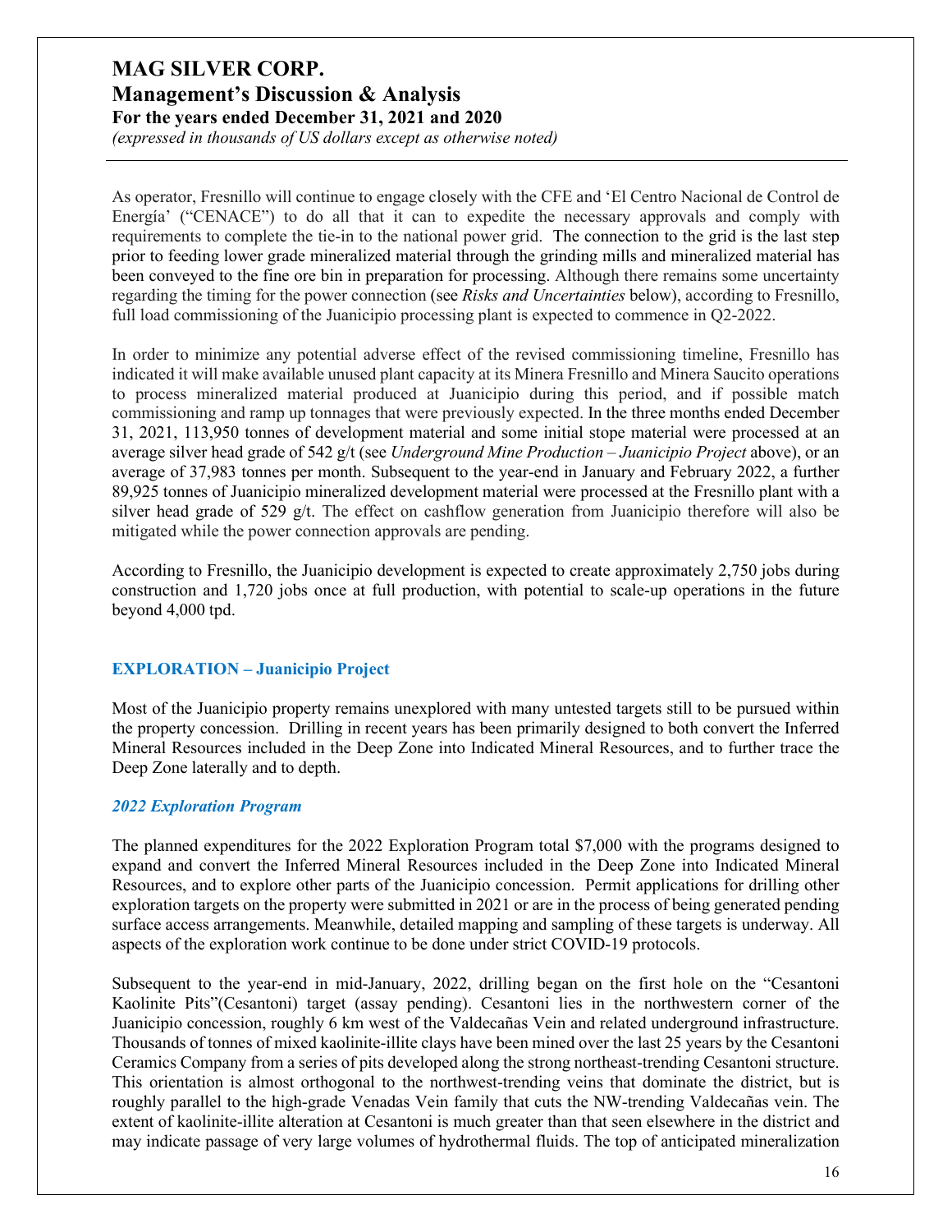As operator, Fresnillo will continue to engage closely with the CFE and 'El Centro Nacional de Control de Energía' ("CENACE") to do all that it can to expedite the necessary approvals and comply with requirements to complete the tie-in to the national power grid. The connection to the grid is the last step prior to feeding lower grade mineralized material through the grinding mills and mineralized material has been conveyed to the fine ore bin in preparation for processing. Although there remains some uncertainty regarding the timing for the power connection (see *Risks and Uncertainties* below), according to Fresnillo, full load commissioning of the Juanicipio processing plant is expected to commence in Q2-2022.

In order to minimize any potential adverse effect of the revised commissioning timeline, Fresnillo has indicated it will make available unused plant capacity at its Minera Fresnillo and Minera Saucito operations to process mineralized material produced at Juanicipio during this period, and if possible match commissioning and ramp up tonnages that were previously expected. In the three months ended December 31, 2021, 113,950 tonnes of development material and some initial stope material were processed at an average silver head grade of 542 g/t (see *Underground Mine Production – Juanicipio Project* above), or an average of 37,983 tonnes per month. Subsequent to the year-end in January and February 2022, a further 89,925 tonnes of Juanicipio mineralized development material were processed at the Fresnillo plant with a silver head grade of 529 g/t. The effect on cashflow generation from Juanicipio therefore will also be mitigated while the power connection approvals are pending.

According to Fresnillo, the Juanicipio development is expected to create approximately 2,750 jobs during construction and 1,720 jobs once at full production, with potential to scale-up operations in the future beyond 4,000 tpd.

## EXPLORATION – Juanicipio Project

Most of the Juanicipio property remains unexplored with many untested targets still to be pursued within the property concession. Drilling in recent years has been primarily designed to both convert the Inferred Mineral Resources included in the Deep Zone into Indicated Mineral Resources, and to further trace the Deep Zone laterally and to depth.

### *2022 Exploration Program*

The planned expenditures for the 2022 Exploration Program total $7,000 with the programs designed to expand and convert the Inferred Mineral Resources included in the Deep Zone into Indicated Mineral Resources, and to explore other parts of the Juanicipio concession. Permit applications for drilling other exploration targets on the property were submitted in 2021 or are in the process of being generated pending surface access arrangements. Meanwhile, detailed mapping and sampling of these targets is underway. All aspects of the exploration work continue to be done under strict COVID-19 protocols.

Subsequent to the year-end in mid-January, 2022, drilling began on the first hole on the "Cesantoni Kaolinite Pits"(Cesantoni) target (assay pending). Cesantoni lies in the northwestern corner of the Juanicipio concession, roughly 6 km west of the Valdecañas Vein and related underground infrastructure. Thousands of tonnes of mixed kaolinite-illite clays have been mined over the last 25 years by the Cesantoni Ceramics Company from a series of pits developed along the strong northeast-trending Cesantoni structure. This orientation is almost orthogonal to the northwest-trending veins that dominate the district, but is roughly parallel to the high-grade Venadas Vein family that cuts the NW-trending Valdecañas vein. The extent of kaolinite-illite alteration at Cesantoni is much greater than that seen elsewhere in the district and may indicate passage of very large volumes of hydrothermal fluids. The top of anticipated mineralization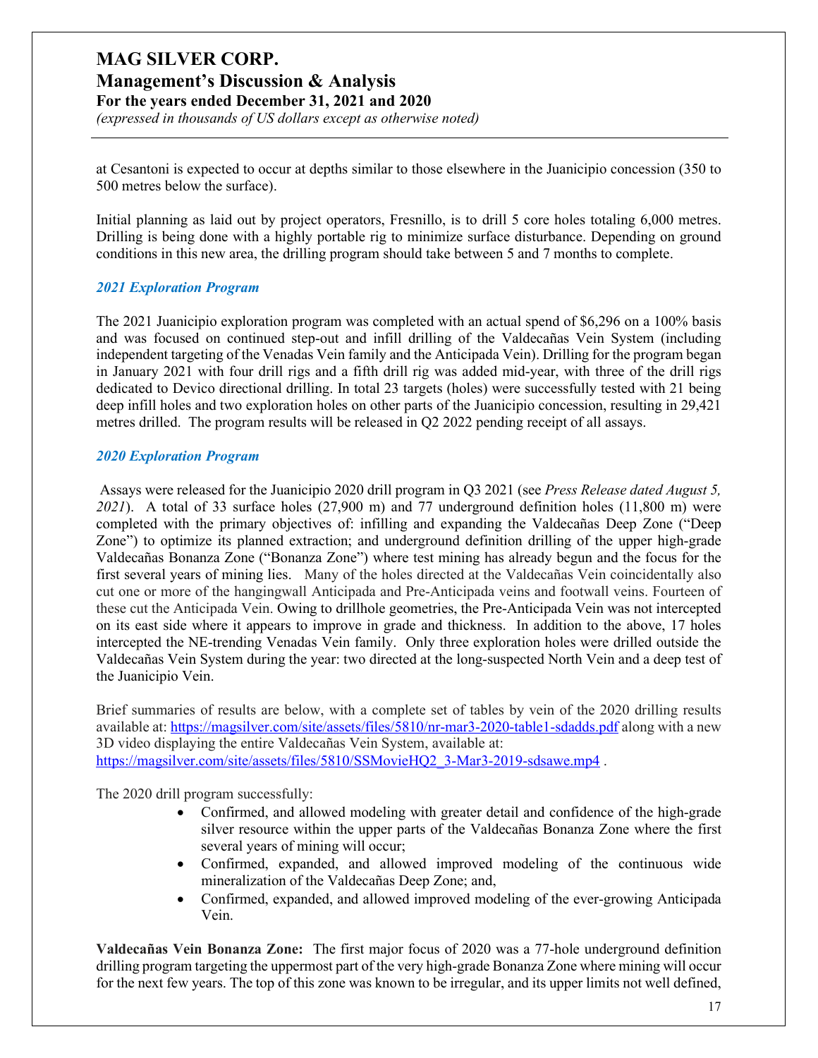at Cesantoni is expected to occur at depths similar to those elsewhere in the Juanicipio concession (350 to 500 metres below the surface).

Initial planning as laid out by project operators, Fresnillo, is to drill 5 core holes totaling 6,000 metres. Drilling is being done with a highly portable rig to minimize surface disturbance. Depending on ground conditions in this new area, the drilling program should take between 5 and 7 months to complete.

### *2021 Exploration Program*

The 2021 Juanicipio exploration program was completed with an actual spend of $6,296 on a 100% basis and was focused on continued step-out and infill drilling of the Valdecañas Vein System (including independent targeting of the Venadas Vein family and the Anticipada Vein). Drilling for the program began in January 2021 with four drill rigs and a fifth drill rig was added mid-year, with three of the drill rigs dedicated to Devico directional drilling. In total 23 targets (holes) were successfully tested with 21 being deep infill holes and two exploration holes on other parts of the Juanicipio concession, resulting in 29,421 metres drilled. The program results will be released in Q2 2022 pending receipt of all assays.

### *2020 Exploration Program*

Assays were released for the Juanicipio 2020 drill program in Q3 2021 (see *Press Release dated August 5, 2021*). A total of 33 surface holes (27,900 m) and 77 underground definition holes (11,800 m) were completed with the primary objectives of: infilling and expanding the Valdecañas Deep Zone ("Deep Zone") to optimize its planned extraction; and underground definition drilling of the upper high-grade Valdecañas Bonanza Zone ("Bonanza Zone") where test mining has already begun and the focus for the first several years of mining lies. Many of the holes directed at the Valdecañas Vein coincidentally also cut one or more of the hangingwall Anticipada and Pre-Anticipada veins and footwall veins. Fourteen of these cut the Anticipada Vein. Owing to drillhole geometries, the Pre-Anticipada Vein was not intercepted on its east side where it appears to improve in grade and thickness. In addition to the above, 17 holes intercepted the NE-trending Venadas Vein family. Only three exploration holes were drilled outside the Valdecañas Vein System during the year: two directed at the long-suspected North Vein and a deep test of the Juanicipio Vein.

Brief summaries of results are below, with a complete set of tables by vein of the 2020 drilling results available at: https://magsilver.com/site/assets/files/5810/nr-mar3-2020-table1-sdadds.pdf along with a new 3D video displaying the entire Valdecañas Vein System, available at: https://magsilver.com/site/assets/files/5810/SSMovieHQ2_3-Mar3-2019-sdsawe.mp4 .

The 2020 drill program successfully:

- Confirmed, and allowed modeling with greater detail and confidence of the high-grade silver resource within the upper parts of the Valdecañas Bonanza Zone where the first several years of mining will occur;
- Confirmed, expanded, and allowed improved modeling of the continuous wide mineralization of the Valdecañas Deep Zone; and,
- Confirmed, expanded, and allowed improved modeling of the ever-growing Anticipada Vein.

**Valdecañas Vein Bonanza Zone:** The first major focus of 2020 was a 77-hole underground definition drilling program targeting the uppermost part of the very high-grade Bonanza Zone where mining will occur for the next few years. The top of this zone was known to be irregular, and its upper limits not well defined,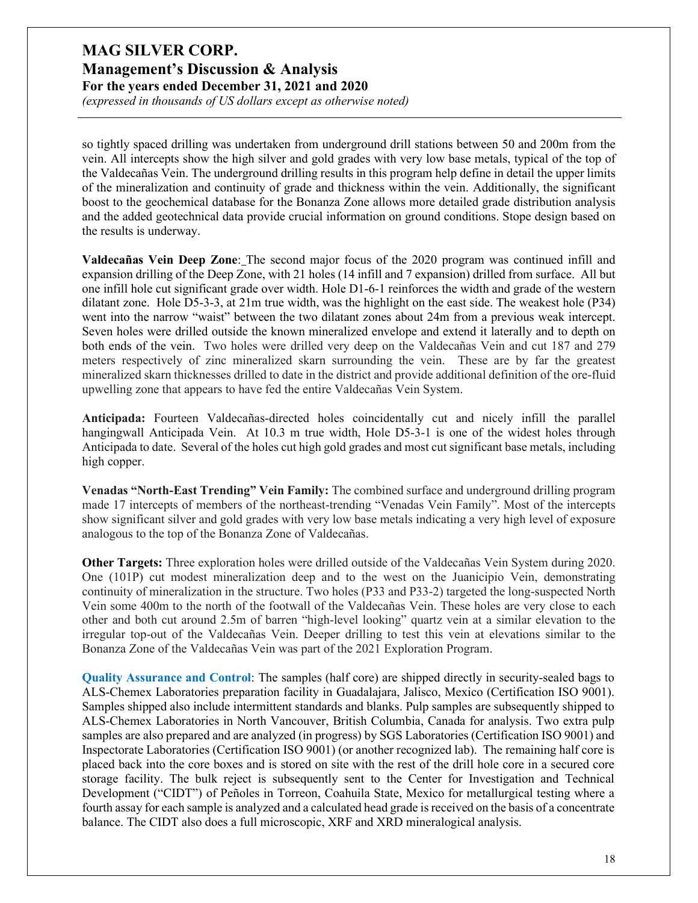so tightly spaced drilling was undertaken from underground drill stations between 50 and 200m from the vein. All intercepts show the high silver and gold grades with very low base metals, typical of the top of the Valdecañas Vein. The underground drilling results in this program help define in detail the upper limits of the mineralization and continuity of grade and thickness within the vein. Additionally, the significant boost to the geochemical database for the Bonanza Zone allows more detailed grade distribution analysis and the added geotechnical data provide crucial information on ground conditions. Stope design based on the results is underway.

**Valdecañas Vein Deep Zone**: The second major focus of the 2020 program was continued infill and expansion drilling of the Deep Zone, with 21 holes (14 infill and 7 expansion) drilled from surface. All but one infill hole cut significant grade over width. Hole D1-6-1 reinforces the width and grade of the western dilatant zone. Hole D5-3-3, at 21m true width, was the highlight on the east side. The weakest hole (P34) went into the narrow "waist" between the two dilatant zones about 24m from a previous weak intercept. Seven holes were drilled outside the known mineralized envelope and extend it laterally and to depth on both ends of the vein. Two holes were drilled very deep on the Valdecañas Vein and cut 187 and 279 meters respectively of zinc mineralized skarn surrounding the vein. These are by far the greatest mineralized skarn thicknesses drilled to date in the district and provide additional definition of the ore-fluid upwelling zone that appears to have fed the entire Valdecañas Vein System.

**Anticipada:** Fourteen Valdecañas-directed holes coincidentally cut and nicely infill the parallel hangingwall Anticipada Vein. At 10.3 m true width, Hole D5-3-1 is one of the widest holes through Anticipada to date. Several of the holes cut high gold grades and most cut significant base metals, including high copper.

**Venadas "North-East Trending" Vein Family:** The combined surface and underground drilling program made 17 intercepts of members of the northeast-trending "Venadas Vein Family". Most of the intercepts show significant silver and gold grades with very low base metals indicating a very high level of exposure analogous to the top of the Bonanza Zone of Valdecañas.

**Other Targets:** Three exploration holes were drilled outside of the Valdecañas Vein System during 2020. One (101P) cut modest mineralization deep and to the west on the Juanicipio Vein, demonstrating continuity of mineralization in the structure. Two holes (P33 and P33-2) targeted the long-suspected North Vein some 400m to the north of the footwall of the Valdecañas Vein. These holes are very close to each other and both cut around 2.5m of barren "high-level looking" quartz vein at a similar elevation to the irregular top-out of the Valdecañas Vein. Deeper drilling to test this vein at elevations similar to the Bonanza Zone of the Valdecañas Vein was part of the 2021 Exploration Program.

**Quality Assurance and Control**: The samples (half core) are shipped directly in security-sealed bags to ALS-Chemex Laboratories preparation facility in Guadalajara, Jalisco, Mexico (Certification ISO 9001). Samples shipped also include intermittent standards and blanks. Pulp samples are subsequently shipped to ALS-Chemex Laboratories in North Vancouver, British Columbia, Canada for analysis. Two extra pulp samples are also prepared and are analyzed (in progress) by SGS Laboratories (Certification ISO 9001) and Inspectorate Laboratories (Certification ISO 9001) (or another recognized lab). The remaining half core is placed back into the core boxes and is stored on site with the rest of the drill hole core in a secured core storage facility. The bulk reject is subsequently sent to the Center for Investigation and Technical Development ("CIDT") of Peñoles in Torreon, Coahuila State, Mexico for metallurgical testing where a fourth assay for each sample is analyzed and a calculated head grade is received on the basis of a concentrate balance. The CIDT also does a full microscopic, XRF and XRD mineralogical analysis.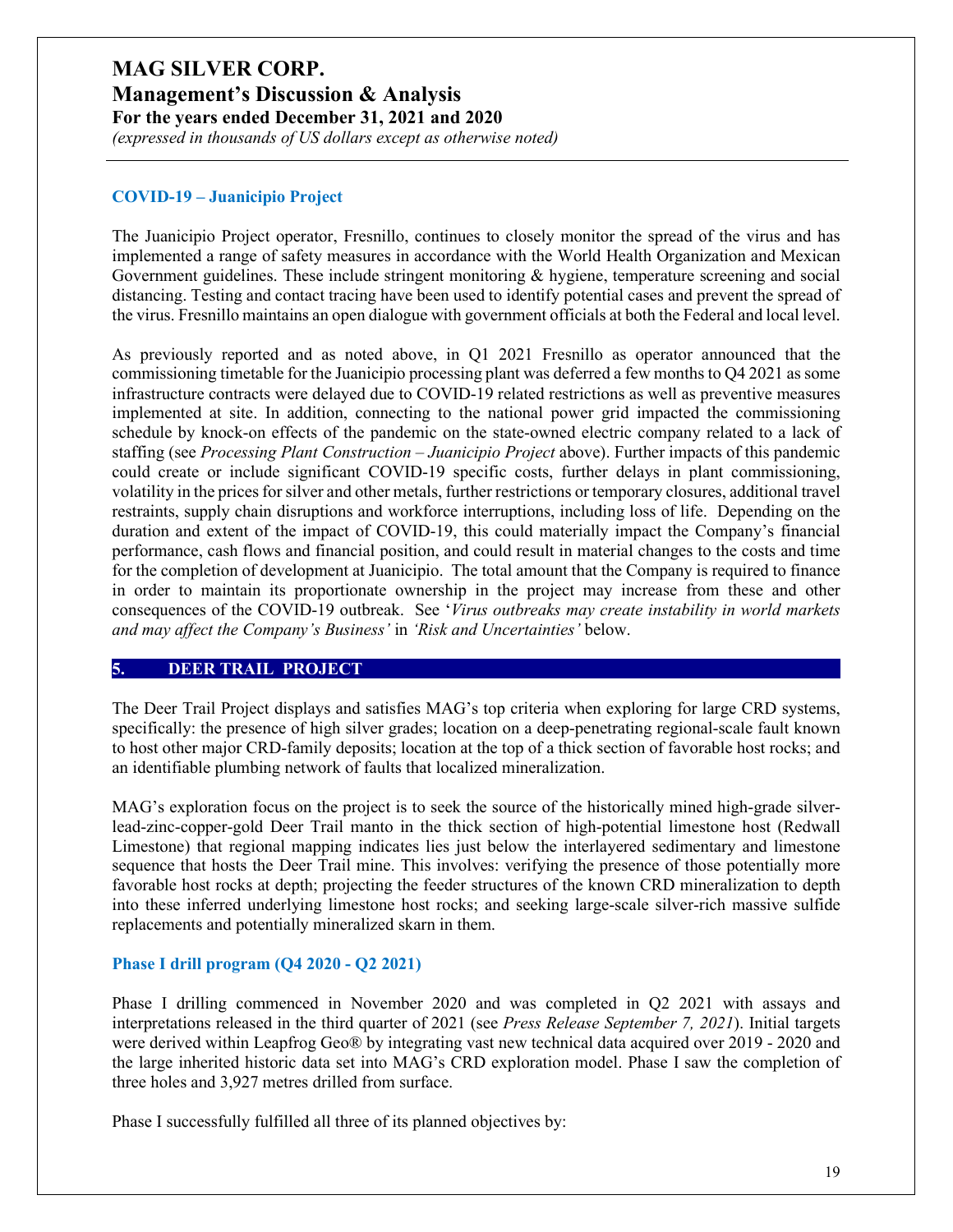### COVID-19 – Juanicipio Project

The Juanicipio Project operator, Fresnillo, continues to closely monitor the spread of the virus and has implemented a range of safety measures in accordance with the World Health Organization and Mexican Government guidelines. These include stringent monitoring & hygiene, temperature screening and social distancing. Testing and contact tracing have been used to identify potential cases and prevent the spread of the virus. Fresnillo maintains an open dialogue with government officials at both the Federal and local level.

As previously reported and as noted above, in Q1 2021 Fresnillo as operator announced that the commissioning timetable for the Juanicipio processing plant was deferred a few months to Q4 2021 as some infrastructure contracts were delayed due to COVID-19 related restrictions as well as preventive measures implemented at site. In addition, connecting to the national power grid impacted the commissioning schedule by knock-on effects of the pandemic on the state-owned electric company related to a lack of staffing (see *Processing Plant Construction – Juanicipio Project* above). Further impacts of this pandemic could create or include significant COVID-19 specific costs, further delays in plant commissioning, volatility in the prices for silver and other metals, further restrictions or temporary closures, additional travel restraints, supply chain disruptions and workforce interruptions, including loss of life. Depending on the duration and extent of the impact of COVID-19, this could materially impact the Company's financial performance, cash flows and financial position, and could result in material changes to the costs and time for the completion of development at Juanicipio. The total amount that the Company is required to finance in order to maintain its proportionate ownership in the project may increase from these and other consequences of the COVID-19 outbreak. See '*Virus outbreaks may create instability in world markets and may affect the Company's Business'* in *'Risk and Uncertainties'* below.

## 5. DEER TRAIL PROJECT

The Deer Trail Project displays and satisfies MAG's top criteria when exploring for large CRD systems, specifically: the presence of high silver grades; location on a deep-penetrating regional-scale fault known to host other major CRD-family deposits; location at the top of a thick section of favorable host rocks; and an identifiable plumbing network of faults that localized mineralization.

MAG's exploration focus on the project is to seek the source of the historically mined high-grade silver-lead-zinc-copper-gold Deer Trail manto in the thick section of high-potential limestone host (Redwall Limestone) that regional mapping indicates lies just below the interlayered sedimentary and limestone sequence that hosts the Deer Trail mine. This involves: verifying the presence of those potentially more favorable host rocks at depth; projecting the feeder structures of the known CRD mineralization to depth into these inferred underlying limestone host rocks; and seeking large-scale silver-rich massive sulfide replacements and potentially mineralized skarn in them.

### Phase I drill program (Q4 2020 - Q2 2021)

Phase I drilling commenced in November 2020 and was completed in Q2 2021 with assays and interpretations released in the third quarter of 2021 (see *Press Release September 7, 2021*). Initial targets were derived within Leapfrog Geo® by integrating vast new technical data acquired over 2019 - 2020 and the large inherited historic data set into MAG's CRD exploration model. Phase I saw the completion of three holes and 3,927 metres drilled from surface.

Phase I successfully fulfilled all three of its planned objectives by: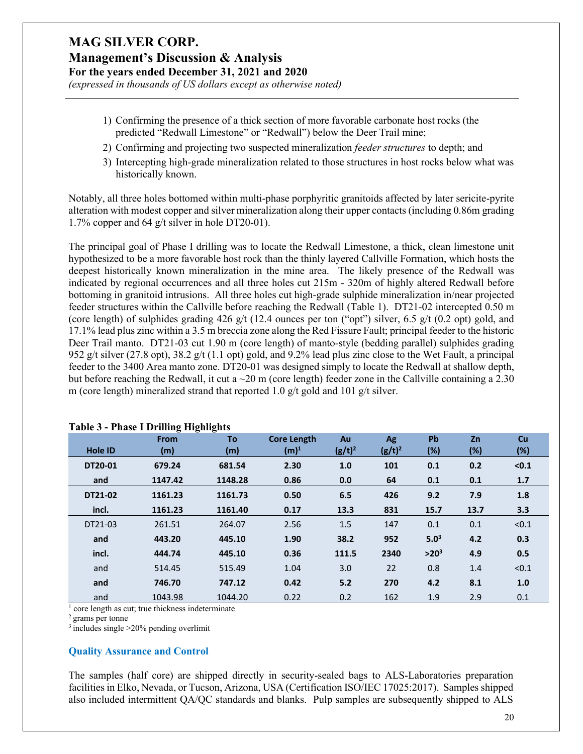1) Confirming the presence of a thick section of more favorable carbonate host rocks (the predicted “Redwall Limestone” or “Redwall”) below the Deer Trail mine;
2) Confirming and projecting two suspected mineralization *feeder structures* to depth; and
3) Intercepting high-grade mineralization related to those structures in host rocks below what was historically known.

Notably, all three holes bottomed within multi-phase porphyritic granitoids affected by later sericite-pyrite alteration with modest copper and silver mineralization along their upper contacts (including 0.86m grading 1.7% copper and 64 g/t silver in hole DT20-01).

The principal goal of Phase I drilling was to locate the Redwall Limestone, a thick, clean limestone unit hypothesized to be a more favorable host rock than the thinly layered Callville Formation, which hosts the deepest historically known mineralization in the mine area. The likely presence of the Redwall was indicated by regional occurrences and all three holes cut 215m - 320m of highly altered Redwall before bottoming in granitoid intrusions. All three holes cut high-grade sulphide mineralization in/near projected feeder structures within the Callville before reaching the Redwall (Table 1). DT21-02 intercepted 0.50 m (core length) of sulphides grading 426 g/t (12.4 ounces per ton (“opt”) silver, 6.5 g/t (0.2 opt) gold, and 17.1% lead plus zinc within a 3.5 m breccia zone along the Red Fissure Fault; principal feeder to the historic Deer Trail manto. DT21-03 cut 1.90 m (core length) of manto-style (bedding parallel) sulphides grading 952 g/t silver (27.8 opt), 38.2 g/t (1.1 opt) gold, and 9.2% lead plus zinc close to the Wet Fault, a principal feeder to the 3400 Area manto zone. DT20-01 was designed simply to locate the Redwall at shallow depth, but before reaching the Redwall, it cut a ~20 m (core length) feeder zone in the Callville containing a 2.30 m (core length) mineralized strand that reported 1.0 g/t gold and 101 g/t silver.

**Table 3 - Phase I Drilling Highlights**

| Hole ID | From (m) | To (m) | Core Length (m)[1] | Au (g/t)[2] | Ag (g/t)[2] | Pb (%) | Zn (%) | Cu (%) |
|---|---|---|---|---|---|---|---|---|
| **DT20-01** | **679.24** | **681.54** | **2.30** | **1.0** | **101** | **0.1** | **0.2** | **<0.1** |
| **and** | **1147.42** | **1148.28** | **0.86** | **0.0** | **64** | **0.1** | **0.1** | **1.7** |
| **DT21-02** | **1161.23** | **1161.73** | **0.50** | **6.5** | **426** | **9.2** | **7.9** | **1.8** |
| **incl.** | **1161.23** | **1161.40** | **0.17** | **13.3** | **831** | **15.7** | **13.7** | **3.3** |
| DT21-03 | 261.51 | 264.07 | 2.56 | 1.5 | 147 | 0.1 | 0.1 | <0.1 |
| **and** | **443.20** | **445.10** | **1.90** | **38.2** | **952** | **5.0[3]** | **4.2** | **0.3** |
| **incl.** | **444.74** | **445.10** | **0.36** | **111.5** | **2340** | **>20[3]** | **4.9** | **0.5** |
| and | 514.45 | 515.49 | 1.04 | 3.0 | 22 | 0.8 | 1.4 | <0.1 |
| **and** | **746.70** | **747.12** | **0.42** | **5.2** | **270** | **4.2** | **8.1** | **1.0** |
| and | 1043.98 | 1044.20 | 0.22 | 0.2 | 162 | 1.9 | 2.9 | 0.1 |

[1] core length as cut; true thickness indeterminate
[2] grams per tonne
[3] includes single >20% pending overlimit

### Quality Assurance and Control

The samples (half core) are shipped directly in security-sealed bags to ALS-Laboratories preparation facilities in Elko, Nevada, or Tucson, Arizona, USA (Certification ISO/IEC 17025:2017). Samples shipped also included intermittent QA/QC standards and blanks. Pulp samples are subsequently shipped to ALS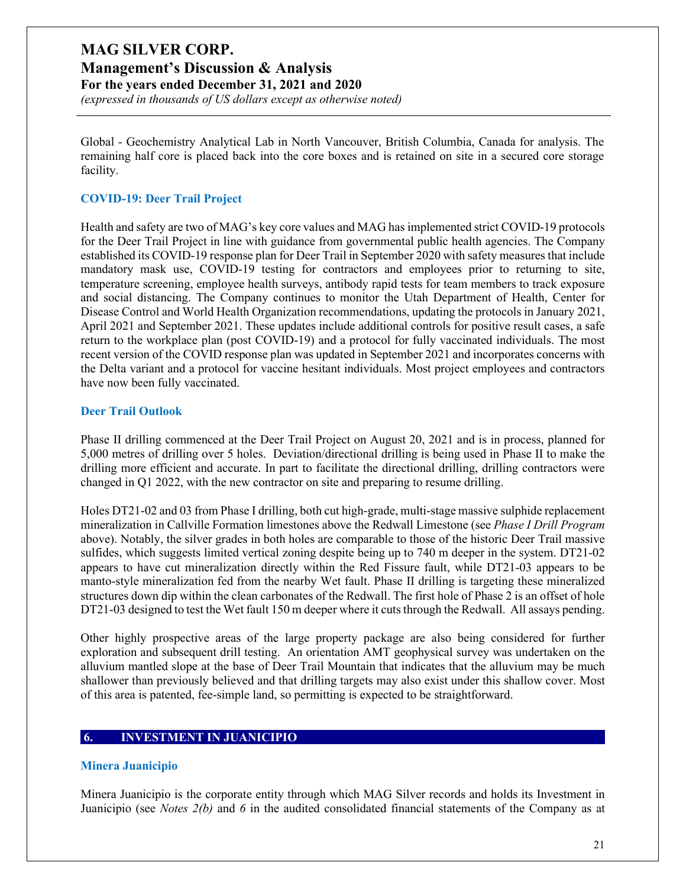Global - Geochemistry Analytical Lab in North Vancouver, British Columbia, Canada for analysis. The remaining half core is placed back into the core boxes and is retained on site in a secured core storage facility.

### COVID-19: Deer Trail Project

Health and safety are two of MAG's key core values and MAG has implemented strict COVID-19 protocols for the Deer Trail Project in line with guidance from governmental public health agencies. The Company established its COVID-19 response plan for Deer Trail in September 2020 with safety measures that include mandatory mask use, COVID-19 testing for contractors and employees prior to returning to site, temperature screening, employee health surveys, antibody rapid tests for team members to track exposure and social distancing. The Company continues to monitor the Utah Department of Health, Center for Disease Control and World Health Organization recommendations, updating the protocols in January 2021, April 2021 and September 2021. These updates include additional controls for positive result cases, a safe return to the workplace plan (post COVID-19) and a protocol for fully vaccinated individuals. The most recent version of the COVID response plan was updated in September 2021 and incorporates concerns with the Delta variant and a protocol for vaccine hesitant individuals. Most project employees and contractors have now been fully vaccinated.

### Deer Trail Outlook

Phase II drilling commenced at the Deer Trail Project on August 20, 2021 and is in process, planned for 5,000 metres of drilling over 5 holes. Deviation/directional drilling is being used in Phase II to make the drilling more efficient and accurate. In part to facilitate the directional drilling, drilling contractors were changed in Q1 2022, with the new contractor on site and preparing to resume drilling.

Holes DT21-02 and 03 from Phase I drilling, both cut high-grade, multi-stage massive sulphide replacement mineralization in Callville Formation limestones above the Redwall Limestone (see *Phase I Drill Program* above). Notably, the silver grades in both holes are comparable to those of the historic Deer Trail massive sulfides, which suggests limited vertical zoning despite being up to 740 m deeper in the system. DT21-02 appears to have cut mineralization directly within the Red Fissure fault, while DT21-03 appears to be manto-style mineralization fed from the nearby Wet fault. Phase II drilling is targeting these mineralized structures down dip within the clean carbonates of the Redwall. The first hole of Phase 2 is an offset of hole DT21-03 designed to test the Wet fault 150 m deeper where it cuts through the Redwall. All assays pending.

Other highly prospective areas of the large property package are also being considered for further exploration and subsequent drill testing. An orientation AMT geophysical survey was undertaken on the alluvium mantled slope at the base of Deer Trail Mountain that indicates that the alluvium may be much shallower than previously believed and that drilling targets may also exist under this shallow cover. Most of this area is patented, fee-simple land, so permitting is expected to be straightforward.

## 6. INVESTMENT IN JUANICIPIO

### Minera Juanicipio

Minera Juanicipio is the corporate entity through which MAG Silver records and holds its Investment in Juanicipio (see *Notes 2(b)* and *6* in the audited consolidated financial statements of the Company as at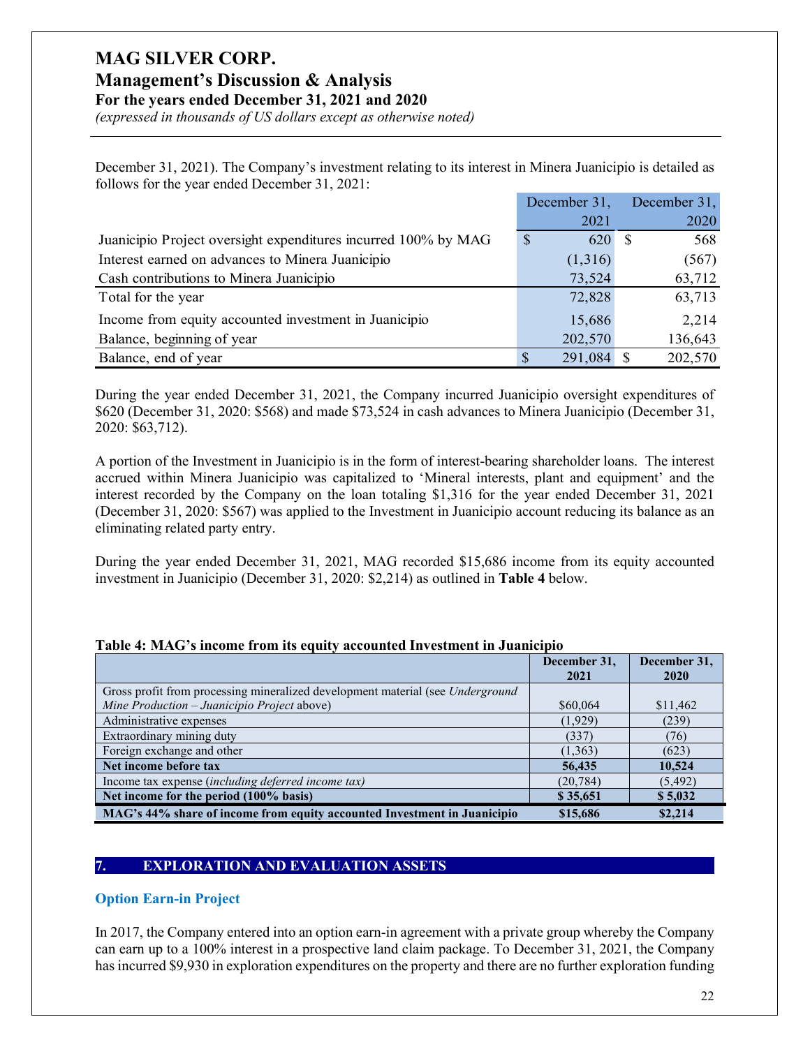December 31, 2021). The Company's investment relating to its interest in Minera Juanicipio is detailed as follows for the year ended December 31, 2021:

| | December 31, 2021 | December 31, 2020 |
|---|---|---|
| Juanicipio Project oversight expenditures incurred 100% by MAG | $ 620 | $ 568 |
| Interest earned on advances to Minera Juanicipio | (1,316) | (567) |
| Cash contributions to Minera Juanicipio | 73,524 | 63,712 |
| Total for the year | 72,828 | 63,713 |
| Income from equity accounted investment in Juanicipio | 15,686 | 2,214 |
| Balance, beginning of year | 202,570 | 136,643 |
| Balance, end of year | $ 291,084 | $ 202,570 |

During the year ended December 31, 2021, the Company incurred Juanicipio oversight expenditures of $620 (December 31, 2020: $568) and made $73,524 in cash advances to Minera Juanicipio (December 31, 2020: $63,712).

A portion of the Investment in Juanicipio is in the form of interest-bearing shareholder loans. The interest accrued within Minera Juanicipio was capitalized to 'Mineral interests, plant and equipment' and the interest recorded by the Company on the loan totaling $1,316 for the year ended December 31, 2021 (December 31, 2020: $567) was applied to the Investment in Juanicipio account reducing its balance as an eliminating related party entry.

During the year ended December 31, 2021, MAG recorded $15,686 income from its equity accounted investment in Juanicipio (December 31, 2020: $2,214) as outlined in **Table 4** below.

**Table 4: MAG's income from its equity accounted Investment in Juanicipio**

| | December 31, 2021 | December 31, 2020 |
|---|---|---|
| Gross profit from processing mineralized development material (see *Underground Mine Production – Juanicipio Project* above) | $60,064 | $11,462 |
| Administrative expenses | (1,929) | (239) |
| Extraordinary mining duty | (337) | (76) |
| Foreign exchange and other | (1,363) | (623) |
| **Net income before tax** | **56,435** | **10,524** |
| Income tax expense (*including deferred income tax*) | (20,784) | (5,492) |
| **Net income for the period (100% basis)** | **$ 35,651** | **$ 5,032** |
| **MAG's 44% share of income from equity accounted Investment in Juanicipio** | **$15,686** | **$2,214** |

## 7. EXPLORATION AND EVALUATION ASSETS

### Option Earn-in Project

In 2017, the Company entered into an option earn-in agreement with a private group whereby the Company can earn up to a 100% interest in a prospective land claim package. To December 31, 2021, the Company has incurred $9,930 in exploration expenditures on the property and there are no further exploration funding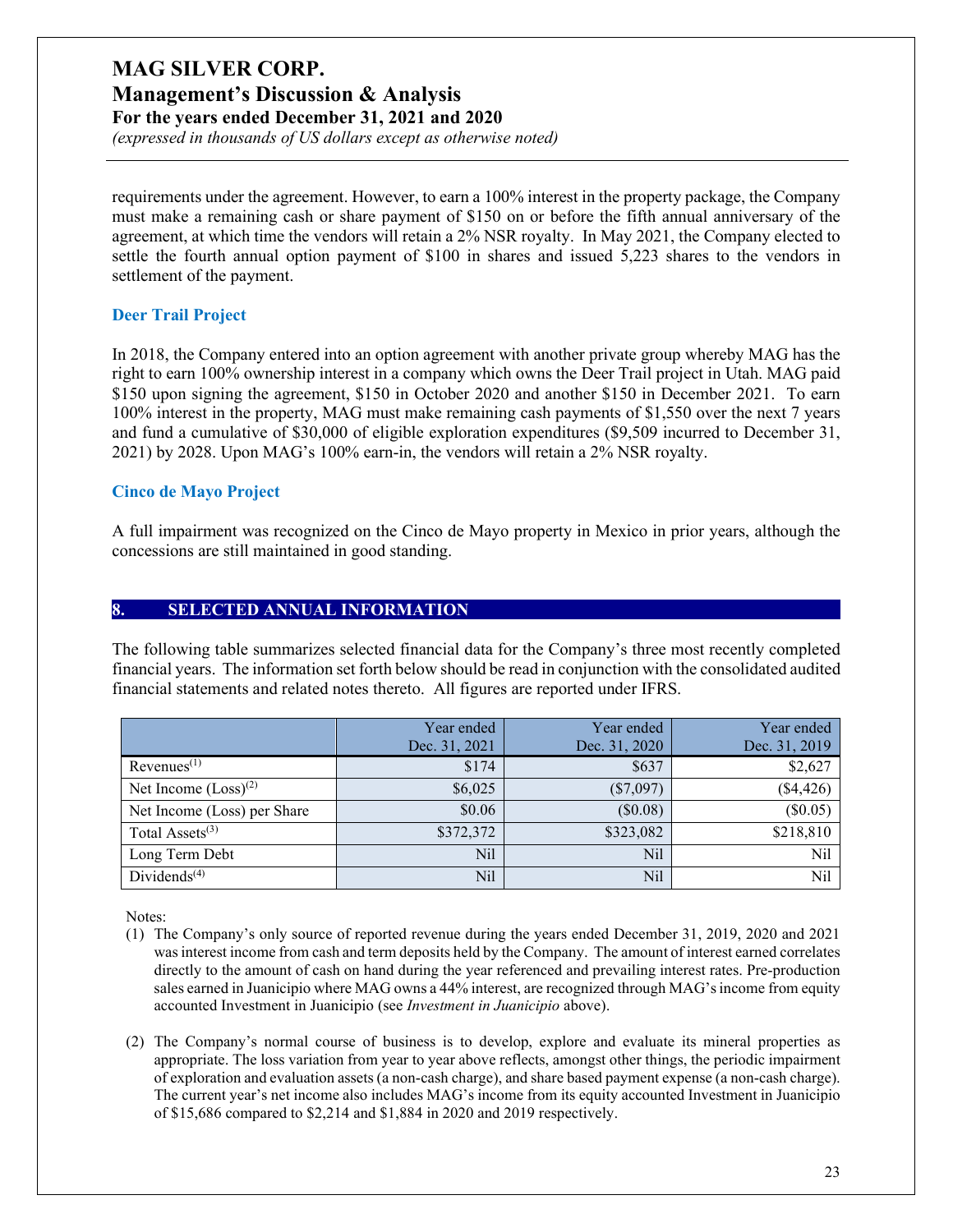requirements under the agreement. However, to earn a 100% interest in the property package, the Company must make a remaining cash or share payment of $150 on or before the fifth annual anniversary of the agreement, at which time the vendors will retain a 2% NSR royalty. In May 2021, the Company elected to settle the fourth annual option payment of $100 in shares and issued 5,223 shares to the vendors in settlement of the payment.

### Deer Trail Project

In 2018, the Company entered into an option agreement with another private group whereby MAG has the right to earn 100% ownership interest in a company which owns the Deer Trail project in Utah. MAG paid $150 upon signing the agreement, $150 in October 2020 and another $150 in December 2021. To earn 100% interest in the property, MAG must make remaining cash payments of $1,550 over the next 7 years and fund a cumulative of $30,000 of eligible exploration expenditures ($9,509 incurred to December 31, 2021) by 2028. Upon MAG's 100% earn-in, the vendors will retain a 2% NSR royalty.

### Cinco de Mayo Project

A full impairment was recognized on the Cinco de Mayo property in Mexico in prior years, although the concessions are still maintained in good standing.

## 8. SELECTED ANNUAL INFORMATION

The following table summarizes selected financial data for the Company's three most recently completed financial years. The information set forth below should be read in conjunction with the consolidated audited financial statements and related notes thereto. All figures are reported under IFRS.

| | Year ended Dec. 31, 2021 | Year ended Dec. 31, 2020 | Year ended Dec. 31, 2019 |
|---|---|---|---|
| Revenues(1) | $174 | $637 | $2,627 |
| Net Income (Loss)(2) | $6,025 | ($7,097) | ($4,426) |
| Net Income (Loss) per Share | $0.06 | ($0.08) | ($0.05) |
| Total Assets(3) | $372,372 | $323,082 | $218,810 |
| Long Term Debt | Nil | Nil | Nil |
| Dividends(4) | Nil | Nil | Nil |

Notes:

(1) The Company's only source of reported revenue during the years ended December 31, 2019, 2020 and 2021 was interest income from cash and term deposits held by the Company. The amount of interest earned correlates directly to the amount of cash on hand during the year referenced and prevailing interest rates. Pre-production sales earned in Juanicipio where MAG owns a 44% interest, are recognized through MAG's income from equity accounted Investment in Juanicipio (see *Investment in Juanicipio* above).

(2) The Company's normal course of business is to develop, explore and evaluate its mineral properties as appropriate. The loss variation from year to year above reflects, amongst other things, the periodic impairment of exploration and evaluation assets (a non-cash charge), and share based payment expense (a non-cash charge). The current year's net income also includes MAG's income from its equity accounted Investment in Juanicipio of $15,686 compared to $2,214 and $1,884 in 2020 and 2019 respectively.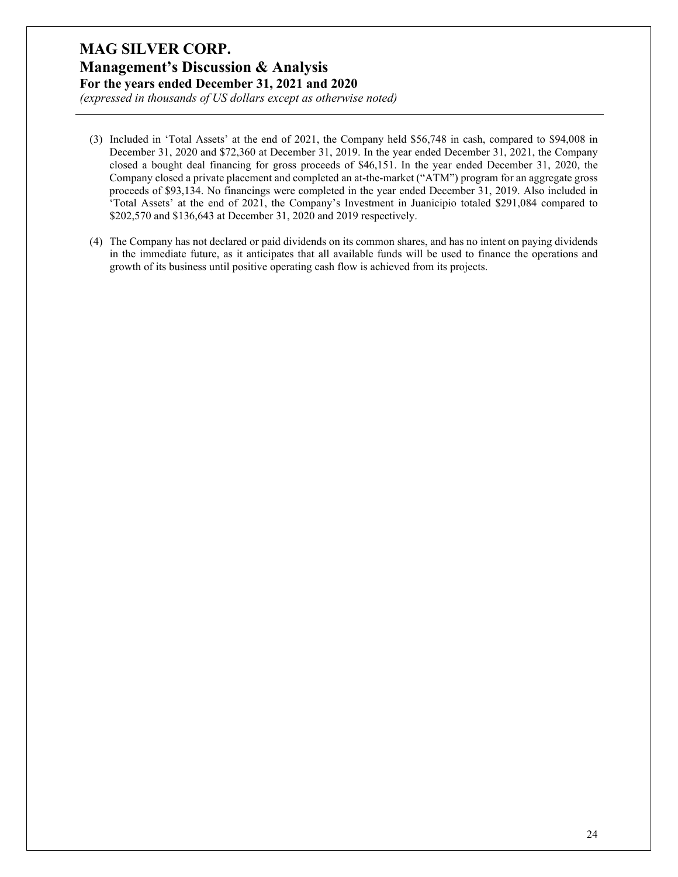(3) Included in 'Total Assets' at the end of 2021, the Company held $56,748 in cash, compared to $94,008 in December 31, 2020 and $72,360 at December 31, 2019. In the year ended December 31, 2021, the Company closed a bought deal financing for gross proceeds of $46,151. In the year ended December 31, 2020, the Company closed a private placement and completed an at-the-market ("ATM") program for an aggregate gross proceeds of $93,134. No financings were completed in the year ended December 31, 2019. Also included in 'Total Assets' at the end of 2021, the Company's Investment in Juanicipio totaled $291,084 compared to $202,570 and $136,643 at December 31, 2020 and 2019 respectively.

(4) The Company has not declared or paid dividends on its common shares, and has no intent on paying dividends in the immediate future, as it anticipates that all available funds will be used to finance the operations and growth of its business until positive operating cash flow is achieved from its projects.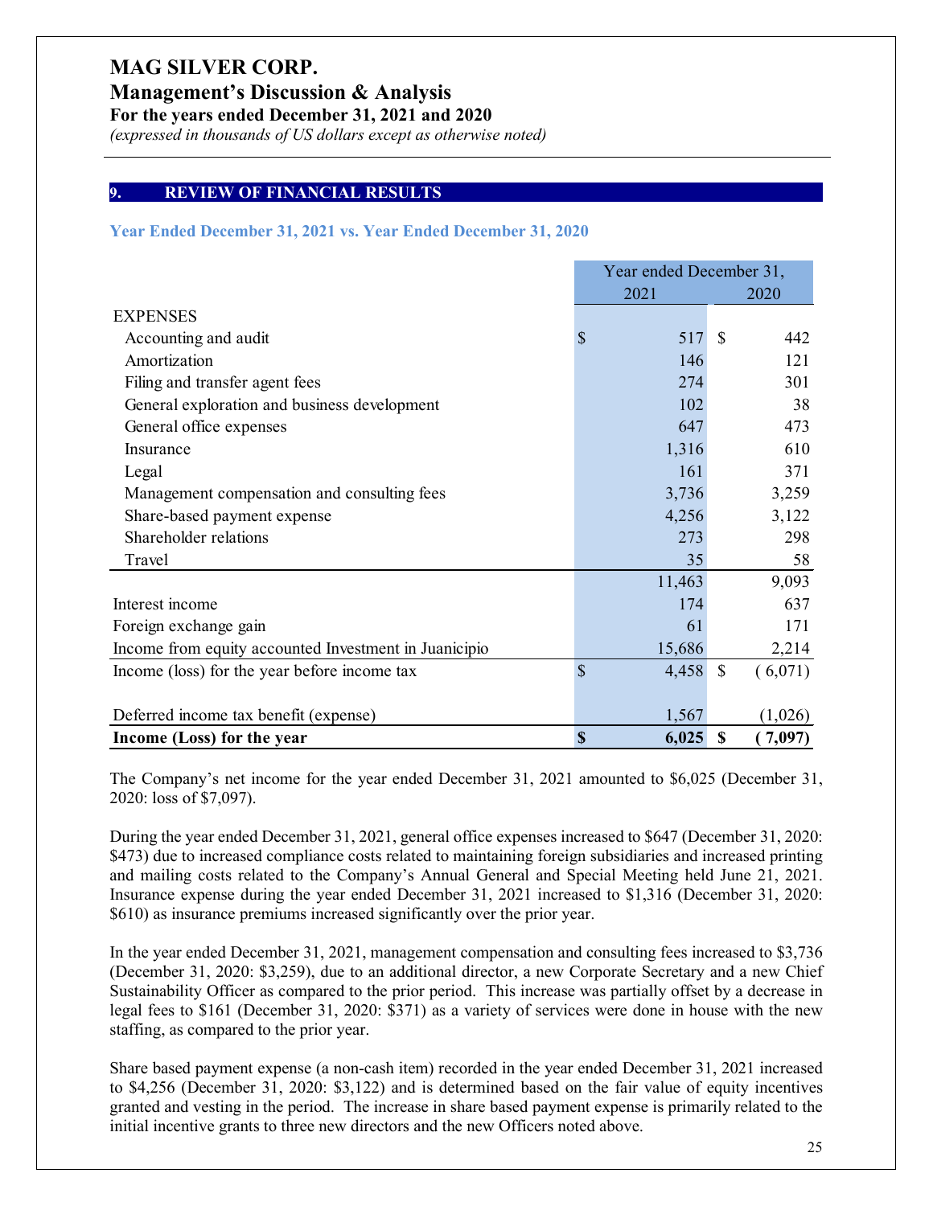## 9. REVIEW OF FINANCIAL RESULTS

### Year Ended December 31, 2021 vs. Year Ended December 31, 2020

| | Year ended December 31, 2021 | 2020 |
|---|---|---|
| EXPENSES | | |
| Accounting and audit | $ 517 | $ 442 |
| Amortization | 146 | 121 |
| Filing and transfer agent fees | 274 | 301 |
| General exploration and business development | 102 | 38 |
| General office expenses | 647 | 473 |
| Insurance | 1,316 | 610 |
| Legal | 161 | 371 |
| Management compensation and consulting fees | 3,736 | 3,259 |
| Share-based payment expense | 4,256 | 3,122 |
| Shareholder relations | 273 | 298 |
| Travel | 35 | 58 |
| | 11,463 | 9,093 |
| Interest income | 174 | 637 |
| Foreign exchange gain | 61 | 171 |
| Income from equity accounted Investment in Juanicipio | 15,686 | 2,214 |
| Income (loss) for the year before income tax | $ 4,458 | $ (6,071) |
| Deferred income tax benefit (expense) | 1,567 | (1,026) |
| **Income (Loss) for the year** | **$ 6,025** | **$ (7,097)** |

The Company's net income for the year ended December 31, 2021 amounted to $6,025 (December 31, 2020: loss of $7,097).

During the year ended December 31, 2021, general office expenses increased to $647 (December 31, 2020: $473) due to increased compliance costs related to maintaining foreign subsidiaries and increased printing and mailing costs related to the Company's Annual General and Special Meeting held June 21, 2021. Insurance expense during the year ended December 31, 2021 increased to $1,316 (December 31, 2020: $610) as insurance premiums increased significantly over the prior year.

In the year ended December 31, 2021, management compensation and consulting fees increased to $3,736 (December 31, 2020: $3,259), due to an additional director, a new Corporate Secretary and a new Chief Sustainability Officer as compared to the prior period. This increase was partially offset by a decrease in legal fees to $161 (December 31, 2020: $371) as a variety of services were done in house with the new staffing, as compared to the prior year.

Share based payment expense (a non-cash item) recorded in the year ended December 31, 2021 increased to $4,256 (December 31, 2020: $3,122) and is determined based on the fair value of equity incentives granted and vesting in the period. The increase in share based payment expense is primarily related to the initial incentive grants to three new directors and the new Officers noted above.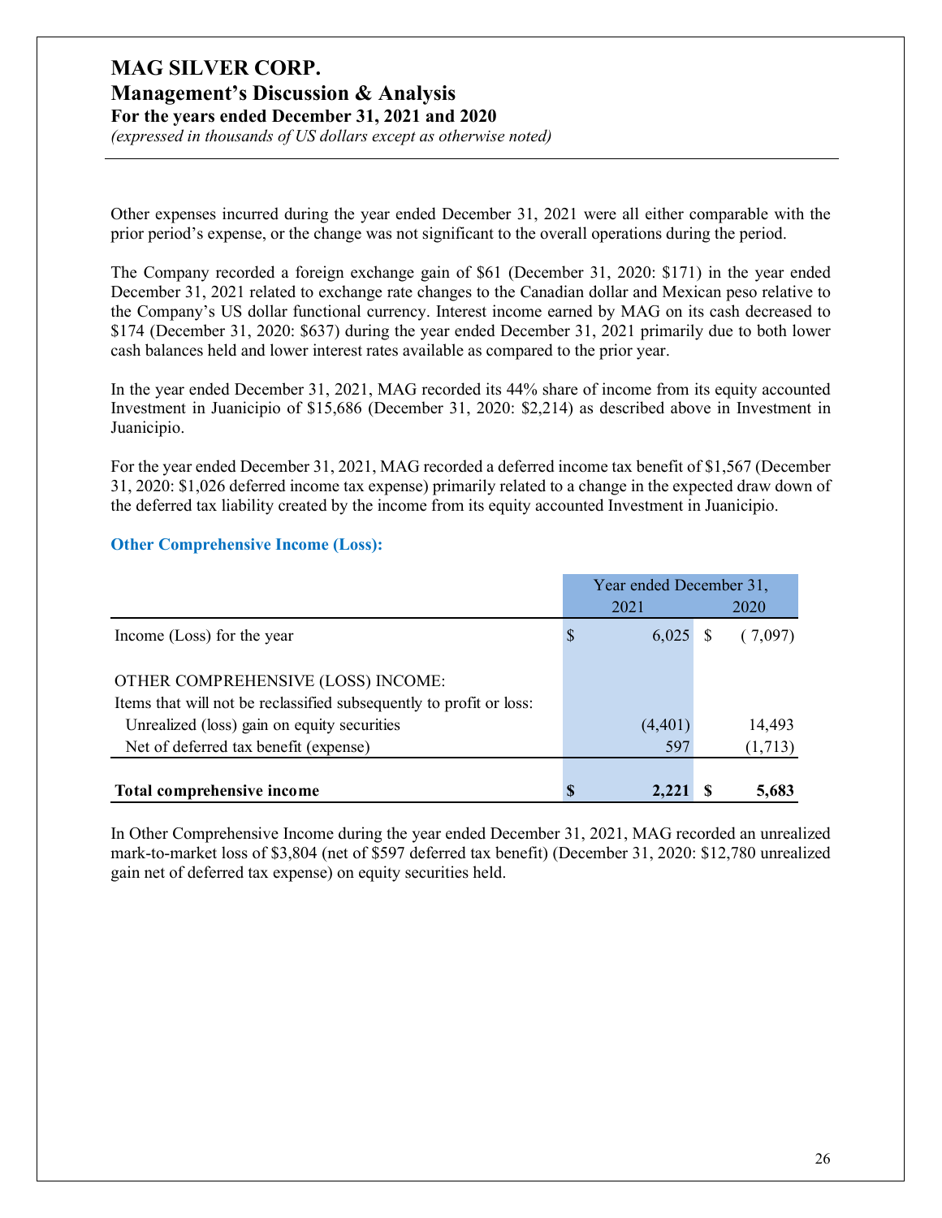Other expenses incurred during the year ended December 31, 2021 were all either comparable with the prior period's expense, or the change was not significant to the overall operations during the period.

The Company recorded a foreign exchange gain of $61 (December 31, 2020: $171) in the year ended December 31, 2021 related to exchange rate changes to the Canadian dollar and Mexican peso relative to the Company's US dollar functional currency. Interest income earned by MAG on its cash decreased to $174 (December 31, 2020: $637) during the year ended December 31, 2021 primarily due to both lower cash balances held and lower interest rates available as compared to the prior year.

In the year ended December 31, 2021, MAG recorded its 44% share of income from its equity accounted Investment in Juanicipio of $15,686 (December 31, 2020: $2,214) as described above in Investment in Juanicipio.

For the year ended December 31, 2021, MAG recorded a deferred income tax benefit of $1,567 (December 31, 2020: $1,026 deferred income tax expense) primarily related to a change in the expected draw down of the deferred tax liability created by the income from its equity accounted Investment in Juanicipio.

### Other Comprehensive Income (Loss):

| | Year ended December 31, | |
|---|---|---|
| | 2021 | 2020 |
| Income (Loss) for the year | $ 6,025 | $ ( 7,097) |
| OTHER COMPREHENSIVE (LOSS) INCOME: | | |
| Items that will not be reclassified subsequently to profit or loss: | | |
| Unrealized (loss) gain on equity securities | (4,401) | 14,493 |
| Net of deferred tax benefit (expense) | 597 | (1,713) |
| **Total comprehensive income** | **$ 2,221** | **$ 5,683** |

In Other Comprehensive Income during the year ended December 31, 2021, MAG recorded an unrealized mark-to-market loss of $3,804 (net of $597 deferred tax benefit) (December 31, 2020: $12,780 unrealized gain net of deferred tax expense) on equity securities held.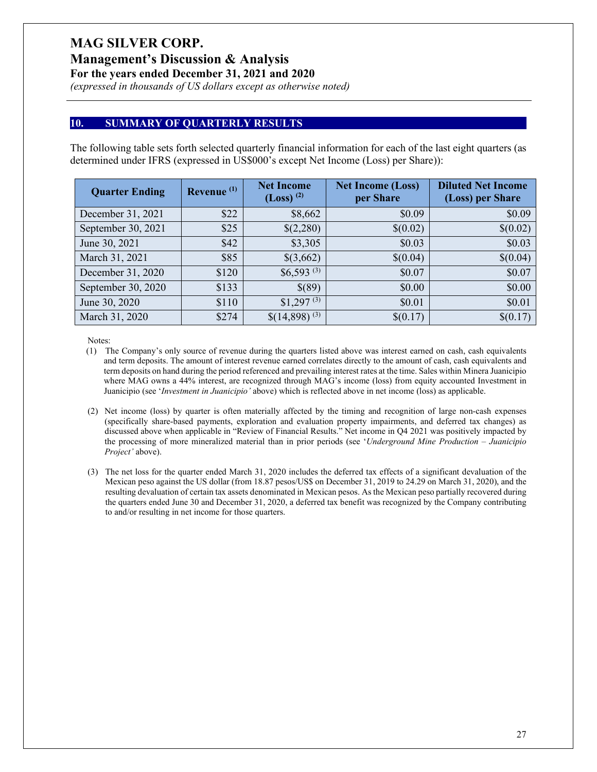## 10. SUMMARY OF QUARTERLY RESULTS

The following table sets forth selected quarterly financial information for each of the last eight quarters (as determined under IFRS (expressed in US$000's except Net Income (Loss) per Share)):

| Quarter Ending | Revenue (1) | Net Income (Loss) (2) | Net Income (Loss) per Share | Diluted Net Income (Loss) per Share |
|---|---|---|---|---|
| December 31, 2021 | $22 | $8,662 | $0.09 | $0.09 |
| September 30, 2021 | $25 | $(2,280) | $(0.02) | $(0.02) |
| June 30, 2021 | $42 | $3,305 | $0.03 | $0.03 |
| March 31, 2021 | $85 | $(3,662) | $(0.04) | $(0.04) |
| December 31, 2020 | $120 | $6,593 (3) | $0.07 | $0.07 |
| September 30, 2020 | $133 | $(89) | $0.00 | $0.00 |
| June 30, 2020 | $110 | $1,297 (3) | $0.01 | $0.01 |
| March 31, 2020 | $274 | $(14,898) (3) | $(0.17) | $(0.17) |

Notes:

(1) The Company's only source of revenue during the quarters listed above was interest earned on cash, cash equivalents and term deposits. The amount of interest revenue earned correlates directly to the amount of cash, cash equivalents and term deposits on hand during the period referenced and prevailing interest rates at the time. Sales within Minera Juanicipio where MAG owns a 44% interest, are recognized through MAG's income (loss) from equity accounted Investment in Juanicipio (see '*Investment in Juanicipio'* above) which is reflected above in net income (loss) as applicable.

(2) Net income (loss) by quarter is often materially affected by the timing and recognition of large non-cash expenses (specifically share-based payments, exploration and evaluation property impairments, and deferred tax changes) as discussed above when applicable in "Review of Financial Results." Net income in Q4 2021 was positively impacted by the processing of more mineralized material than in prior periods (see '*Underground Mine Production – Juanicipio Project'* above).

(3) The net loss for the quarter ended March 31, 2020 includes the deferred tax effects of a significant devaluation of the Mexican peso against the US dollar (from 18.87 pesos/US$ on December 31, 2019 to 24.29 on March 31, 2020), and the resulting devaluation of certain tax assets denominated in Mexican pesos. As the Mexican peso partially recovered during the quarters ended June 30 and December 31, 2020, a deferred tax benefit was recognized by the Company contributing to and/or resulting in net income for those quarters.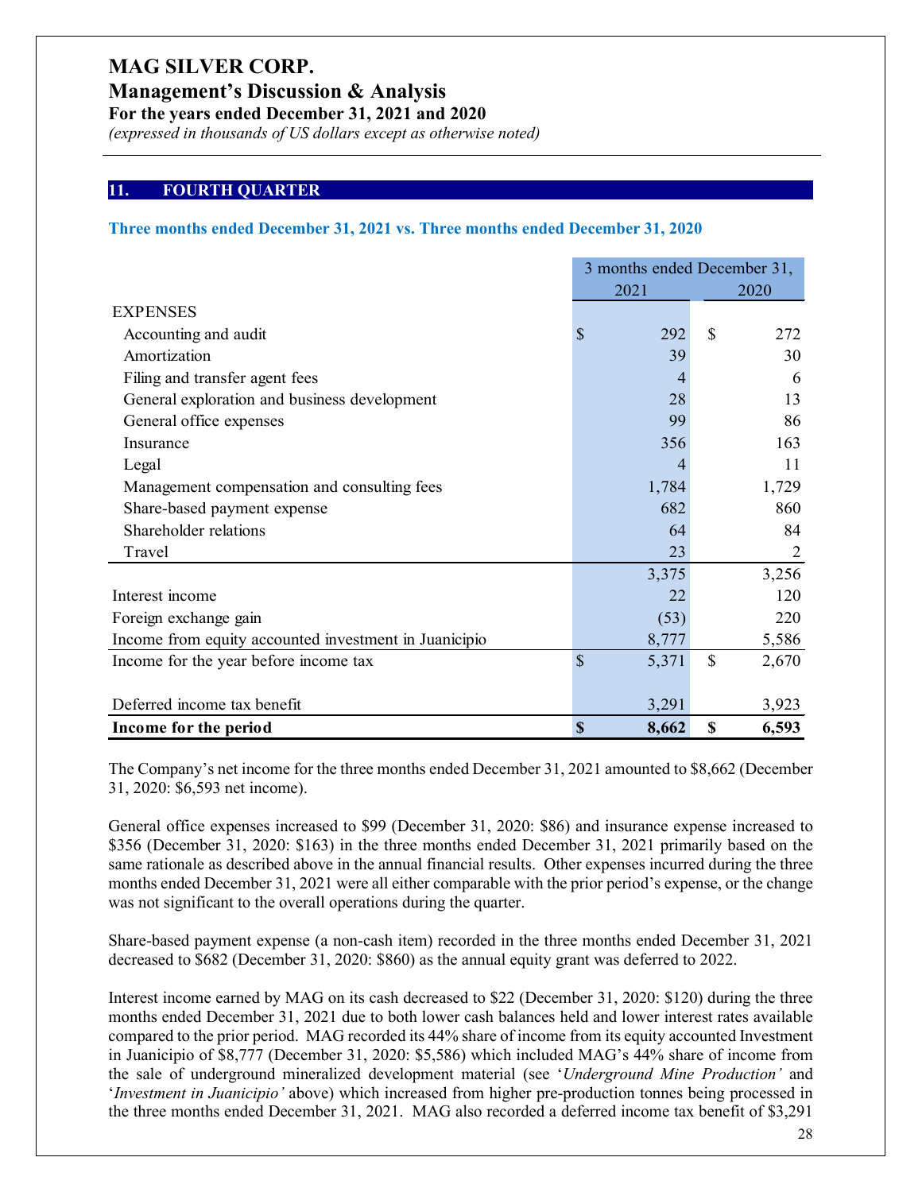## 11. FOURTH QUARTER

### Three months ended December 31, 2021 vs. Three months ended December 31, 2020

| | 3 months ended December 31, | |
|---|---|---|
| | 2021 | 2020 |
| EXPENSES | | |
| Accounting and audit | $ 292 | $ 272 |
| Amortization | 39 | 30 |
| Filing and transfer agent fees | 4 | 6 |
| General exploration and business development | 28 | 13 |
| General office expenses | 99 | 86 |
| Insurance | 356 | 163 |
| Legal | 4 | 11 |
| Management compensation and consulting fees | 1,784 | 1,729 |
| Share-based payment expense | 682 | 860 |
| Shareholder relations | 64 | 84 |
| Travel | 23 | 2 |
| | 3,375 | 3,256 |
| Interest income | 22 | 120 |
| Foreign exchange gain | (53) | 220 |
| Income from equity accounted investment in Juanicipio | 8,777 | 5,586 |
| Income for the year before income tax | $ 5,371 | $ 2,670 |
| Deferred income tax benefit | 3,291 | 3,923 |
| **Income for the period** | **$ 8,662** | **$ 6,593** |

The Company's net income for the three months ended December 31, 2021 amounted to $8,662 (December 31, 2020: $6,593 net income).

General office expenses increased to $99 (December 31, 2020: $86) and insurance expense increased to $356 (December 31, 2020: $163) in the three months ended December 31, 2021 primarily based on the same rationale as described above in the annual financial results. Other expenses incurred during the three months ended December 31, 2021 were all either comparable with the prior period's expense, or the change was not significant to the overall operations during the quarter.

Share-based payment expense (a non-cash item) recorded in the three months ended December 31, 2021 decreased to $682 (December 31, 2020: $860) as the annual equity grant was deferred to 2022.

Interest income earned by MAG on its cash decreased to $22 (December 31, 2020: $120) during the three months ended December 31, 2021 due to both lower cash balances held and lower interest rates available compared to the prior period. MAG recorded its 44% share of income from its equity accounted Investment in Juanicipio of $8,777 (December 31, 2020: $5,586) which included MAG's 44% share of income from the sale of underground mineralized development material (see '*Underground Mine Production'* and '*Investment in Juanicipio'* above) which increased from higher pre-production tonnes being processed in the three months ended December 31, 2021. MAG also recorded a deferred income tax benefit of $3,291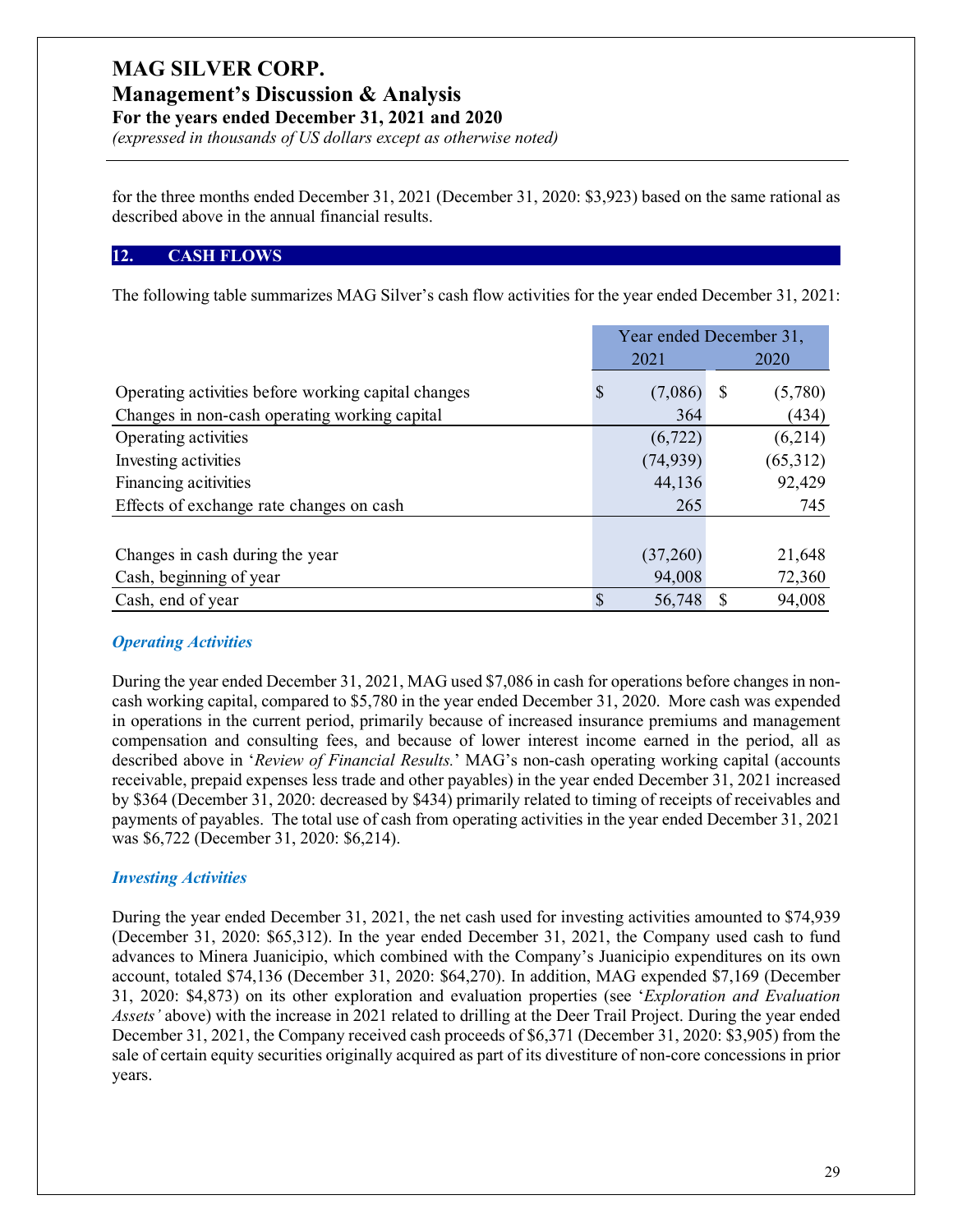for the three months ended December 31, 2021 (December 31, 2020: $3,923) based on the same rational as described above in the annual financial results.

## 12. CASH FLOWS

The following table summarizes MAG Silver's cash flow activities for the year ended December 31, 2021:

| | Year ended December 31, 2021 | Year ended December 31, 2020 |
|---|---|---|
| Operating activities before working capital changes | $ (7,086) | $ (5,780) |
| Changes in non-cash operating working capital | 364 | (434) |
| Operating activities | (6,722) | (6,214) |
| Investing activities | (74,939) | (65,312) |
| Financing acitivities | 44,136 | 92,429 |
| Effects of exchange rate changes on cash | 265 | 745 |
| | | |
| Changes in cash during the year | (37,260) | 21,648 |
| Cash, beginning of year | 94,008 | 72,360 |
| Cash, end of year | $ 56,748 | $ 94,008 |

### *Operating Activities*

During the year ended December 31, 2021, MAG used $7,086 in cash for operations before changes in non-cash working capital, compared to $5,780 in the year ended December 31, 2020. More cash was expended in operations in the current period, primarily because of increased insurance premiums and management compensation and consulting fees, and because of lower interest income earned in the period, all as described above in '*Review of Financial Results.*' MAG's non-cash operating working capital (accounts receivable, prepaid expenses less trade and other payables) in the year ended December 31, 2021 increased by $364 (December 31, 2020: decreased by $434) primarily related to timing of receipts of receivables and payments of payables. The total use of cash from operating activities in the year ended December 31, 2021 was $6,722 (December 31, 2020: $6,214).

### *Investing Activities*

During the year ended December 31, 2021, the net cash used for investing activities amounted to $74,939 (December 31, 2020: $65,312). In the year ended December 31, 2021, the Company used cash to fund advances to Minera Juanicipio, which combined with the Company's Juanicipio expenditures on its own account, totaled $74,136 (December 31, 2020: $64,270). In addition, MAG expended $7,169 (December 31, 2020: $4,873) on its other exploration and evaluation properties (see '*Exploration and Evaluation Assets'* above) with the increase in 2021 related to drilling at the Deer Trail Project. During the year ended December 31, 2021, the Company received cash proceeds of $6,371 (December 31, 2020: $3,905) from the sale of certain equity securities originally acquired as part of its divestiture of non-core concessions in prior years.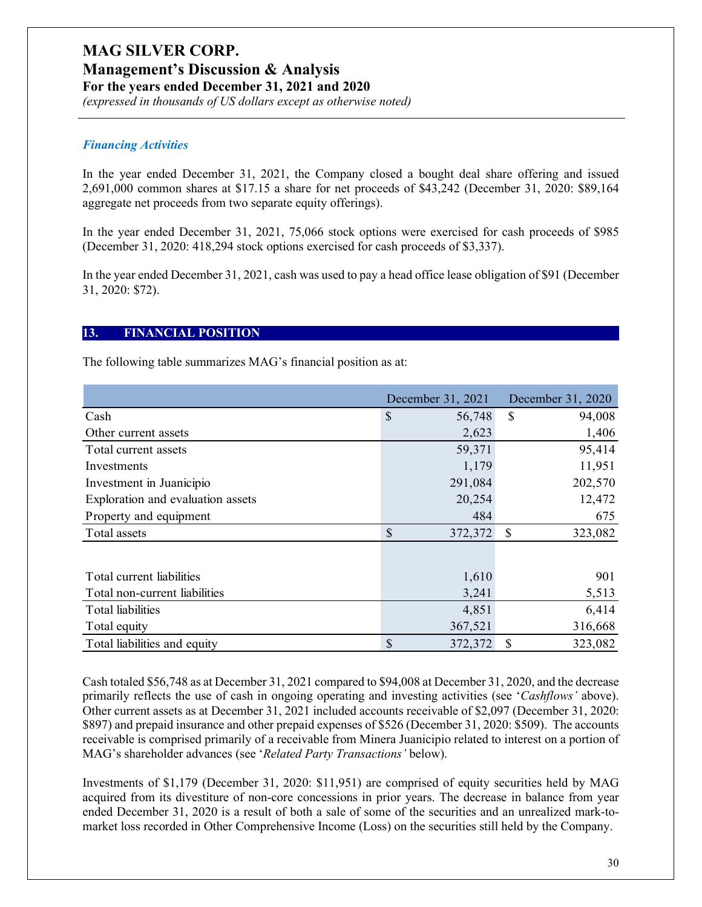### *Financing Activities*

In the year ended December 31, 2021, the Company closed a bought deal share offering and issued 2,691,000 common shares at $17.15 a share for net proceeds of $43,242 (December 31, 2020: $89,164 aggregate net proceeds from two separate equity offerings).

In the year ended December 31, 2021, 75,066 stock options were exercised for cash proceeds of $985 (December 31, 2020: 418,294 stock options exercised for cash proceeds of $3,337).

In the year ended December 31, 2021, cash was used to pay a head office lease obligation of $91 (December 31, 2020: $72).

## 13. FINANCIAL POSITION

The following table summarizes MAG's financial position as at:

| | December 31, 2021 | December 31, 2020 |
|---|---|---|
| Cash | $ 56,748 | $ 94,008 |
| Other current assets | 2,623 | 1,406 |
| Total current assets | 59,371 | 95,414 |
| Investments | 1,179 | 11,951 |
| Investment in Juanicipio | 291,084 | 202,570 |
| Exploration and evaluation assets | 20,254 | 12,472 |
| Property and equipment | 484 | 675 |
| Total assets | $ 372,372 | $ 323,082 |
| | | |
| Total current liabilities | 1,610 | 901 |
| Total non-current liabilities | 3,241 | 5,513 |
| Total liabilities | 4,851 | 6,414 |
| Total equity | 367,521 | 316,668 |
| Total liabilities and equity | $ 372,372 | $ 323,082 |

Cash totaled $56,748 as at December 31, 2021 compared to $94,008 at December 31, 2020, and the decrease primarily reflects the use of cash in ongoing operating and investing activities (see '*Cashflows'* above). Other current assets as at December 31, 2021 included accounts receivable of $2,097 (December 31, 2020: $897) and prepaid insurance and other prepaid expenses of $526 (December 31, 2020: $509). The accounts receivable is comprised primarily of a receivable from Minera Juanicipio related to interest on a portion of MAG's shareholder advances (see '*Related Party Transactions'* below).

Investments of $1,179 (December 31, 2020: $11,951) are comprised of equity securities held by MAG acquired from its divestiture of non-core concessions in prior years. The decrease in balance from year ended December 31, 2020 is a result of both a sale of some of the securities and an unrealized mark-to-market loss recorded in Other Comprehensive Income (Loss) on the securities still held by the Company.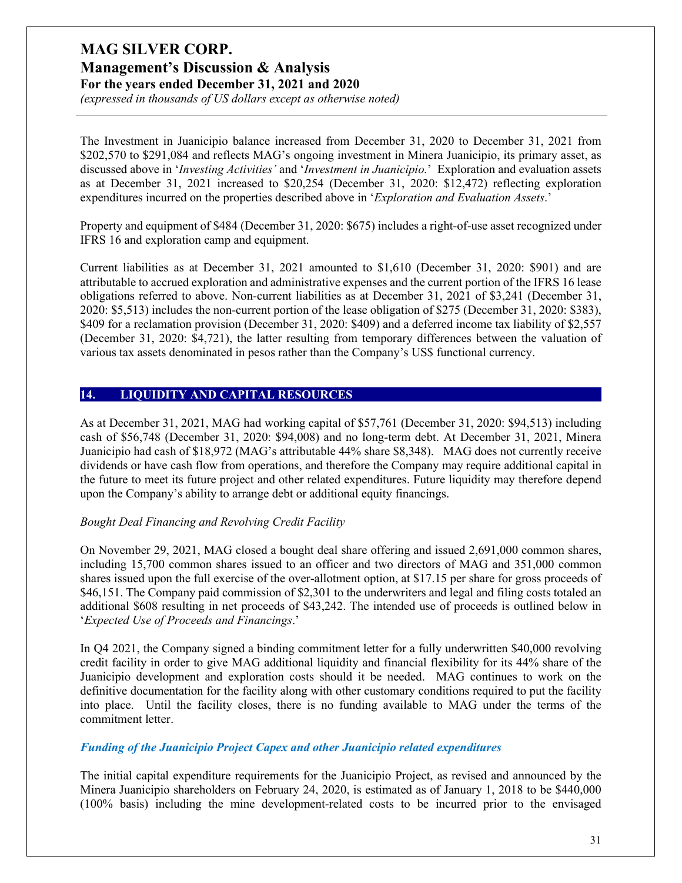The Investment in Juanicipio balance increased from December 31, 2020 to December 31, 2021 from $202,570 to $291,084 and reflects MAG's ongoing investment in Minera Juanicipio, its primary asset, as discussed above in '*Investing Activities'* and '*Investment in Juanicipio.*' Exploration and evaluation assets as at December 31, 2021 increased to $20,254 (December 31, 2020: $12,472) reflecting exploration expenditures incurred on the properties described above in '*Exploration and Evaluation Assets*.'

Property and equipment of $484 (December 31, 2020: $675) includes a right-of-use asset recognized under IFRS 16 and exploration camp and equipment.

Current liabilities as at December 31, 2021 amounted to $1,610 (December 31, 2020: $901) and are attributable to accrued exploration and administrative expenses and the current portion of the IFRS 16 lease obligations referred to above. Non-current liabilities as at December 31, 2021 of $3,241 (December 31, 2020: $5,513) includes the non-current portion of the lease obligation of $275 (December 31, 2020: $383), $409 for a reclamation provision (December 31, 2020: $409) and a deferred income tax liability of $2,557 (December 31, 2020: $4,721), the latter resulting from temporary differences between the valuation of various tax assets denominated in pesos rather than the Company's US$ functional currency.

## 14. LIQUIDITY AND CAPITAL RESOURCES

As at December 31, 2021, MAG had working capital of $57,761 (December 31, 2020: $94,513) including cash of $56,748 (December 31, 2020: $94,008) and no long-term debt. At December 31, 2021, Minera Juanicipio had cash of $18,972 (MAG's attributable 44% share $8,348). MAG does not currently receive dividends or have cash flow from operations, and therefore the Company may require additional capital in the future to meet its future project and other related expenditures. Future liquidity may therefore depend upon the Company's ability to arrange debt or additional equity financings.

*Bought Deal Financing and Revolving Credit Facility*

On November 29, 2021, MAG closed a bought deal share offering and issued 2,691,000 common shares, including 15,700 common shares issued to an officer and two directors of MAG and 351,000 common shares issued upon the full exercise of the over-allotment option, at $17.15 per share for gross proceeds of $46,151. The Company paid commission of $2,301 to the underwriters and legal and filing costs totaled an additional $608 resulting in net proceeds of $43,242. The intended use of proceeds is outlined below in '*Expected Use of Proceeds and Financings*.'

In Q4 2021, the Company signed a binding commitment letter for a fully underwritten $40,000 revolving credit facility in order to give MAG additional liquidity and financial flexibility for its 44% share of the Juanicipio development and exploration costs should it be needed. MAG continues to work on the definitive documentation for the facility along with other customary conditions required to put the facility into place. Until the facility closes, there is no funding available to MAG under the terms of the commitment letter.

***Funding of the Juanicipio Project Capex and other Juanicipio related expenditures***

The initial capital expenditure requirements for the Juanicipio Project, as revised and announced by the Minera Juanicipio shareholders on February 24, 2020, is estimated as of January 1, 2018 to be $440,000 (100% basis) including the mine development-related costs to be incurred prior to the envisaged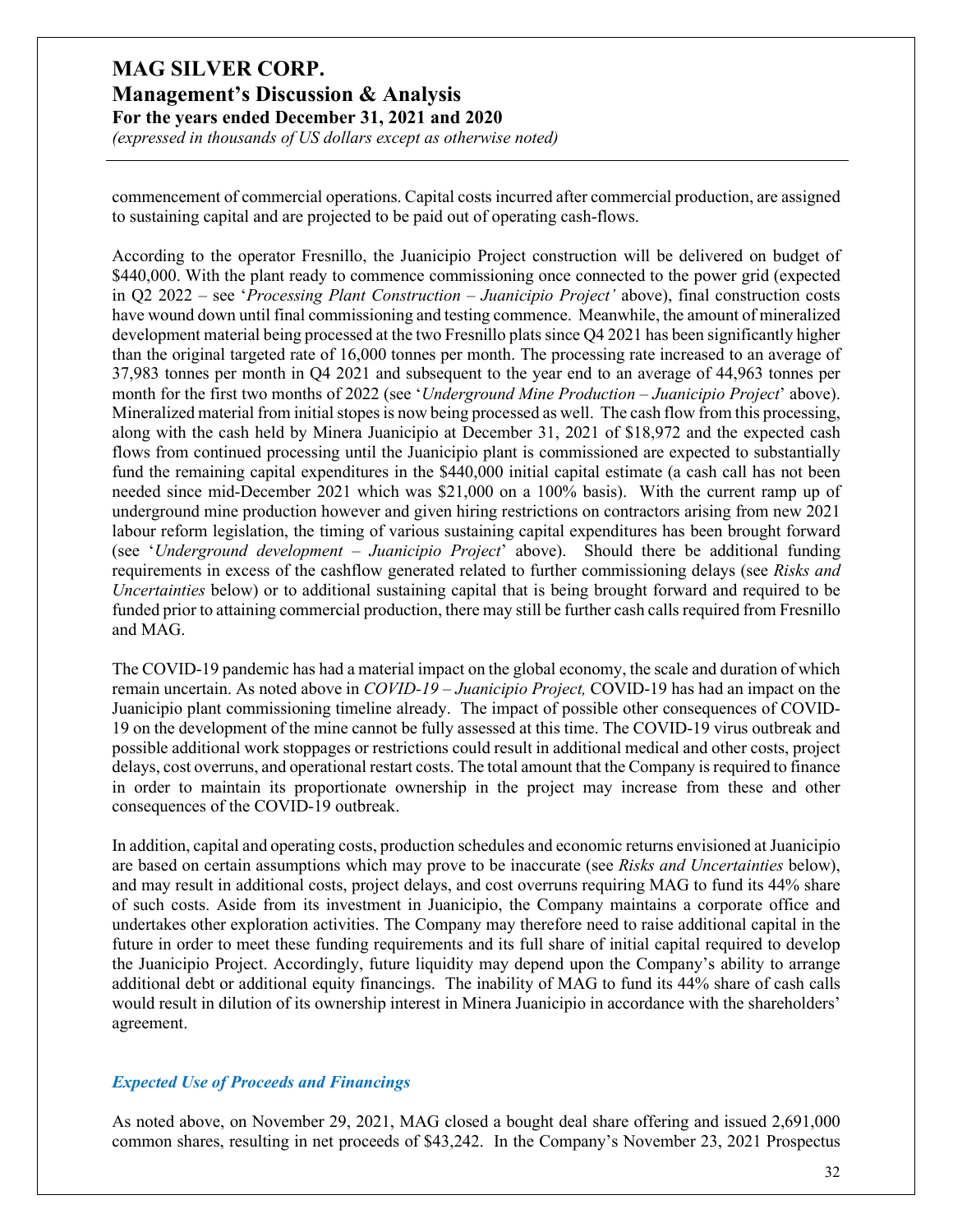commencement of commercial operations. Capital costs incurred after commercial production, are assigned to sustaining capital and are projected to be paid out of operating cash-flows.

According to the operator Fresnillo, the Juanicipio Project construction will be delivered on budget of $440,000. With the plant ready to commence commissioning once connected to the power grid (expected in Q2 2022 – see '*Processing Plant Construction – Juanicipio Project'* above), final construction costs have wound down until final commissioning and testing commence. Meanwhile, the amount of mineralized development material being processed at the two Fresnillo plats since Q4 2021 has been significantly higher than the original targeted rate of 16,000 tonnes per month. The processing rate increased to an average of 37,983 tonnes per month in Q4 2021 and subsequent to the year end to an average of 44,963 tonnes per month for the first two months of 2022 (see '*Underground Mine Production – Juanicipio Project*' above). Mineralized material from initial stopes is now being processed as well. The cash flow from this processing, along with the cash held by Minera Juanicipio at December 31, 2021 of $18,972 and the expected cash flows from continued processing until the Juanicipio plant is commissioned are expected to substantially fund the remaining capital expenditures in the $440,000 initial capital estimate (a cash call has not been needed since mid-December 2021 which was $21,000 on a 100% basis). With the current ramp up of underground mine production however and given hiring restrictions on contractors arising from new 2021 labour reform legislation, the timing of various sustaining capital expenditures has been brought forward (see '*Underground development – Juanicipio Project*' above). Should there be additional funding requirements in excess of the cashflow generated related to further commissioning delays (see *Risks and Uncertainties* below) or to additional sustaining capital that is being brought forward and required to be funded prior to attaining commercial production, there may still be further cash calls required from Fresnillo and MAG.

The COVID-19 pandemic has had a material impact on the global economy, the scale and duration of which remain uncertain. As noted above in *COVID-19 – Juanicipio Project,* COVID-19 has had an impact on the Juanicipio plant commissioning timeline already. The impact of possible other consequences of COVID-19 on the development of the mine cannot be fully assessed at this time. The COVID-19 virus outbreak and possible additional work stoppages or restrictions could result in additional medical and other costs, project delays, cost overruns, and operational restart costs. The total amount that the Company is required to finance in order to maintain its proportionate ownership in the project may increase from these and other consequences of the COVID-19 outbreak.

In addition, capital and operating costs, production schedules and economic returns envisioned at Juanicipio are based on certain assumptions which may prove to be inaccurate (see *Risks and Uncertainties* below), and may result in additional costs, project delays, and cost overruns requiring MAG to fund its 44% share of such costs. Aside from its investment in Juanicipio, the Company maintains a corporate office and undertakes other exploration activities. The Company may therefore need to raise additional capital in the future in order to meet these funding requirements and its full share of initial capital required to develop the Juanicipio Project. Accordingly, future liquidity may depend upon the Company's ability to arrange additional debt or additional equity financings. The inability of MAG to fund its 44% share of cash calls would result in dilution of its ownership interest in Minera Juanicipio in accordance with the shareholders' agreement.

### *Expected Use of Proceeds and Financings*

As noted above, on November 29, 2021, MAG closed a bought deal share offering and issued 2,691,000 common shares, resulting in net proceeds of $43,242. In the Company's November 23, 2021 Prospectus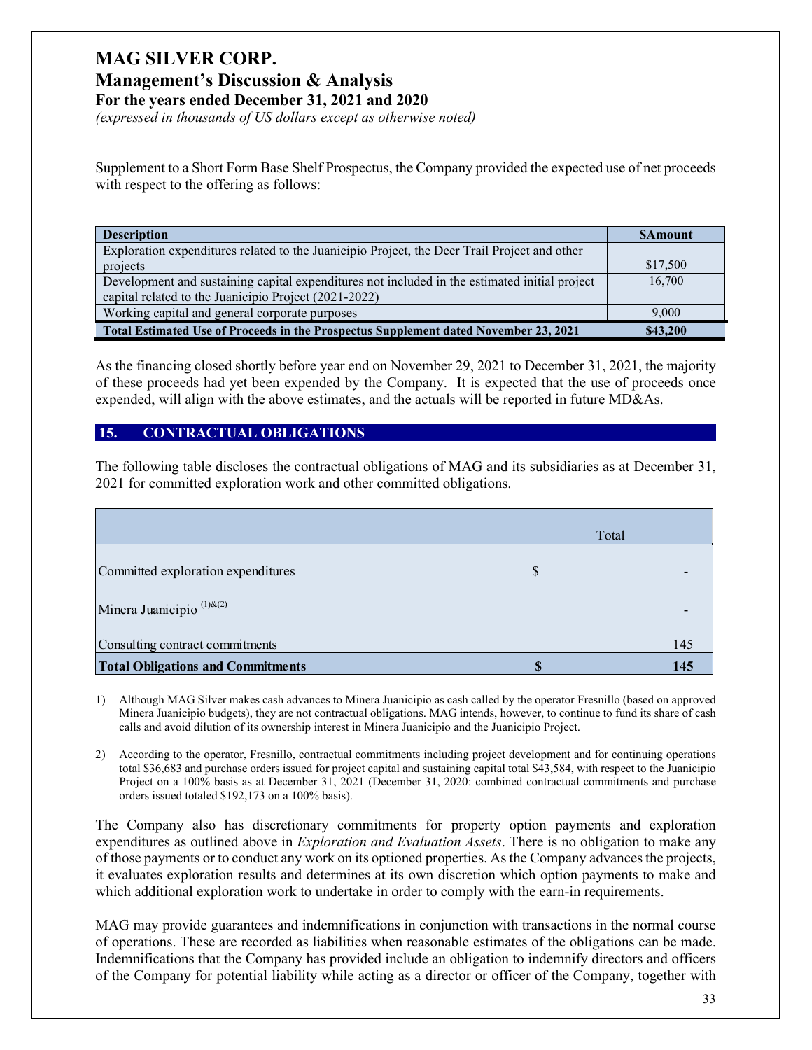Supplement to a Short Form Base Shelf Prospectus, the Company provided the expected use of net proceeds with respect to the offering as follows:

| Description | $Amount |
|---|---|
| Exploration expenditures related to the Juanicipio Project, the Deer Trail Project and other projects | $17,500 |
| Development and sustaining capital expenditures not included in the estimated initial project capital related to the Juanicipio Project (2021-2022) | 16,700 |
| Working capital and general corporate purposes | 9,000 |
| **Total Estimated Use of Proceeds in the Prospectus Supplement dated November 23, 2021** | **$43,200** |

As the financing closed shortly before year end on November 29, 2021 to December 31, 2021, the majority of these proceeds had yet been expended by the Company. It is expected that the use of proceeds once expended, will align with the above estimates, and the actuals will be reported in future MD&As.

## 15. CONTRACTUAL OBLIGATIONS

The following table discloses the contractual obligations of MAG and its subsidiaries as at December 31, 2021 for committed exploration work and other committed obligations.

| | | Total |
|---|---|---|
| Committed exploration expenditures | $ | - |
| Minera Juanicipio (1)&(2) | | - |
| Consulting contract commitments | | 145 |
| **Total Obligations and Commitments** | **$** | **145** |

1) Although MAG Silver makes cash advances to Minera Juanicipio as cash called by the operator Fresnillo (based on approved Minera Juanicipio budgets), they are not contractual obligations. MAG intends, however, to continue to fund its share of cash calls and avoid dilution of its ownership interest in Minera Juanicipio and the Juanicipio Project.

2) According to the operator, Fresnillo, contractual commitments including project development and for continuing operations total $36,683 and purchase orders issued for project capital and sustaining capital total $43,584, with respect to the Juanicipio Project on a 100% basis as at December 31, 2021 (December 31, 2020: combined contractual commitments and purchase orders issued totaled $192,173 on a 100% basis).

The Company also has discretionary commitments for property option payments and exploration expenditures as outlined above in *Exploration and Evaluation Assets*. There is no obligation to make any of those payments or to conduct any work on its optioned properties. As the Company advances the projects, it evaluates exploration results and determines at its own discretion which option payments to make and which additional exploration work to undertake in order to comply with the earn-in requirements.

MAG may provide guarantees and indemnifications in conjunction with transactions in the normal course of operations. These are recorded as liabilities when reasonable estimates of the obligations can be made. Indemnifications that the Company has provided include an obligation to indemnify directors and officers of the Company for potential liability while acting as a director or officer of the Company, together with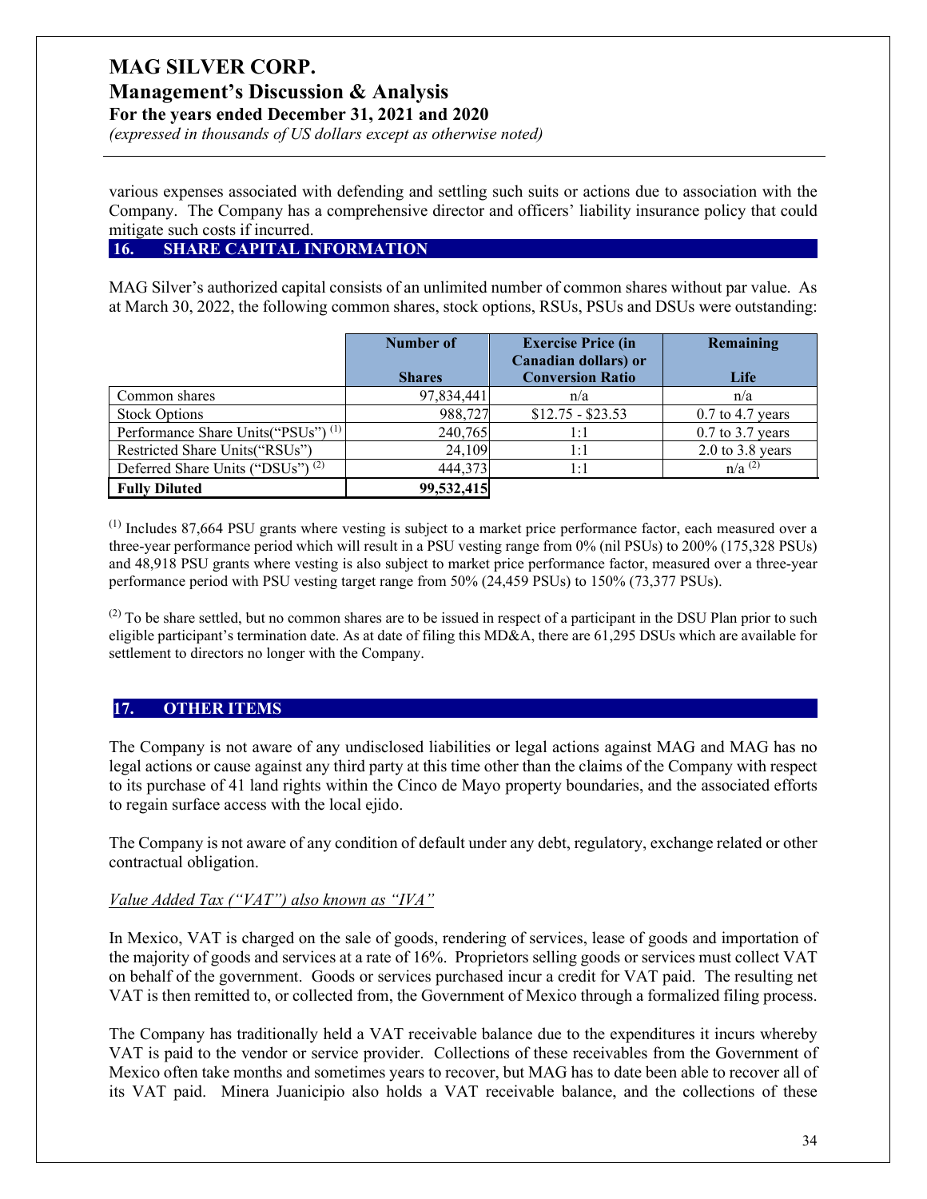various expenses associated with defending and settling such suits or actions due to association with the Company. The Company has a comprehensive director and officers' liability insurance policy that could mitigate such costs if incurred.

## 16. SHARE CAPITAL INFORMATION

MAG Silver's authorized capital consists of an unlimited number of common shares without par value. As at March 30, 2022, the following common shares, stock options, RSUs, PSUs and DSUs were outstanding:

| | Number of Shares | Exercise Price (in Canadian dollars) or Conversion Ratio | Remaining Life |
|---|---|---|---|
| Common shares | 97,834,441 | n/a | n/a |
| Stock Options | 988,727 | $12.75 - $23.53 | 0.7 to 4.7 years |
| Performance Share Units("PSUs") (1) | 240,765 | 1:1 | 0.7 to 3.7 years |
| Restricted Share Units("RSUs") | 24,109 | 1:1 | 2.0 to 3.8 years |
| Deferred Share Units ("DSUs") (2) | 444,373 | 1:1 | n/a (2) |
| **Fully Diluted** | **99,532,415** | | |

(1) Includes 87,664 PSU grants where vesting is subject to a market price performance factor, each measured over a three-year performance period which will result in a PSU vesting range from 0% (nil PSUs) to 200% (175,328 PSUs) and 48,918 PSU grants where vesting is also subject to market price performance factor, measured over a three-year performance period with PSU vesting target range from 50% (24,459 PSUs) to 150% (73,377 PSUs).

(2) To be share settled, but no common shares are to be issued in respect of a participant in the DSU Plan prior to such eligible participant's termination date. As at date of filing this MD&A, there are 61,295 DSUs which are available for settlement to directors no longer with the Company.

## 17. OTHER ITEMS

The Company is not aware of any undisclosed liabilities or legal actions against MAG and MAG has no legal actions or cause against any third party at this time other than the claims of the Company with respect to its purchase of 41 land rights within the Cinco de Mayo property boundaries, and the associated efforts to regain surface access with the local ejido.

The Company is not aware of any condition of default under any debt, regulatory, exchange related or other contractual obligation.

*Value Added Tax ("VAT") also known as "IVA"*

In Mexico, VAT is charged on the sale of goods, rendering of services, lease of goods and importation of the majority of goods and services at a rate of 16%. Proprietors selling goods or services must collect VAT on behalf of the government. Goods or services purchased incur a credit for VAT paid. The resulting net VAT is then remitted to, or collected from, the Government of Mexico through a formalized filing process.

The Company has traditionally held a VAT receivable balance due to the expenditures it incurs whereby VAT is paid to the vendor or service provider. Collections of these receivables from the Government of Mexico often take months and sometimes years to recover, but MAG has to date been able to recover all of its VAT paid. Minera Juanicipio also holds a VAT receivable balance, and the collections of these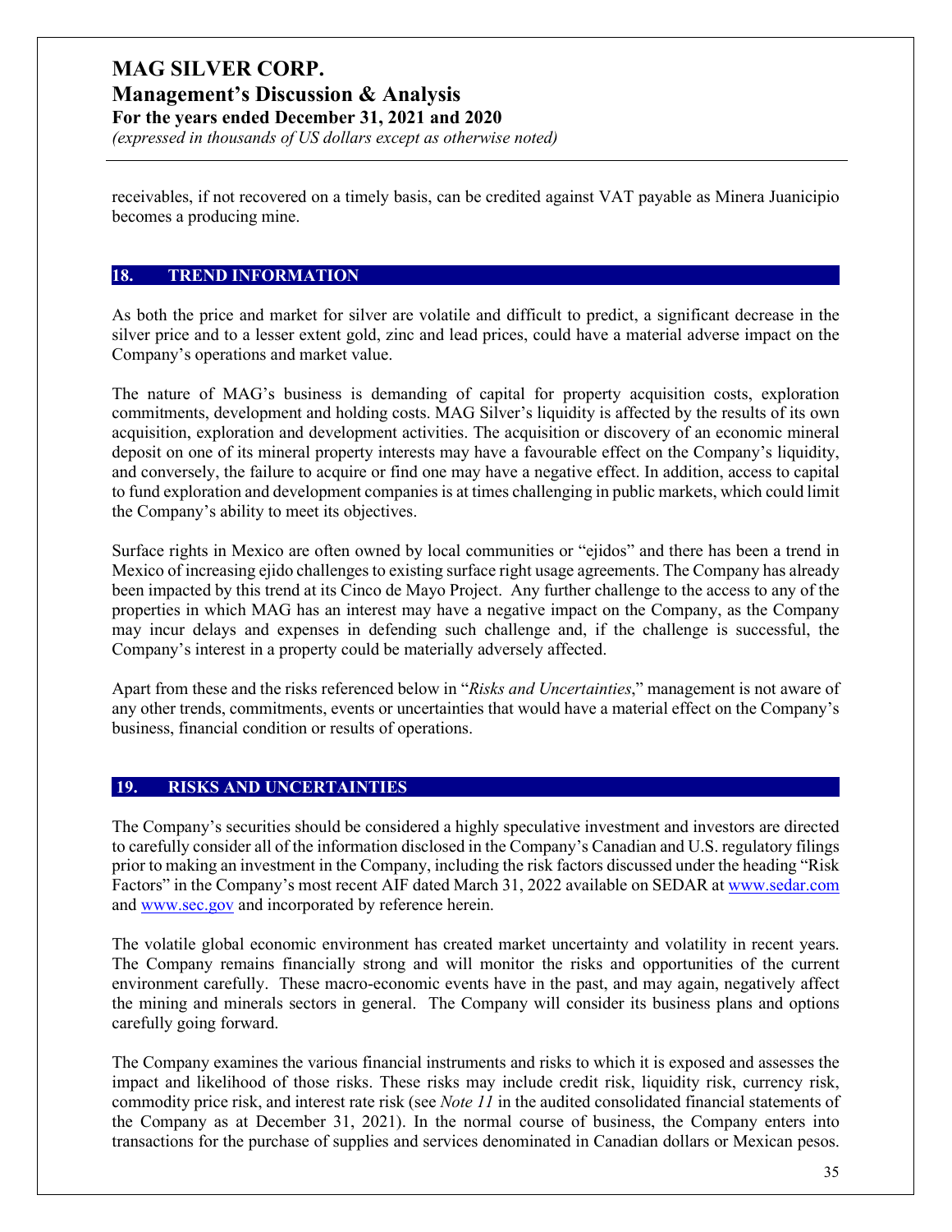receivables, if not recovered on a timely basis, can be credited against VAT payable as Minera Juanicipio becomes a producing mine.

## 18. TREND INFORMATION

As both the price and market for silver are volatile and difficult to predict, a significant decrease in the silver price and to a lesser extent gold, zinc and lead prices, could have a material adverse impact on the Company's operations and market value.

The nature of MAG's business is demanding of capital for property acquisition costs, exploration commitments, development and holding costs. MAG Silver's liquidity is affected by the results of its own acquisition, exploration and development activities. The acquisition or discovery of an economic mineral deposit on one of its mineral property interests may have a favourable effect on the Company's liquidity, and conversely, the failure to acquire or find one may have a negative effect. In addition, access to capital to fund exploration and development companies is at times challenging in public markets, which could limit the Company's ability to meet its objectives.

Surface rights in Mexico are often owned by local communities or "ejidos" and there has been a trend in Mexico of increasing ejido challenges to existing surface right usage agreements. The Company has already been impacted by this trend at its Cinco de Mayo Project. Any further challenge to the access to any of the properties in which MAG has an interest may have a negative impact on the Company, as the Company may incur delays and expenses in defending such challenge and, if the challenge is successful, the Company's interest in a property could be materially adversely affected.

Apart from these and the risks referenced below in "*Risks and Uncertainties*," management is not aware of any other trends, commitments, events or uncertainties that would have a material effect on the Company's business, financial condition or results of operations.

## 19. RISKS AND UNCERTAINTIES

The Company's securities should be considered a highly speculative investment and investors are directed to carefully consider all of the information disclosed in the Company's Canadian and U.S. regulatory filings prior to making an investment in the Company, including the risk factors discussed under the heading "Risk Factors" in the Company's most recent AIF dated March 31, 2022 available on SEDAR at www.sedar.com and www.sec.gov and incorporated by reference herein.

The volatile global economic environment has created market uncertainty and volatility in recent years. The Company remains financially strong and will monitor the risks and opportunities of the current environment carefully. These macro-economic events have in the past, and may again, negatively affect the mining and minerals sectors in general. The Company will consider its business plans and options carefully going forward.

The Company examines the various financial instruments and risks to which it is exposed and assesses the impact and likelihood of those risks. These risks may include credit risk, liquidity risk, currency risk, commodity price risk, and interest rate risk (see *Note 11* in the audited consolidated financial statements of the Company as at December 31, 2021). In the normal course of business, the Company enters into transactions for the purchase of supplies and services denominated in Canadian dollars or Mexican pesos.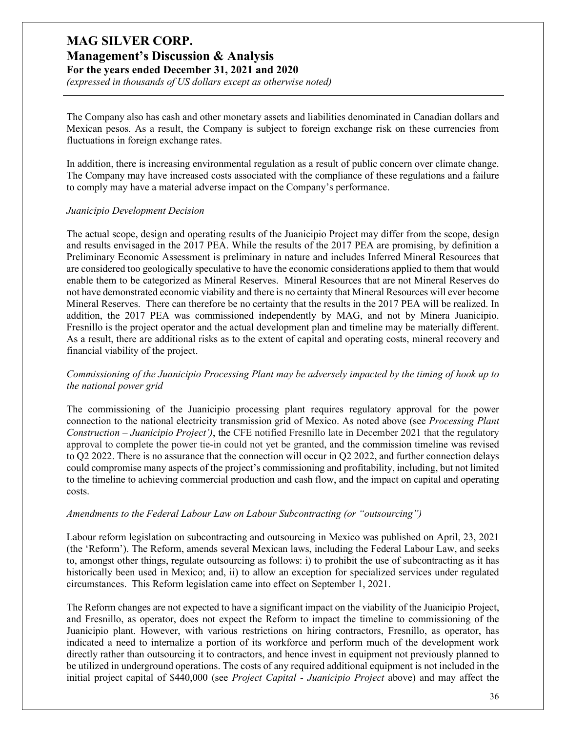The Company also has cash and other monetary assets and liabilities denominated in Canadian dollars and Mexican pesos. As a result, the Company is subject to foreign exchange risk on these currencies from fluctuations in foreign exchange rates.

In addition, there is increasing environmental regulation as a result of public concern over climate change. The Company may have increased costs associated with the compliance of these regulations and a failure to comply may have a material adverse impact on the Company's performance.

*Juanicipio Development Decision*

The actual scope, design and operating results of the Juanicipio Project may differ from the scope, design and results envisaged in the 2017 PEA. While the results of the 2017 PEA are promising, by definition a Preliminary Economic Assessment is preliminary in nature and includes Inferred Mineral Resources that are considered too geologically speculative to have the economic considerations applied to them that would enable them to be categorized as Mineral Reserves. Mineral Resources that are not Mineral Reserves do not have demonstrated economic viability and there is no certainty that Mineral Resources will ever become Mineral Reserves. There can therefore be no certainty that the results in the 2017 PEA will be realized. In addition, the 2017 PEA was commissioned independently by MAG, and not by Minera Juanicipio. Fresnillo is the project operator and the actual development plan and timeline may be materially different. As a result, there are additional risks as to the extent of capital and operating costs, mineral recovery and financial viability of the project.

*Commissioning of the Juanicipio Processing Plant may be adversely impacted by the timing of hook up to the national power grid*

The commissioning of the Juanicipio processing plant requires regulatory approval for the power connection to the national electricity transmission grid of Mexico. As noted above (see *Processing Plant Construction – Juanicipio Project')*, the CFE notified Fresnillo late in December 2021 that the regulatory approval to complete the power tie-in could not yet be granted, and the commission timeline was revised to Q2 2022. There is no assurance that the connection will occur in Q2 2022, and further connection delays could compromise many aspects of the project's commissioning and profitability, including, but not limited to the timeline to achieving commercial production and cash flow, and the impact on capital and operating costs.

*Amendments to the Federal Labour Law on Labour Subcontracting (or "outsourcing")*

Labour reform legislation on subcontracting and outsourcing in Mexico was published on April, 23, 2021 (the 'Reform'). The Reform, amends several Mexican laws, including the Federal Labour Law, and seeks to, amongst other things, regulate outsourcing as follows: i) to prohibit the use of subcontracting as it has historically been used in Mexico; and, ii) to allow an exception for specialized services under regulated circumstances. This Reform legislation came into effect on September 1, 2021.

The Reform changes are not expected to have a significant impact on the viability of the Juanicipio Project, and Fresnillo, as operator, does not expect the Reform to impact the timeline to commissioning of the Juanicipio plant. However, with various restrictions on hiring contractors, Fresnillo, as operator, has indicated a need to internalize a portion of its workforce and perform much of the development work directly rather than outsourcing it to contractors, and hence invest in equipment not previously planned to be utilized in underground operations. The costs of any required additional equipment is not included in the initial project capital of $440,000 (see *Project Capital - Juanicipio Project* above) and may affect the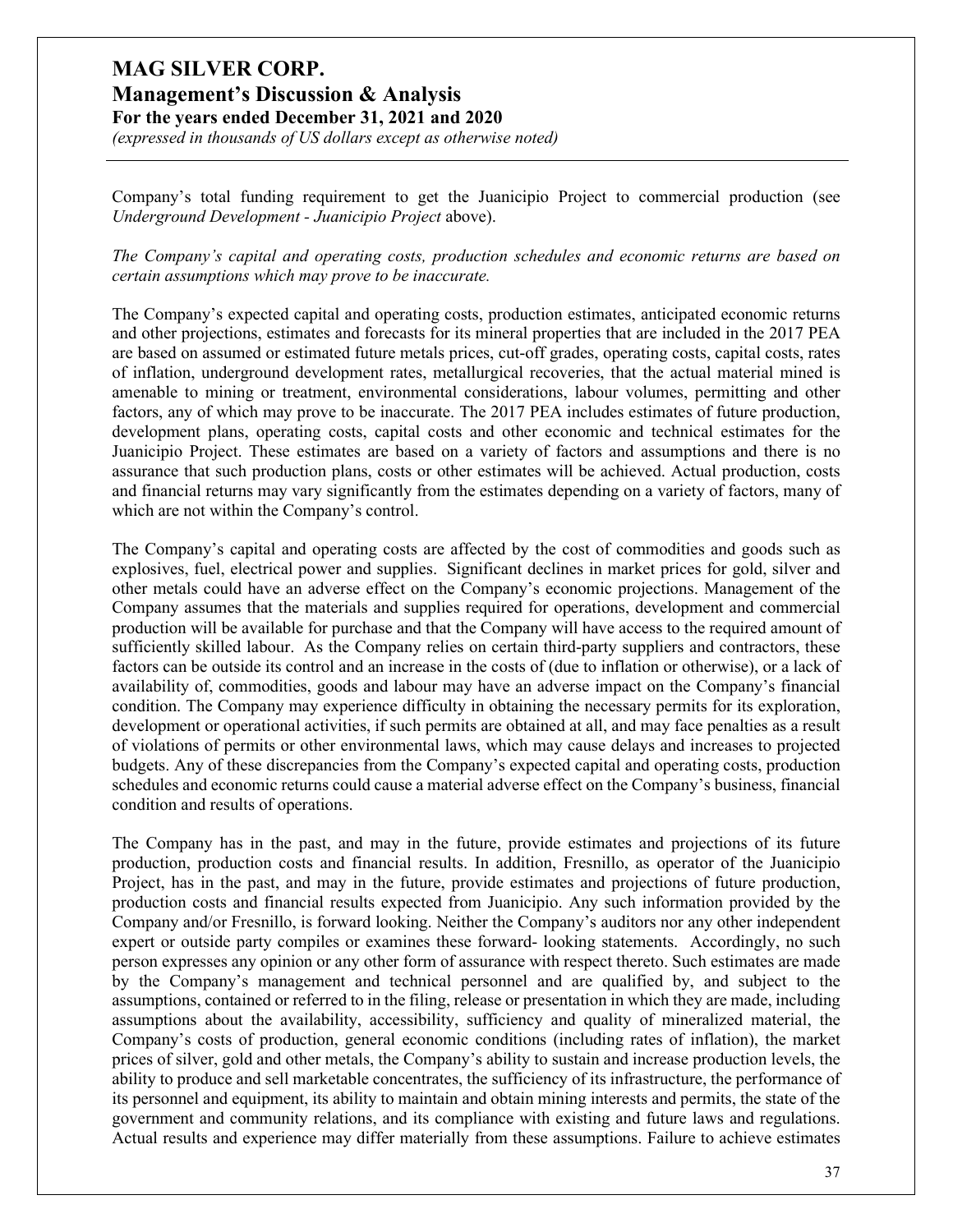Company's total funding requirement to get the Juanicipio Project to commercial production (see *Underground Development - Juanicipio Project* above).

*The Company's capital and operating costs, production schedules and economic returns are based on certain assumptions which may prove to be inaccurate.*

The Company's expected capital and operating costs, production estimates, anticipated economic returns and other projections, estimates and forecasts for its mineral properties that are included in the 2017 PEA are based on assumed or estimated future metals prices, cut-off grades, operating costs, capital costs, rates of inflation, underground development rates, metallurgical recoveries, that the actual material mined is amenable to mining or treatment, environmental considerations, labour volumes, permitting and other factors, any of which may prove to be inaccurate. The 2017 PEA includes estimates of future production, development plans, operating costs, capital costs and other economic and technical estimates for the Juanicipio Project. These estimates are based on a variety of factors and assumptions and there is no assurance that such production plans, costs or other estimates will be achieved. Actual production, costs and financial returns may vary significantly from the estimates depending on a variety of factors, many of which are not within the Company's control.

The Company's capital and operating costs are affected by the cost of commodities and goods such as explosives, fuel, electrical power and supplies. Significant declines in market prices for gold, silver and other metals could have an adverse effect on the Company's economic projections. Management of the Company assumes that the materials and supplies required for operations, development and commercial production will be available for purchase and that the Company will have access to the required amount of sufficiently skilled labour. As the Company relies on certain third-party suppliers and contractors, these factors can be outside its control and an increase in the costs of (due to inflation or otherwise), or a lack of availability of, commodities, goods and labour may have an adverse impact on the Company's financial condition. The Company may experience difficulty in obtaining the necessary permits for its exploration, development or operational activities, if such permits are obtained at all, and may face penalties as a result of violations of permits or other environmental laws, which may cause delays and increases to projected budgets. Any of these discrepancies from the Company's expected capital and operating costs, production schedules and economic returns could cause a material adverse effect on the Company's business, financial condition and results of operations.

The Company has in the past, and may in the future, provide estimates and projections of its future production, production costs and financial results. In addition, Fresnillo, as operator of the Juanicipio Project, has in the past, and may in the future, provide estimates and projections of future production, production costs and financial results expected from Juanicipio. Any such information provided by the Company and/or Fresnillo, is forward looking. Neither the Company's auditors nor any other independent expert or outside party compiles or examines these forward- looking statements. Accordingly, no such person expresses any opinion or any other form of assurance with respect thereto. Such estimates are made by the Company's management and technical personnel and are qualified by, and subject to the assumptions, contained or referred to in the filing, release or presentation in which they are made, including assumptions about the availability, accessibility, sufficiency and quality of mineralized material, the Company's costs of production, general economic conditions (including rates of inflation), the market prices of silver, gold and other metals, the Company's ability to sustain and increase production levels, the ability to produce and sell marketable concentrates, the sufficiency of its infrastructure, the performance of its personnel and equipment, its ability to maintain and obtain mining interests and permits, the state of the government and community relations, and its compliance with existing and future laws and regulations. Actual results and experience may differ materially from these assumptions. Failure to achieve estimates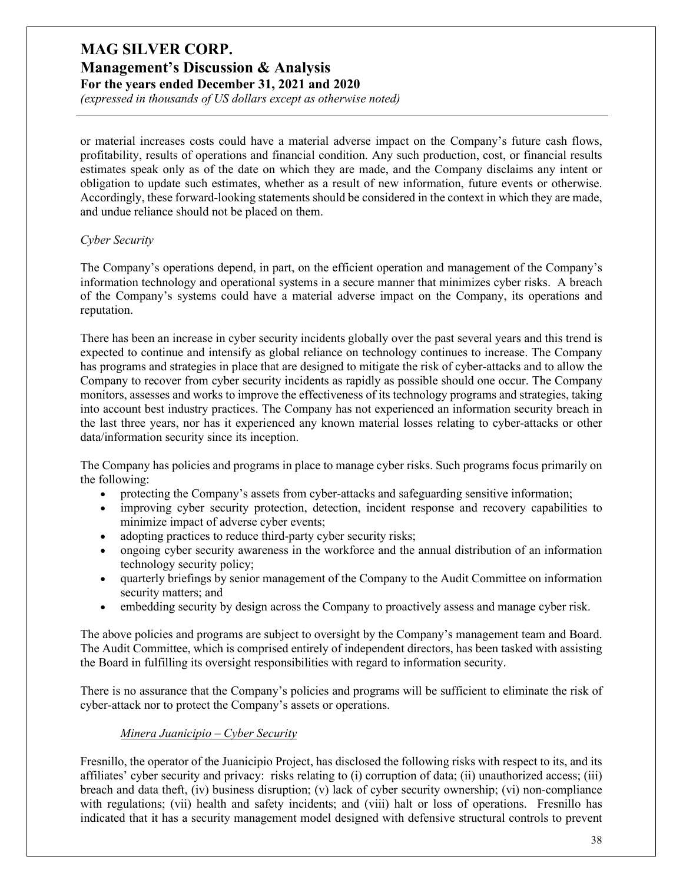or material increases costs could have a material adverse impact on the Company's future cash flows, profitability, results of operations and financial condition. Any such production, cost, or financial results estimates speak only as of the date on which they are made, and the Company disclaims any intent or obligation to update such estimates, whether as a result of new information, future events or otherwise. Accordingly, these forward-looking statements should be considered in the context in which they are made, and undue reliance should not be placed on them.

*Cyber Security*

The Company's operations depend, in part, on the efficient operation and management of the Company's information technology and operational systems in a secure manner that minimizes cyber risks. A breach of the Company's systems could have a material adverse impact on the Company, its operations and reputation.

There has been an increase in cyber security incidents globally over the past several years and this trend is expected to continue and intensify as global reliance on technology continues to increase. The Company has programs and strategies in place that are designed to mitigate the risk of cyber-attacks and to allow the Company to recover from cyber security incidents as rapidly as possible should one occur. The Company monitors, assesses and works to improve the effectiveness of its technology programs and strategies, taking into account best industry practices. The Company has not experienced an information security breach in the last three years, nor has it experienced any known material losses relating to cyber-attacks or other data/information security since its inception.

The Company has policies and programs in place to manage cyber risks. Such programs focus primarily on the following:

- protecting the Company's assets from cyber-attacks and safeguarding sensitive information;
- improving cyber security protection, detection, incident response and recovery capabilities to minimize impact of adverse cyber events;
- adopting practices to reduce third-party cyber security risks;
- ongoing cyber security awareness in the workforce and the annual distribution of an information technology security policy;
- quarterly briefings by senior management of the Company to the Audit Committee on information security matters; and
- embedding security by design across the Company to proactively assess and manage cyber risk.

The above policies and programs are subject to oversight by the Company's management team and Board. The Audit Committee, which is comprised entirely of independent directors, has been tasked with assisting the Board in fulfilling its oversight responsibilities with regard to information security.

There is no assurance that the Company's policies and programs will be sufficient to eliminate the risk of cyber-attack nor to protect the Company's assets or operations.

*Minera Juanicipio – Cyber Security*

Fresnillo, the operator of the Juanicipio Project, has disclosed the following risks with respect to its, and its affiliates' cyber security and privacy: risks relating to (i) corruption of data; (ii) unauthorized access; (iii) breach and data theft, (iv) business disruption; (v) lack of cyber security ownership; (vi) non-compliance with regulations; (vii) health and safety incidents; and (viii) halt or loss of operations. Fresnillo has indicated that it has a security management model designed with defensive structural controls to prevent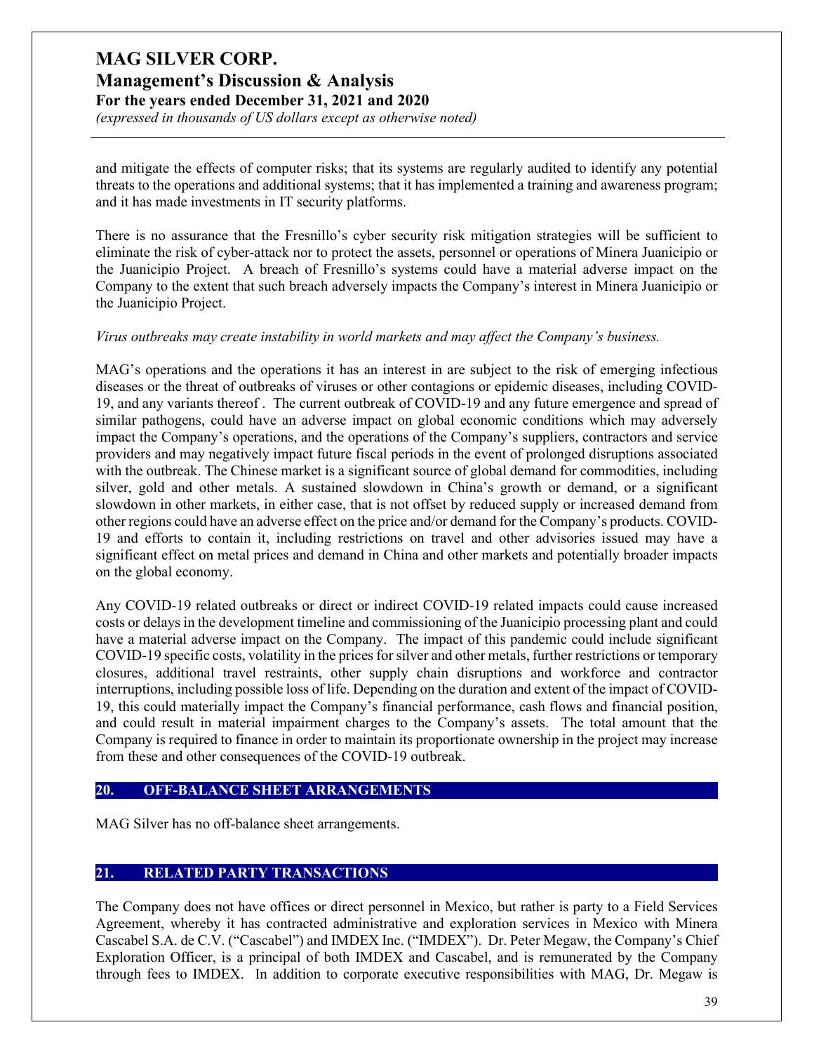and mitigate the effects of computer risks; that its systems are regularly audited to identify any potential threats to the operations and additional systems; that it has implemented a training and awareness program; and it has made investments in IT security platforms.

There is no assurance that the Fresnillo's cyber security risk mitigation strategies will be sufficient to eliminate the risk of cyber-attack nor to protect the assets, personnel or operations of Minera Juanicipio or the Juanicipio Project. A breach of Fresnillo's systems could have a material adverse impact on the Company to the extent that such breach adversely impacts the Company's interest in Minera Juanicipio or the Juanicipio Project.

*Virus outbreaks may create instability in world markets and may affect the Company's business.*

MAG's operations and the operations it has an interest in are subject to the risk of emerging infectious diseases or the threat of outbreaks of viruses or other contagions or epidemic diseases, including COVID-19, and any variants thereof . The current outbreak of COVID-19 and any future emergence and spread of similar pathogens, could have an adverse impact on global economic conditions which may adversely impact the Company's operations, and the operations of the Company's suppliers, contractors and service providers and may negatively impact future fiscal periods in the event of prolonged disruptions associated with the outbreak. The Chinese market is a significant source of global demand for commodities, including silver, gold and other metals. A sustained slowdown in China's growth or demand, or a significant slowdown in other markets, in either case, that is not offset by reduced supply or increased demand from other regions could have an adverse effect on the price and/or demand for the Company's products. COVID-19 and efforts to contain it, including restrictions on travel and other advisories issued may have a significant effect on metal prices and demand in China and other markets and potentially broader impacts on the global economy.

Any COVID-19 related outbreaks or direct or indirect COVID-19 related impacts could cause increased costs or delays in the development timeline and commissioning of the Juanicipio processing plant and could have a material adverse impact on the Company. The impact of this pandemic could include significant COVID-19 specific costs, volatility in the prices for silver and other metals, further restrictions or temporary closures, additional travel restraints, other supply chain disruptions and workforce and contractor interruptions, including possible loss of life. Depending on the duration and extent of the impact of COVID-19, this could materially impact the Company's financial performance, cash flows and financial position, and could result in material impairment charges to the Company's assets. The total amount that the Company is required to finance in order to maintain its proportionate ownership in the project may increase from these and other consequences of the COVID-19 outbreak.

## 20. OFF-BALANCE SHEET ARRANGEMENTS

MAG Silver has no off-balance sheet arrangements.

## 21. RELATED PARTY TRANSACTIONS

The Company does not have offices or direct personnel in Mexico, but rather is party to a Field Services Agreement, whereby it has contracted administrative and exploration services in Mexico with Minera Cascabel S.A. de C.V. ("Cascabel") and IMDEX Inc. ("IMDEX"). Dr. Peter Megaw, the Company's Chief Exploration Officer, is a principal of both IMDEX and Cascabel, and is remunerated by the Company through fees to IMDEX. In addition to corporate executive responsibilities with MAG, Dr. Megaw is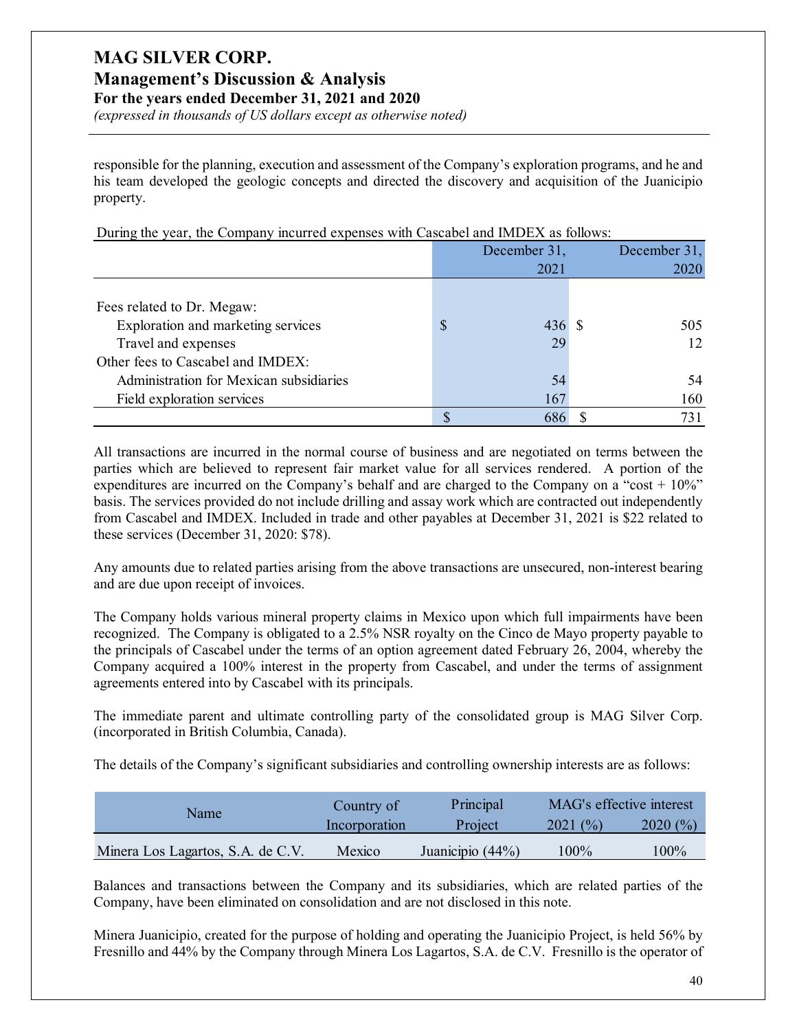responsible for the planning, execution and assessment of the Company's exploration programs, and he and his team developed the geologic concepts and directed the discovery and acquisition of the Juanicipio property.

During the year, the Company incurred expenses with Cascabel and IMDEX as follows:

| | December 31, 2021 | December 31, 2020 |
|---|---|---|
| Fees related to Dr. Megaw: | | |
| Exploration and marketing services | $ 436 | $ 505 |
| Travel and expenses | 29 | 12 |
| Other fees to Cascabel and IMDEX: | | |
| Administration for Mexican subsidiaries | 54 | 54 |
| Field exploration services | 167 | 160 |
| | $ 686 | $ 731 |

All transactions are incurred in the normal course of business and are negotiated on terms between the parties which are believed to represent fair market value for all services rendered. A portion of the expenditures are incurred on the Company's behalf and are charged to the Company on a "cost + 10%" basis. The services provided do not include drilling and assay work which are contracted out independently from Cascabel and IMDEX. Included in trade and other payables at December 31, 2021 is $22 related to these services (December 31, 2020: $78).

Any amounts due to related parties arising from the above transactions are unsecured, non-interest bearing and are due upon receipt of invoices.

The Company holds various mineral property claims in Mexico upon which full impairments have been recognized. The Company is obligated to a 2.5% NSR royalty on the Cinco de Mayo property payable to the principals of Cascabel under the terms of an option agreement dated February 26, 2004, whereby the Company acquired a 100% interest in the property from Cascabel, and under the terms of assignment agreements entered into by Cascabel with its principals.

The immediate parent and ultimate controlling party of the consolidated group is MAG Silver Corp. (incorporated in British Columbia, Canada).

The details of the Company's significant subsidiaries and controlling ownership interests are as follows:

| Name | Country of Incorporation | Principal Project | MAG's effective interest 2021 (%) | 2020 (%) |
|---|---|---|---|---|
| Minera Los Lagartos, S.A. de C.V. | Mexico | Juanicipio (44%) | 100% | 100% |

Balances and transactions between the Company and its subsidiaries, which are related parties of the Company, have been eliminated on consolidation and are not disclosed in this note.

Minera Juanicipio, created for the purpose of holding and operating the Juanicipio Project, is held 56% by Fresnillo and 44% by the Company through Minera Los Lagartos, S.A. de C.V. Fresnillo is the operator of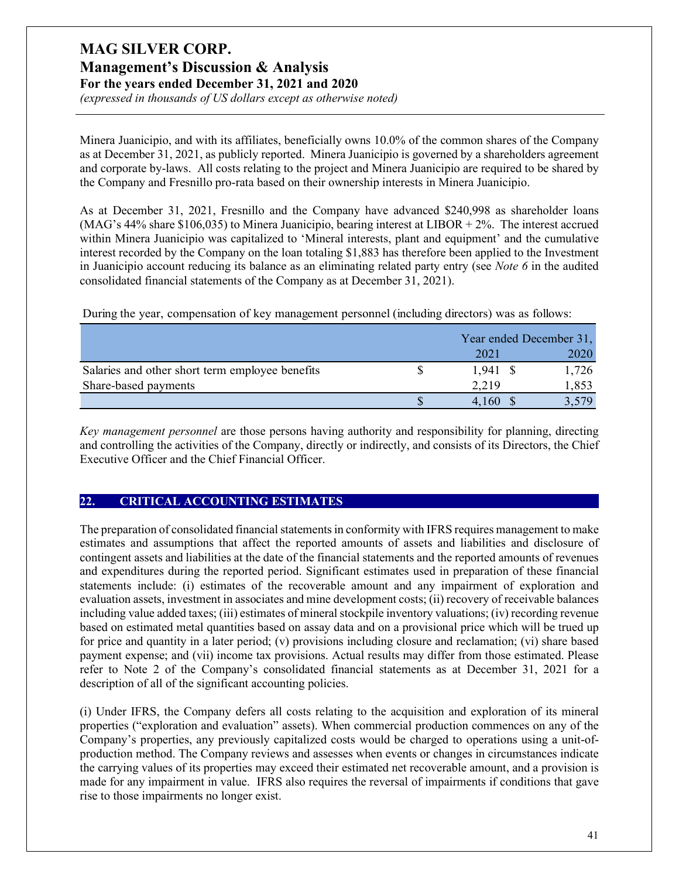Minera Juanicipio, and with its affiliates, beneficially owns 10.0% of the common shares of the Company as at December 31, 2021, as publicly reported. Minera Juanicipio is governed by a shareholders agreement and corporate by-laws. All costs relating to the project and Minera Juanicipio are required to be shared by the Company and Fresnillo pro-rata based on their ownership interests in Minera Juanicipio.

As at December 31, 2021, Fresnillo and the Company have advanced $240,998 as shareholder loans (MAG's 44% share $106,035) to Minera Juanicipio, bearing interest at LIBOR + 2%. The interest accrued within Minera Juanicipio was capitalized to 'Mineral interests, plant and equipment' and the cumulative interest recorded by the Company on the loan totaling $1,883 has therefore been applied to the Investment in Juanicipio account reducing its balance as an eliminating related party entry (see *Note 6* in the audited consolidated financial statements of the Company as at December 31, 2021).

During the year, compensation of key management personnel (including directors) was as follows:

| | Year ended December 31, 2021 | 2020 |
|---|---|---|
| Salaries and other short term employee benefits | $ 1,941 | $ 1,726 |
| Share-based payments | 2,219 | 1,853 |
| | $ 4,160 | $ 3,579 |

*Key management personnel* are those persons having authority and responsibility for planning, directing and controlling the activities of the Company, directly or indirectly, and consists of its Directors, the Chief Executive Officer and the Chief Financial Officer.

## 22. CRITICAL ACCOUNTING ESTIMATES

The preparation of consolidated financial statements in conformity with IFRS requires management to make estimates and assumptions that affect the reported amounts of assets and liabilities and disclosure of contingent assets and liabilities at the date of the financial statements and the reported amounts of revenues and expenditures during the reported period. Significant estimates used in preparation of these financial statements include: (i) estimates of the recoverable amount and any impairment of exploration and evaluation assets, investment in associates and mine development costs; (ii) recovery of receivable balances including value added taxes; (iii) estimates of mineral stockpile inventory valuations; (iv) recording revenue based on estimated metal quantities based on assay data and on a provisional price which will be trued up for price and quantity in a later period; (v) provisions including closure and reclamation; (vi) share based payment expense; and (vii) income tax provisions. Actual results may differ from those estimated. Please refer to Note 2 of the Company's consolidated financial statements as at December 31, 2021 for a description of all of the significant accounting policies.

(i) Under IFRS, the Company defers all costs relating to the acquisition and exploration of its mineral properties ("exploration and evaluation" assets). When commercial production commences on any of the Company's properties, any previously capitalized costs would be charged to operations using a unit-of-production method. The Company reviews and assesses when events or changes in circumstances indicate the carrying values of its properties may exceed their estimated net recoverable amount, and a provision is made for any impairment in value. IFRS also requires the reversal of impairments if conditions that gave rise to those impairments no longer exist.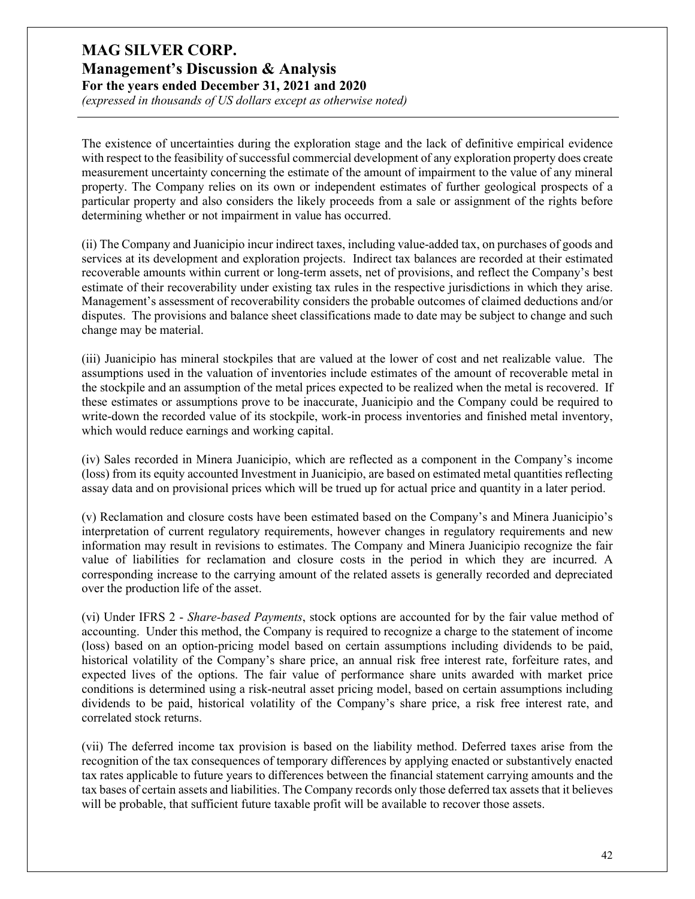The existence of uncertainties during the exploration stage and the lack of definitive empirical evidence with respect to the feasibility of successful commercial development of any exploration property does create measurement uncertainty concerning the estimate of the amount of impairment to the value of any mineral property. The Company relies on its own or independent estimates of further geological prospects of a particular property and also considers the likely proceeds from a sale or assignment of the rights before determining whether or not impairment in value has occurred.

(ii) The Company and Juanicipio incur indirect taxes, including value-added tax, on purchases of goods and services at its development and exploration projects. Indirect tax balances are recorded at their estimated recoverable amounts within current or long-term assets, net of provisions, and reflect the Company's best estimate of their recoverability under existing tax rules in the respective jurisdictions in which they arise. Management's assessment of recoverability considers the probable outcomes of claimed deductions and/or disputes. The provisions and balance sheet classifications made to date may be subject to change and such change may be material.

(iii) Juanicipio has mineral stockpiles that are valued at the lower of cost and net realizable value. The assumptions used in the valuation of inventories include estimates of the amount of recoverable metal in the stockpile and an assumption of the metal prices expected to be realized when the metal is recovered. If these estimates or assumptions prove to be inaccurate, Juanicipio and the Company could be required to write-down the recorded value of its stockpile, work-in process inventories and finished metal inventory, which would reduce earnings and working capital.

(iv) Sales recorded in Minera Juanicipio, which are reflected as a component in the Company's income (loss) from its equity accounted Investment in Juanicipio, are based on estimated metal quantities reflecting assay data and on provisional prices which will be trued up for actual price and quantity in a later period.

(v) Reclamation and closure costs have been estimated based on the Company's and Minera Juanicipio's interpretation of current regulatory requirements, however changes in regulatory requirements and new information may result in revisions to estimates. The Company and Minera Juanicipio recognize the fair value of liabilities for reclamation and closure costs in the period in which they are incurred. A corresponding increase to the carrying amount of the related assets is generally recorded and depreciated over the production life of the asset.

(vi) Under IFRS 2 - *Share-based Payments*, stock options are accounted for by the fair value method of accounting. Under this method, the Company is required to recognize a charge to the statement of income (loss) based on an option-pricing model based on certain assumptions including dividends to be paid, historical volatility of the Company's share price, an annual risk free interest rate, forfeiture rates, and expected lives of the options. The fair value of performance share units awarded with market price conditions is determined using a risk-neutral asset pricing model, based on certain assumptions including dividends to be paid, historical volatility of the Company's share price, a risk free interest rate, and correlated stock returns.

(vii) The deferred income tax provision is based on the liability method. Deferred taxes arise from the recognition of the tax consequences of temporary differences by applying enacted or substantively enacted tax rates applicable to future years to differences between the financial statement carrying amounts and the tax bases of certain assets and liabilities. The Company records only those deferred tax assets that it believes will be probable, that sufficient future taxable profit will be available to recover those assets.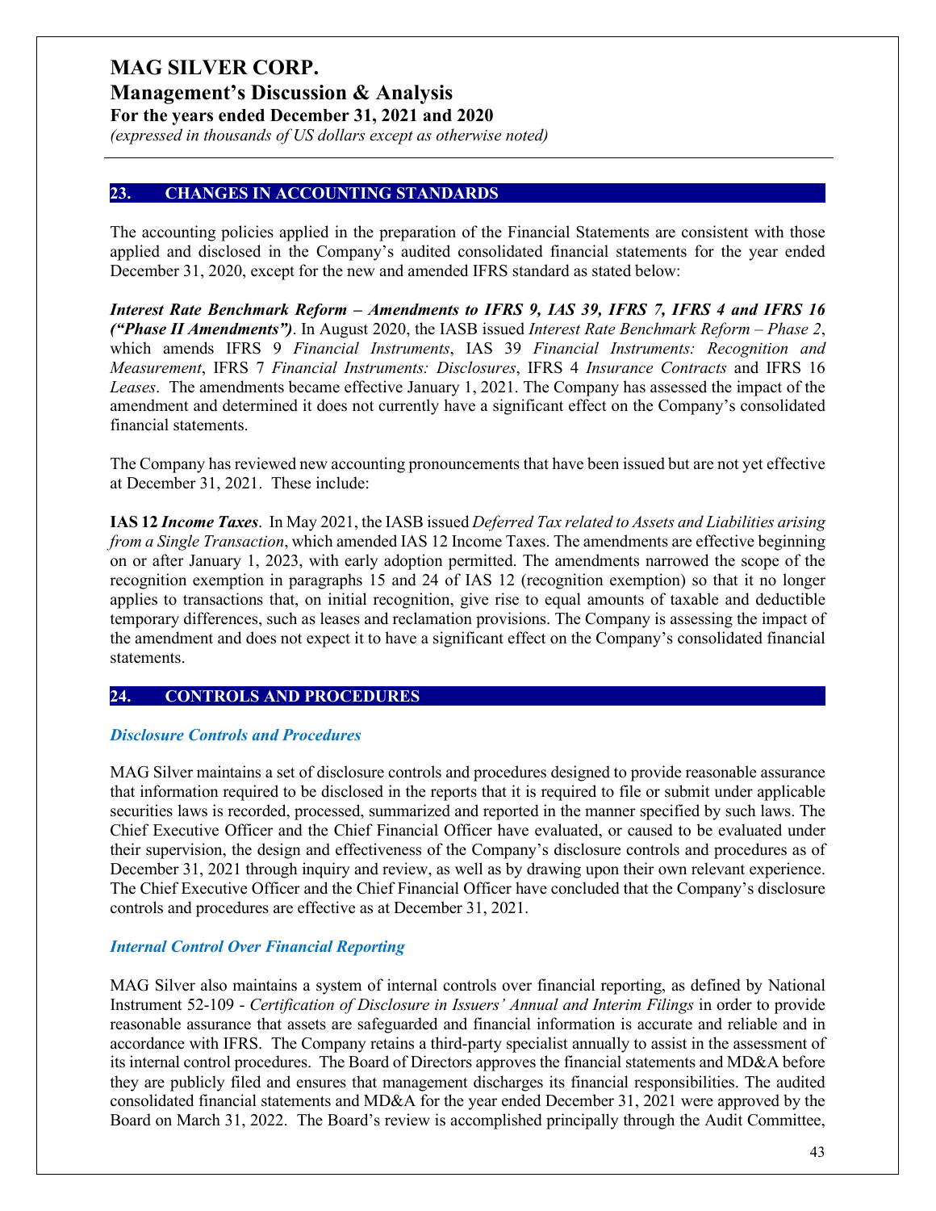## 23. CHANGES IN ACCOUNTING STANDARDS

The accounting policies applied in the preparation of the Financial Statements are consistent with those applied and disclosed in the Company's audited consolidated financial statements for the year ended December 31, 2020, except for the new and amended IFRS standard as stated below:

***Interest Rate Benchmark Reform – Amendments to IFRS 9, IAS 39, IFRS 7, IFRS 4 and IFRS 16 ("Phase II Amendments")***. In August 2020, the IASB issued *Interest Rate Benchmark Reform – Phase 2*, which amends IFRS 9 *Financial Instruments*, IAS 39 *Financial Instruments: Recognition and Measurement*, IFRS 7 *Financial Instruments: Disclosures*, IFRS 4 *Insurance Contracts* and IFRS 16 *Leases*. The amendments became effective January 1, 2021. The Company has assessed the impact of the amendment and determined it does not currently have a significant effect on the Company's consolidated financial statements.

The Company has reviewed new accounting pronouncements that have been issued but are not yet effective at December 31, 2021. These include:

**IAS 12 *Income Taxes***. In May 2021, the IASB issued *Deferred Tax related to Assets and Liabilities arising from a Single Transaction*, which amended IAS 12 Income Taxes. The amendments are effective beginning on or after January 1, 2023, with early adoption permitted. The amendments narrowed the scope of the recognition exemption in paragraphs 15 and 24 of IAS 12 (recognition exemption) so that it no longer applies to transactions that, on initial recognition, give rise to equal amounts of taxable and deductible temporary differences, such as leases and reclamation provisions. The Company is assessing the impact of the amendment and does not expect it to have a significant effect on the Company's consolidated financial statements.

## 24. CONTROLS AND PROCEDURES

### *Disclosure Controls and Procedures*

MAG Silver maintains a set of disclosure controls and procedures designed to provide reasonable assurance that information required to be disclosed in the reports that it is required to file or submit under applicable securities laws is recorded, processed, summarized and reported in the manner specified by such laws. The Chief Executive Officer and the Chief Financial Officer have evaluated, or caused to be evaluated under their supervision, the design and effectiveness of the Company's disclosure controls and procedures as of December 31, 2021 through inquiry and review, as well as by drawing upon their own relevant experience. The Chief Executive Officer and the Chief Financial Officer have concluded that the Company's disclosure controls and procedures are effective as at December 31, 2021.

### *Internal Control Over Financial Reporting*

MAG Silver also maintains a system of internal controls over financial reporting, as defined by National Instrument 52-109 - *Certification of Disclosure in Issuers' Annual and Interim Filings* in order to provide reasonable assurance that assets are safeguarded and financial information is accurate and reliable and in accordance with IFRS. The Company retains a third-party specialist annually to assist in the assessment of its internal control procedures. The Board of Directors approves the financial statements and MD&A before they are publicly filed and ensures that management discharges its financial responsibilities. The audited consolidated financial statements and MD&A for the year ended December 31, 2021 were approved by the Board on March 31, 2022. The Board's review is accomplished principally through the Audit Committee,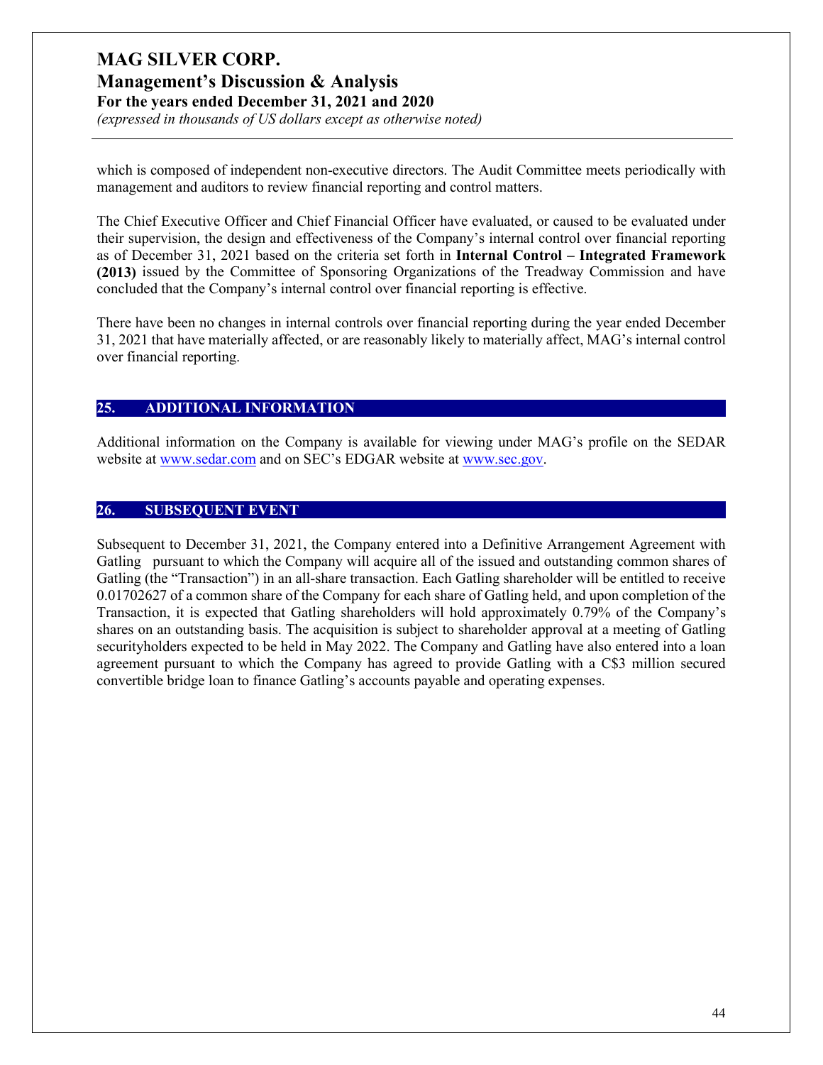which is composed of independent non-executive directors. The Audit Committee meets periodically with management and auditors to review financial reporting and control matters.

The Chief Executive Officer and Chief Financial Officer have evaluated, or caused to be evaluated under their supervision, the design and effectiveness of the Company's internal control over financial reporting as of December 31, 2021 based on the criteria set forth in **Internal Control – Integrated Framework (2013)** issued by the Committee of Sponsoring Organizations of the Treadway Commission and have concluded that the Company's internal control over financial reporting is effective.

There have been no changes in internal controls over financial reporting during the year ended December 31, 2021 that have materially affected, or are reasonably likely to materially affect, MAG's internal control over financial reporting.

## 25. ADDITIONAL INFORMATION

Additional information on the Company is available for viewing under MAG's profile on the SEDAR website at www.sedar.com and on SEC's EDGAR website at www.sec.gov.

## 26. SUBSEQUENT EVENT

Subsequent to December 31, 2021, the Company entered into a Definitive Arrangement Agreement with Gatling pursuant to which the Company will acquire all of the issued and outstanding common shares of Gatling (the "Transaction") in an all-share transaction. Each Gatling shareholder will be entitled to receive 0.01702627 of a common share of the Company for each share of Gatling held, and upon completion of the Transaction, it is expected that Gatling shareholders will hold approximately 0.79% of the Company's shares on an outstanding basis. The acquisition is subject to shareholder approval at a meeting of Gatling securityholders expected to be held in May 2022. The Company and Gatling have also entered into a loan agreement pursuant to which the Company has agreed to provide Gatling with a C$3 million secured convertible bridge loan to finance Gatling's accounts payable and operating expenses.